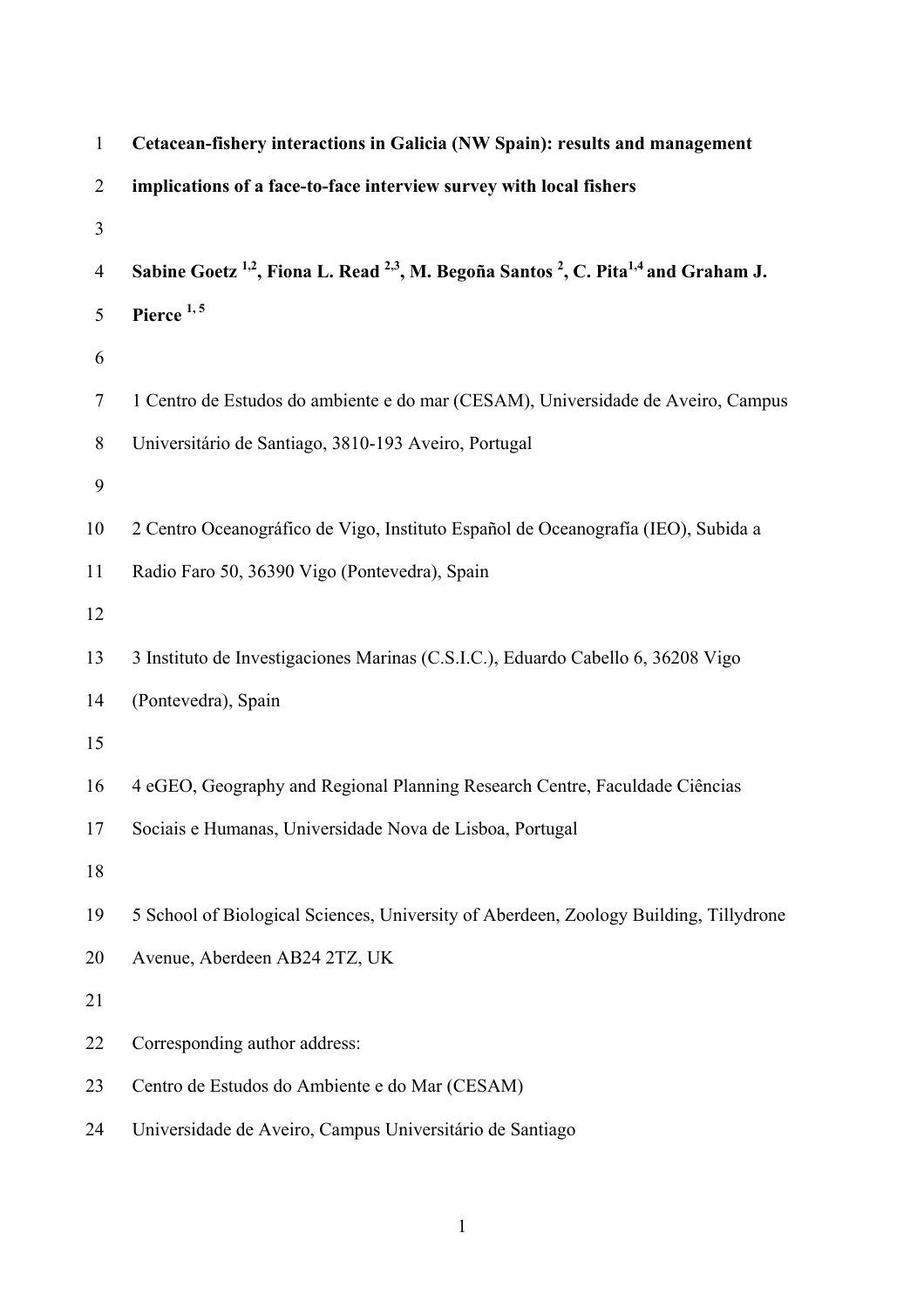# Cetacean-fishery interactions in Galicia (NW Spain): results and management implications of a face-to-face interview survey with local fishers

**Sabine Goetz [1,2], Fiona L. Read [2,3], M. Begoña Santos [2], C. Pita[1,4] and Graham J. Pierce [1, 5]**

1 Centro de Estudos do ambiente e do mar (CESAM), Universidade de Aveiro, Campus Universitário de Santiago, 3810-193 Aveiro, Portugal

2 Centro Oceanográfico de Vigo, Instituto Español de Oceanografía (IEO), Subida a Radio Faro 50, 36390 Vigo (Pontevedra), Spain

3 Instituto de Investigaciones Marinas (C.S.I.C.), Eduardo Cabello 6, 36208 Vigo (Pontevedra), Spain

4 eGEO, Geography and Regional Planning Research Centre, Faculdade Ciências Sociais e Humanas, Universidade Nova de Lisboa, Portugal

5 School of Biological Sciences, University of Aberdeen, Zoology Building, Tillydrone Avenue, Aberdeen AB24 2TZ, UK

Corresponding author address:

Centro de Estudos do Ambiente e do Mar (CESAM)

Universidade de Aveiro, Campus Universitário de Santiago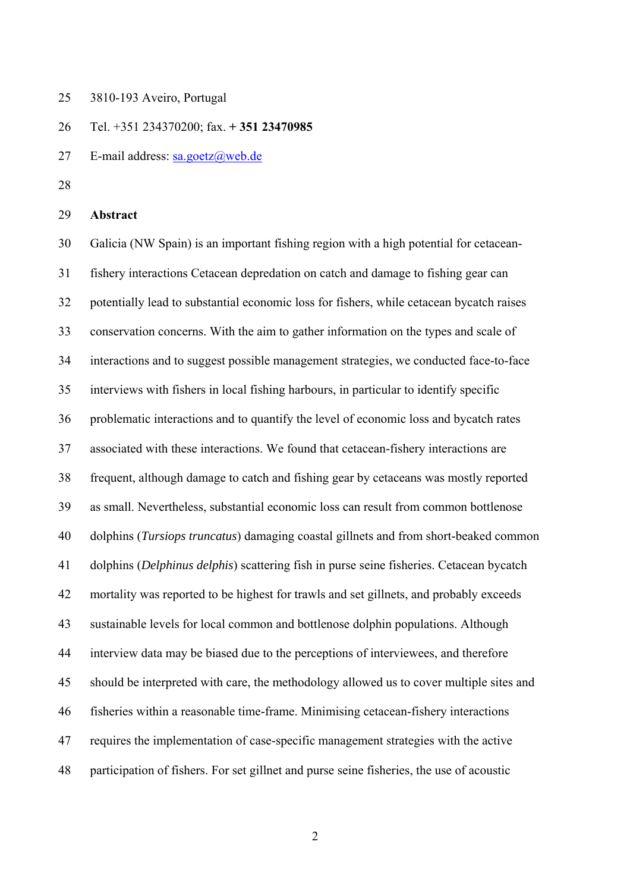3810-193 Aveiro, Portugal

Tel. +351 234370200; fax. **+ 351 23470985**

E-mail address: sa.goetz@web.de

## Abstract

Galicia (NW Spain) is an important fishing region with a high potential for cetacean-fishery interactions Cetacean depredation on catch and damage to fishing gear can potentially lead to substantial economic loss for fishers, while cetacean bycatch raises conservation concerns. With the aim to gather information on the types and scale of interactions and to suggest possible management strategies, we conducted face-to-face interviews with fishers in local fishing harbours, in particular to identify specific problematic interactions and to quantify the level of economic loss and bycatch rates associated with these interactions. We found that cetacean-fishery interactions are frequent, although damage to catch and fishing gear by cetaceans was mostly reported as small. Nevertheless, substantial economic loss can result from common bottlenose dolphins (*Tursiops truncatus*) damaging coastal gillnets and from short-beaked common dolphins (*Delphinus delphis*) scattering fish in purse seine fisheries. Cetacean bycatch mortality was reported to be highest for trawls and set gillnets, and probably exceeds sustainable levels for local common and bottlenose dolphin populations. Although interview data may be biased due to the perceptions of interviewees, and therefore should be interpreted with care, the methodology allowed us to cover multiple sites and fisheries within a reasonable time-frame. Minimising cetacean-fishery interactions requires the implementation of case-specific management strategies with the active participation of fishers. For set gillnet and purse seine fisheries, the use of acoustic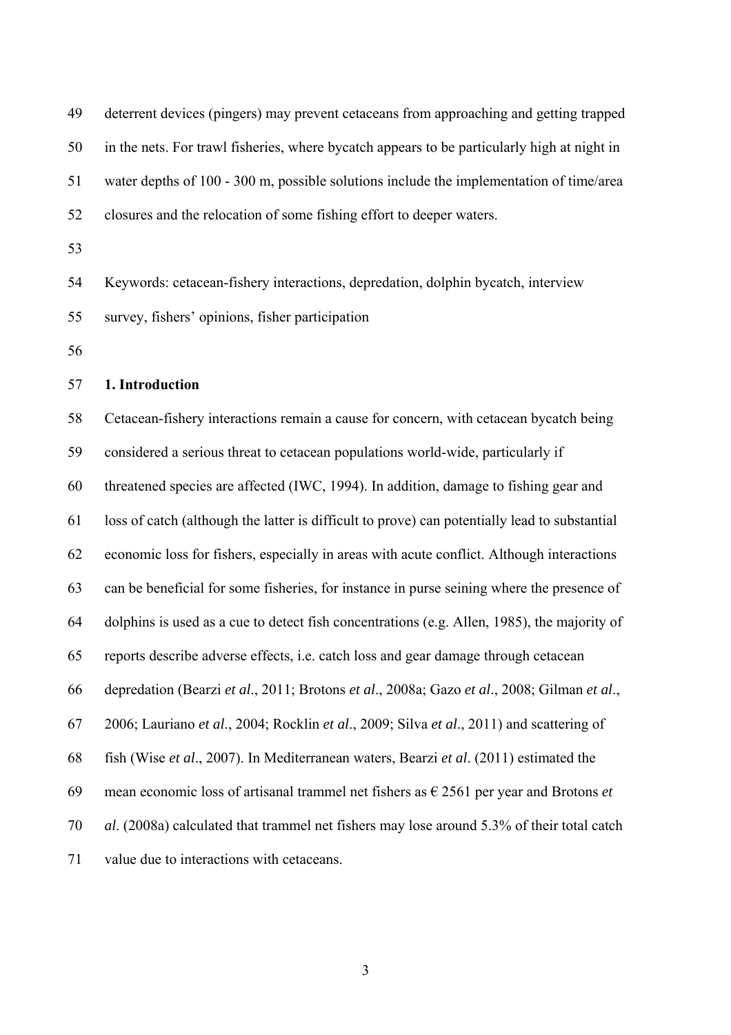deterrent devices (pingers) may prevent cetaceans from approaching and getting trapped in the nets. For trawl fisheries, where bycatch appears to be particularly high at night in water depths of 100 - 300 m, possible solutions include the implementation of time/area closures and the relocation of some fishing effort to deeper waters.

Keywords: cetacean-fishery interactions, depredation, dolphin bycatch, interview survey, fishers' opinions, fisher participation

## 1. Introduction

Cetacean-fishery interactions remain a cause for concern, with cetacean bycatch being considered a serious threat to cetacean populations world-wide, particularly if threatened species are affected (IWC, 1994). In addition, damage to fishing gear and loss of catch (although the latter is difficult to prove) can potentially lead to substantial economic loss for fishers, especially in areas with acute conflict. Although interactions can be beneficial for some fisheries, for instance in purse seining where the presence of dolphins is used as a cue to detect fish concentrations (e.g. Allen, 1985), the majority of reports describe adverse effects, i.e. catch loss and gear damage through cetacean depredation (Bearzi *et al*., 2011; Brotons *et al*., 2008a; Gazo *et al*., 2008; Gilman *et al*., 2006; Lauriano *et al*., 2004; Rocklin *et al*., 2009; Silva *et al*., 2011) and scattering of fish (Wise *et al*., 2007). In Mediterranean waters, Bearzi *et al*. (2011) estimated the mean economic loss of artisanal trammel net fishers as € 2561 per year and Brotons *et al*. (2008a) calculated that trammel net fishers may lose around 5.3% of their total catch value due to interactions with cetaceans.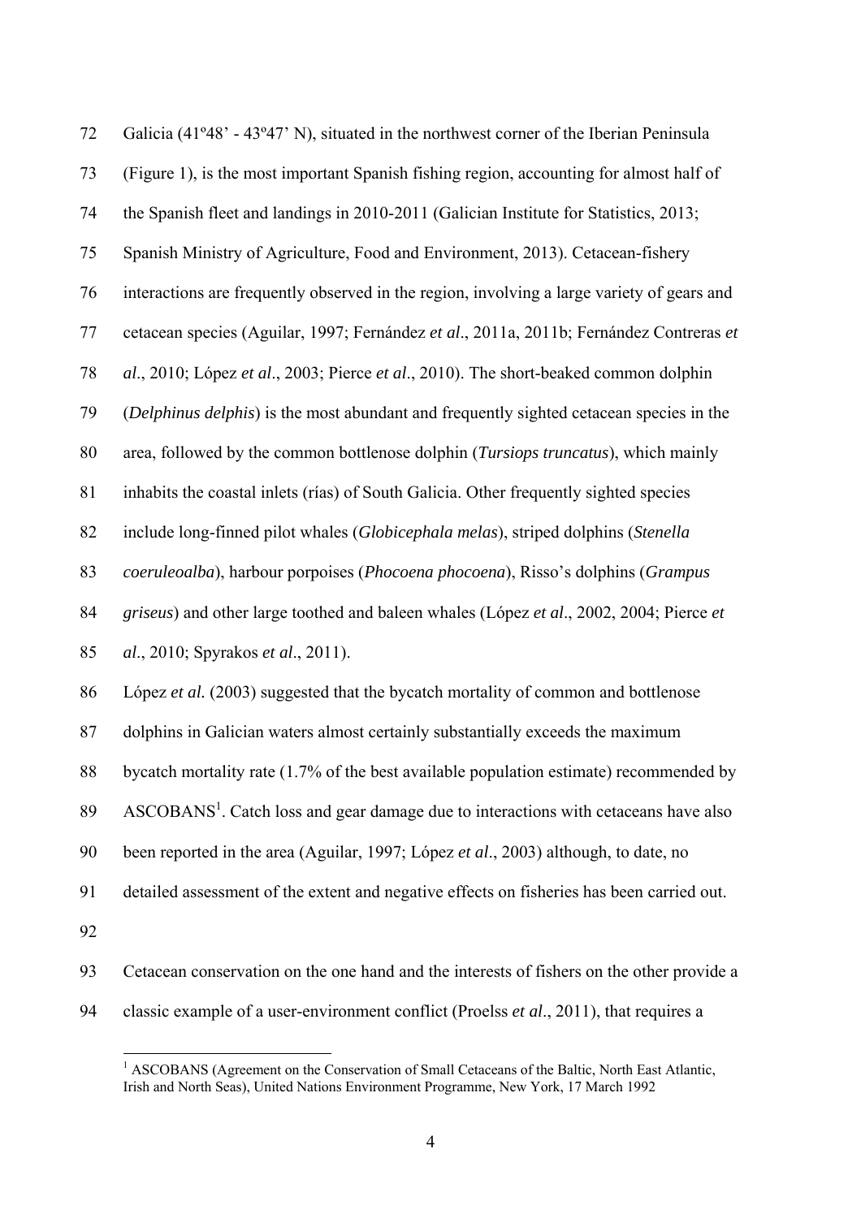Galicia (41º48' - 43º47' N), situated in the northwest corner of the Iberian Peninsula (Figure 1), is the most important Spanish fishing region, accounting for almost half of the Spanish fleet and landings in 2010-2011 (Galician Institute for Statistics, 2013; Spanish Ministry of Agriculture, Food and Environment, 2013). Cetacean-fishery interactions are frequently observed in the region, involving a large variety of gears and cetacean species (Aguilar, 1997; Fernández *et al*., 2011a, 2011b; Fernández Contreras *et al*., 2010; López *et al*., 2003; Pierce *et al*., 2010). The short-beaked common dolphin (*Delphinus delphis*) is the most abundant and frequently sighted cetacean species in the area, followed by the common bottlenose dolphin (*Tursiops truncatus*), which mainly inhabits the coastal inlets (rías) of South Galicia. Other frequently sighted species include long-finned pilot whales (*Globicephala melas*), striped dolphins (*Stenella coeruleoalba*), harbour porpoises (*Phocoena phocoena*), Risso's dolphins (*Grampus griseus*) and other large toothed and baleen whales (López *et al*., 2002, 2004; Pierce *et al*., 2010; Spyrakos *et al*., 2011).

López *et al.* (2003) suggested that the bycatch mortality of common and bottlenose dolphins in Galician waters almost certainly substantially exceeds the maximum bycatch mortality rate (1.7% of the best available population estimate) recommended by ASCOBANS[1]. Catch loss and gear damage due to interactions with cetaceans have also been reported in the area (Aguilar, 1997; López *et al*., 2003) although, to date, no detailed assessment of the extent and negative effects on fisheries has been carried out.

Cetacean conservation on the one hand and the interests of fishers on the other provide a classic example of a user-environment conflict (Proelss *et al*., 2011), that requires a

[1] ASCOBANS (Agreement on the Conservation of Small Cetaceans of the Baltic, North East Atlantic, Irish and North Seas), United Nations Environment Programme, New York, 17 March 1992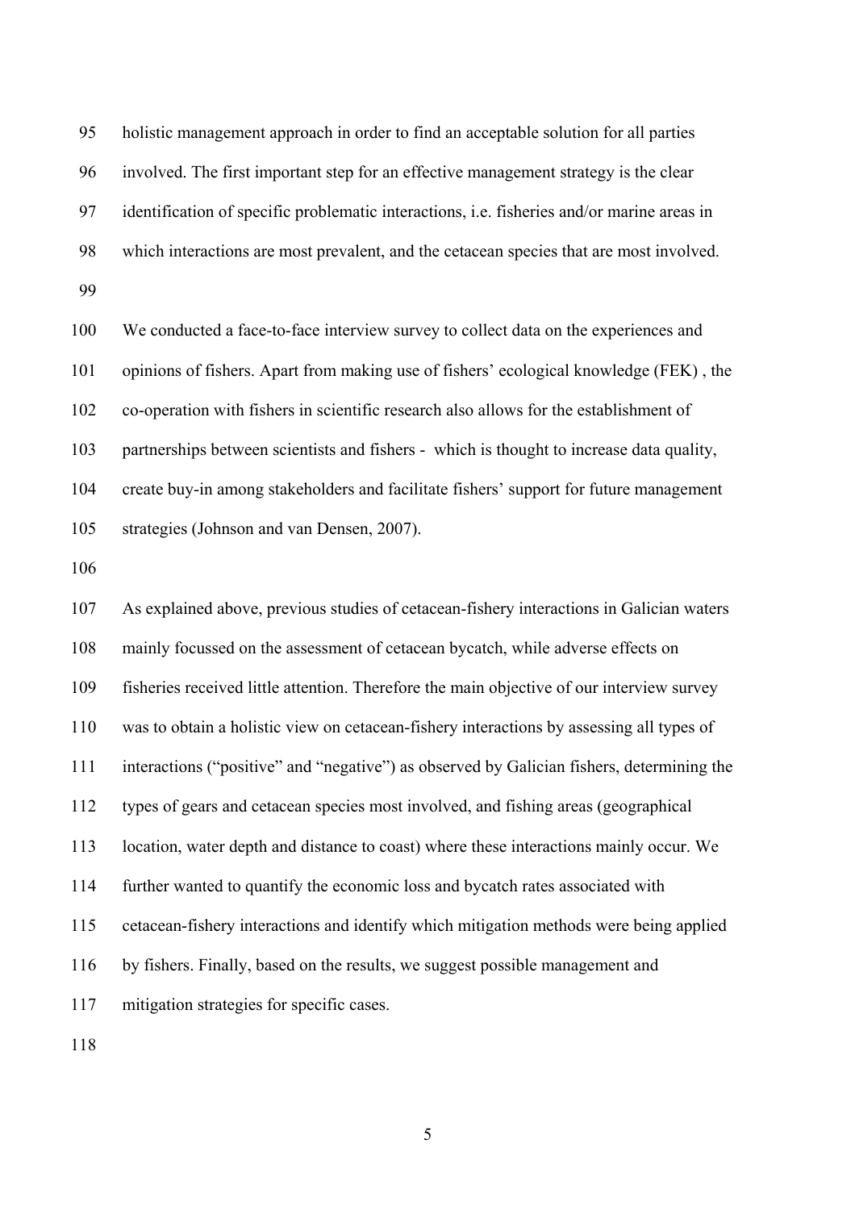holistic management approach in order to find an acceptable solution for all parties involved. The first important step for an effective management strategy is the clear identification of specific problematic interactions, i.e. fisheries and/or marine areas in which interactions are most prevalent, and the cetacean species that are most involved.

We conducted a face-to-face interview survey to collect data on the experiences and opinions of fishers. Apart from making use of fishers' ecological knowledge (FEK) , the co-operation with fishers in scientific research also allows for the establishment of partnerships between scientists and fishers - which is thought to increase data quality, create buy-in among stakeholders and facilitate fishers' support for future management strategies (Johnson and van Densen, 2007).

As explained above, previous studies of cetacean-fishery interactions in Galician waters mainly focussed on the assessment of cetacean bycatch, while adverse effects on fisheries received little attention. Therefore the main objective of our interview survey was to obtain a holistic view on cetacean-fishery interactions by assessing all types of interactions ("positive" and "negative") as observed by Galician fishers, determining the types of gears and cetacean species most involved, and fishing areas (geographical location, water depth and distance to coast) where these interactions mainly occur. We further wanted to quantify the economic loss and bycatch rates associated with cetacean-fishery interactions and identify which mitigation methods were being applied by fishers. Finally, based on the results, we suggest possible management and mitigation strategies for specific cases.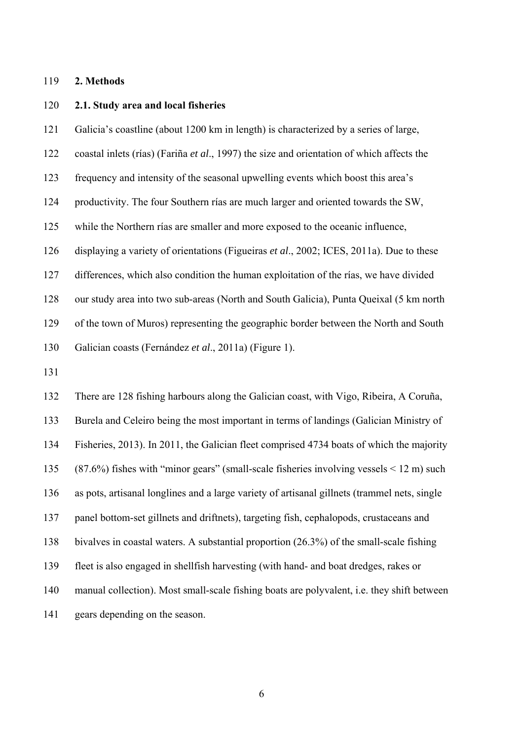## 2. Methods

### 2.1. Study area and local fisheries

Galicia's coastline (about 1200 km in length) is characterized by a series of large, coastal inlets (rías) (Fariña *et al*., 1997) the size and orientation of which affects the frequency and intensity of the seasonal upwelling events which boost this area's productivity. The four Southern rías are much larger and oriented towards the SW, while the Northern rías are smaller and more exposed to the oceanic influence, displaying a variety of orientations (Figueiras *et al*., 2002; ICES, 2011a). Due to these differences, which also condition the human exploitation of the rías, we have divided our study area into two sub-areas (North and South Galicia), Punta Queixal (5 km north of the town of Muros) representing the geographic border between the North and South Galician coasts (Fernández *et al*., 2011a) (Figure 1).

There are 128 fishing harbours along the Galician coast, with Vigo, Ribeira, A Coruña, Burela and Celeiro being the most important in terms of landings (Galician Ministry of Fisheries, 2013). In 2011, the Galician fleet comprised 4734 boats of which the majority (87.6%) fishes with "minor gears" (small-scale fisheries involving vessels < 12 m) such as pots, artisanal longlines and a large variety of artisanal gillnets (trammel nets, single panel bottom-set gillnets and driftnets), targeting fish, cephalopods, crustaceans and bivalves in coastal waters. A substantial proportion (26.3%) of the small-scale fishing fleet is also engaged in shellfish harvesting (with hand- and boat dredges, rakes or manual collection). Most small-scale fishing boats are polyvalent, i.e. they shift between gears depending on the season.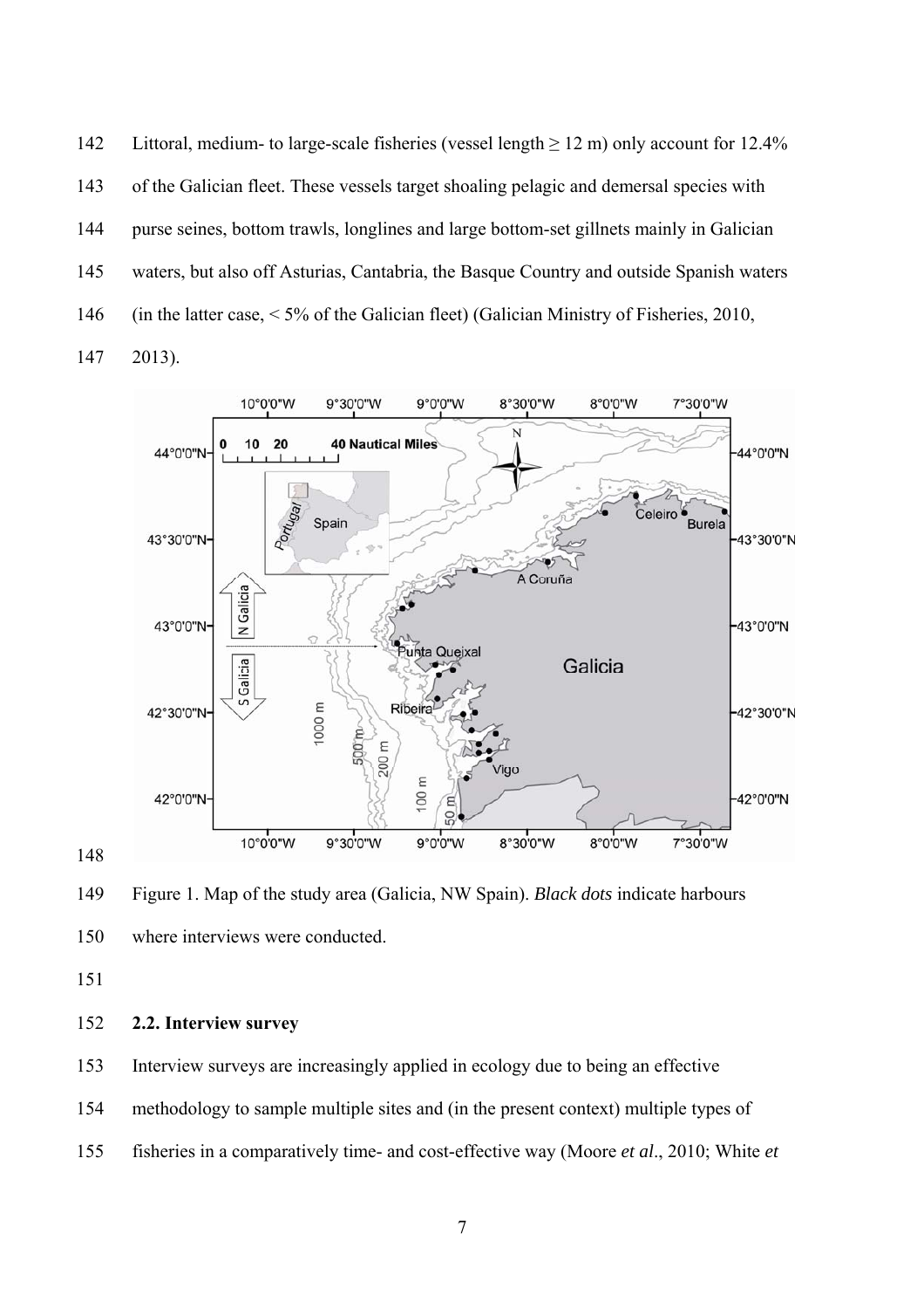Littoral, medium- to large-scale fisheries (vessel length $\geq$ 12 m) only account for 12.4% of the Galician fleet. These vessels target shoaling pelagic and demersal species with purse seines, bottom trawls, longlines and large bottom-set gillnets mainly in Galician waters, but also off Asturias, Cantabria, the Basque Country and outside Spanish waters (in the latter case, < 5% of the Galician fleet) (Galician Ministry of Fisheries, 2010, 2013).

Figure 1. Map of the study area (Galicia, NW Spain). *Black dots* indicate harbours where interviews were conducted.

### 2.2. Interview survey

Interview surveys are increasingly applied in ecology due to being an effective methodology to sample multiple sites and (in the present context) multiple types of fisheries in a comparatively time- and cost-effective way (Moore *et al*., 2010; White *et*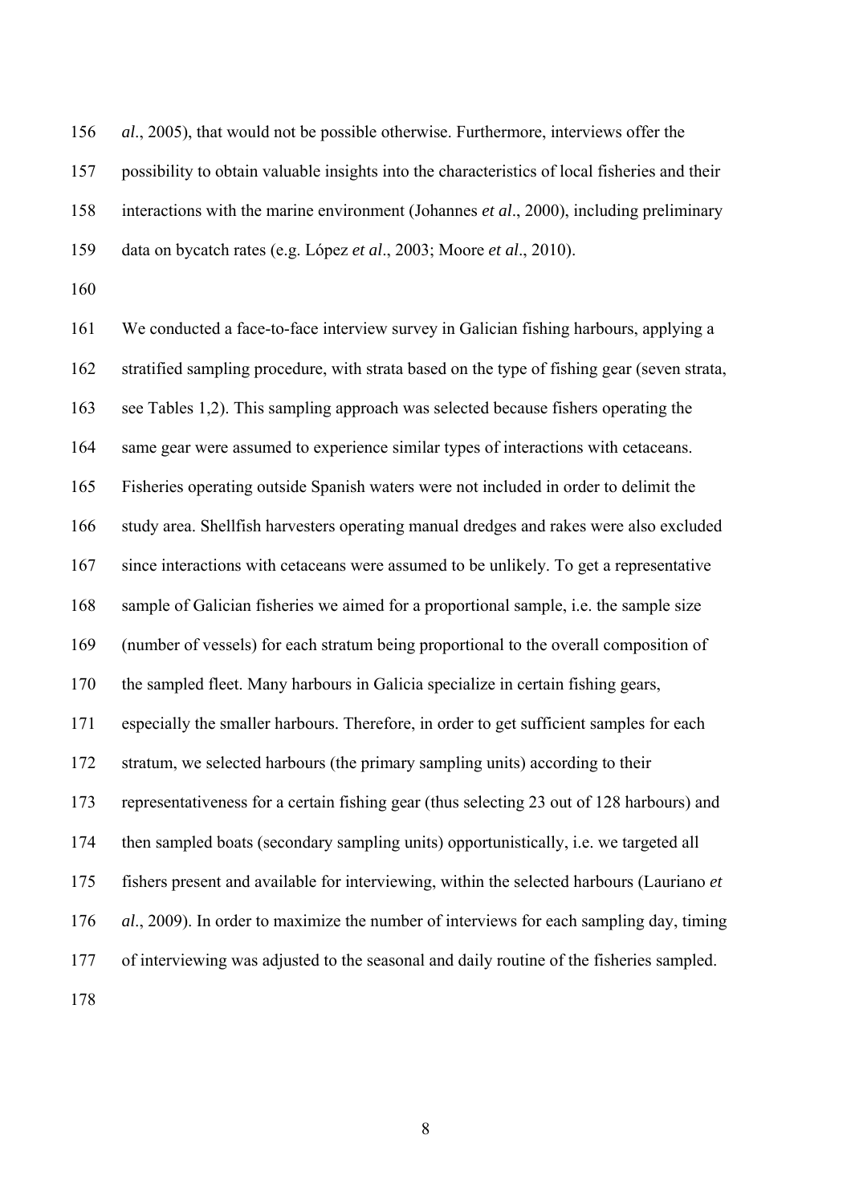*al*., 2005), that would not be possible otherwise. Furthermore, interviews offer the possibility to obtain valuable insights into the characteristics of local fisheries and their interactions with the marine environment (Johannes *et al*., 2000), including preliminary data on bycatch rates (e.g. López *et al*., 2003; Moore *et al*., 2010).

We conducted a face-to-face interview survey in Galician fishing harbours, applying a stratified sampling procedure, with strata based on the type of fishing gear (seven strata, see Tables 1,2). This sampling approach was selected because fishers operating the same gear were assumed to experience similar types of interactions with cetaceans. Fisheries operating outside Spanish waters were not included in order to delimit the study area. Shellfish harvesters operating manual dredges and rakes were also excluded since interactions with cetaceans were assumed to be unlikely. To get a representative sample of Galician fisheries we aimed for a proportional sample, i.e. the sample size (number of vessels) for each stratum being proportional to the overall composition of the sampled fleet. Many harbours in Galicia specialize in certain fishing gears, especially the smaller harbours. Therefore, in order to get sufficient samples for each stratum, we selected harbours (the primary sampling units) according to their representativeness for a certain fishing gear (thus selecting 23 out of 128 harbours) and then sampled boats (secondary sampling units) opportunistically, i.e. we targeted all fishers present and available for interviewing, within the selected harbours (Lauriano *et al*., 2009). In order to maximize the number of interviews for each sampling day, timing of interviewing was adjusted to the seasonal and daily routine of the fisheries sampled.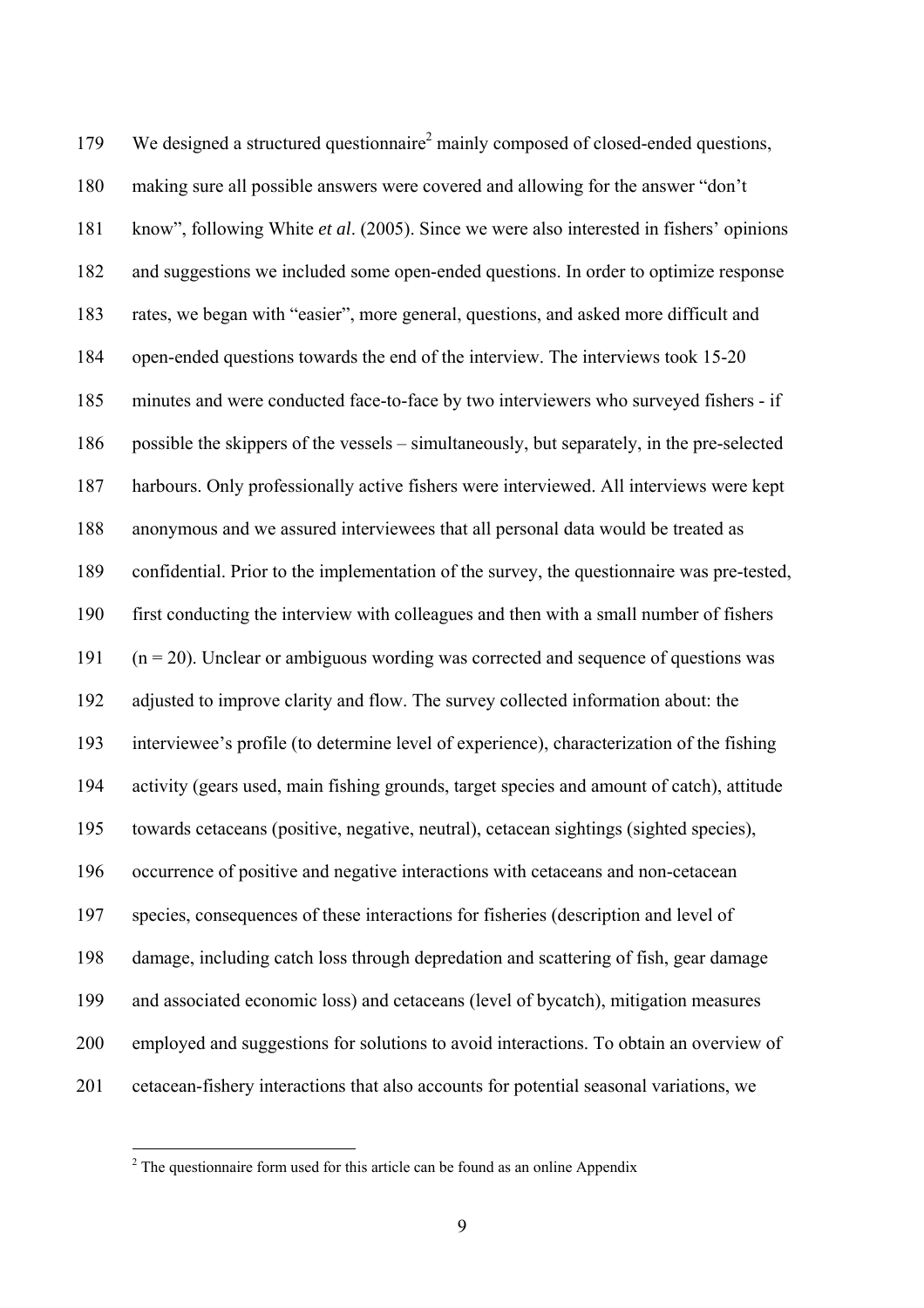We designed a structured questionnaire[2] mainly composed of closed-ended questions, making sure all possible answers were covered and allowing for the answer "don't know", following White *et al*. (2005). Since we were also interested in fishers' opinions and suggestions we included some open-ended questions. In order to optimize response rates, we began with "easier", more general, questions, and asked more difficult and open-ended questions towards the end of the interview. The interviews took 15-20 minutes and were conducted face-to-face by two interviewers who surveyed fishers - if possible the skippers of the vessels – simultaneously, but separately, in the pre-selected harbours. Only professionally active fishers were interviewed. All interviews were kept anonymous and we assured interviewees that all personal data would be treated as confidential. Prior to the implementation of the survey, the questionnaire was pre-tested, first conducting the interview with colleagues and then with a small number of fishers ($n = 20$). Unclear or ambiguous wording was corrected and sequence of questions was adjusted to improve clarity and flow. The survey collected information about: the interviewee's profile (to determine level of experience), characterization of the fishing activity (gears used, main fishing grounds, target species and amount of catch), attitude towards cetaceans (positive, negative, neutral), cetacean sightings (sighted species), occurrence of positive and negative interactions with cetaceans and non-cetacean species, consequences of these interactions for fisheries (description and level of damage, including catch loss through depredation and scattering of fish, gear damage and associated economic loss) and cetaceans (level of bycatch), mitigation measures employed and suggestions for solutions to avoid interactions. To obtain an overview of cetacean-fishery interactions that also accounts for potential seasonal variations, we

[2] The questionnaire form used for this article can be found as an online Appendix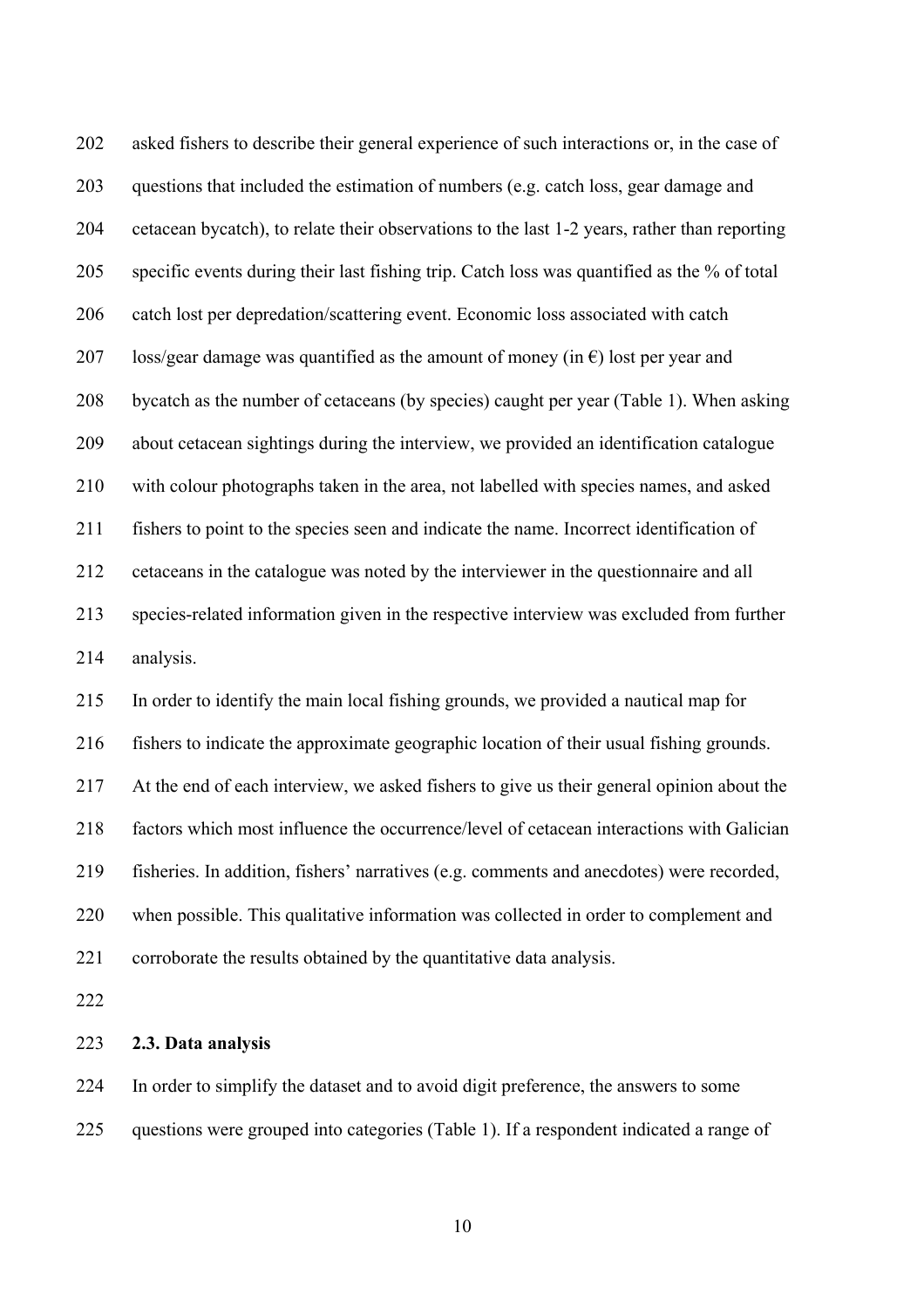asked fishers to describe their general experience of such interactions or, in the case of questions that included the estimation of numbers (e.g. catch loss, gear damage and cetacean bycatch), to relate their observations to the last 1-2 years, rather than reporting specific events during their last fishing trip. Catch loss was quantified as the % of total catch lost per depredation/scattering event. Economic loss associated with catch loss/gear damage was quantified as the amount of money (in €) lost per year and bycatch as the number of cetaceans (by species) caught per year (Table 1). When asking about cetacean sightings during the interview, we provided an identification catalogue with colour photographs taken in the area, not labelled with species names, and asked fishers to point to the species seen and indicate the name. Incorrect identification of cetaceans in the catalogue was noted by the interviewer in the questionnaire and all species-related information given in the respective interview was excluded from further analysis.

In order to identify the main local fishing grounds, we provided a nautical map for fishers to indicate the approximate geographic location of their usual fishing grounds. At the end of each interview, we asked fishers to give us their general opinion about the factors which most influence the occurrence/level of cetacean interactions with Galician fisheries. In addition, fishers' narratives (e.g. comments and anecdotes) were recorded, when possible. This qualitative information was collected in order to complement and corroborate the results obtained by the quantitative data analysis.

### 2.3. Data analysis

In order to simplify the dataset and to avoid digit preference, the answers to some questions were grouped into categories (Table 1). If a respondent indicated a range of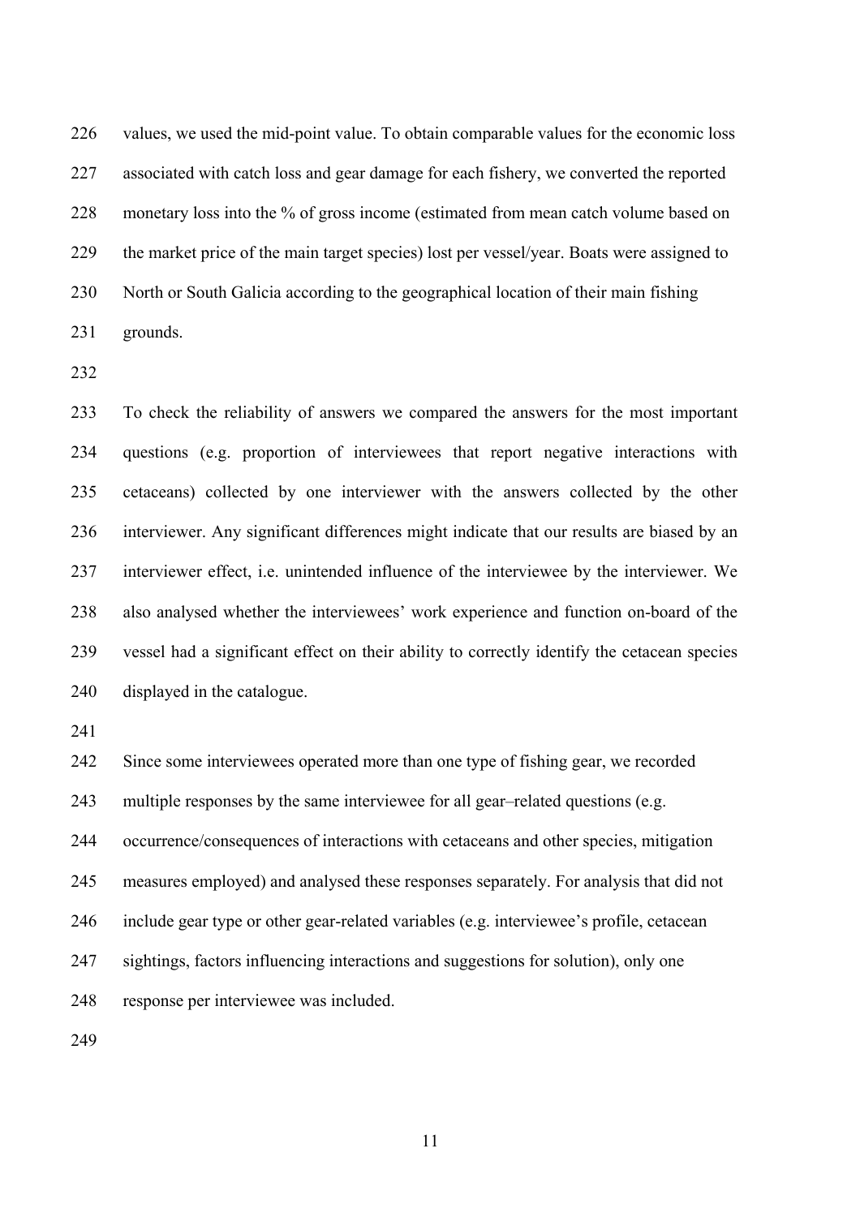values, we used the mid-point value. To obtain comparable values for the economic loss associated with catch loss and gear damage for each fishery, we converted the reported monetary loss into the % of gross income (estimated from mean catch volume based on the market price of the main target species) lost per vessel/year. Boats were assigned to North or South Galicia according to the geographical location of their main fishing grounds.

To check the reliability of answers we compared the answers for the most important questions (e.g. proportion of interviewees that report negative interactions with cetaceans) collected by one interviewer with the answers collected by the other interviewer. Any significant differences might indicate that our results are biased by an interviewer effect, i.e. unintended influence of the interviewee by the interviewer. We also analysed whether the interviewees' work experience and function on-board of the vessel had a significant effect on their ability to correctly identify the cetacean species displayed in the catalogue.

Since some interviewees operated more than one type of fishing gear, we recorded multiple responses by the same interviewee for all gear–related questions (e.g. occurrence/consequences of interactions with cetaceans and other species, mitigation measures employed) and analysed these responses separately. For analysis that did not include gear type or other gear-related variables (e.g. interviewee's profile, cetacean sightings, factors influencing interactions and suggestions for solution), only one response per interviewee was included.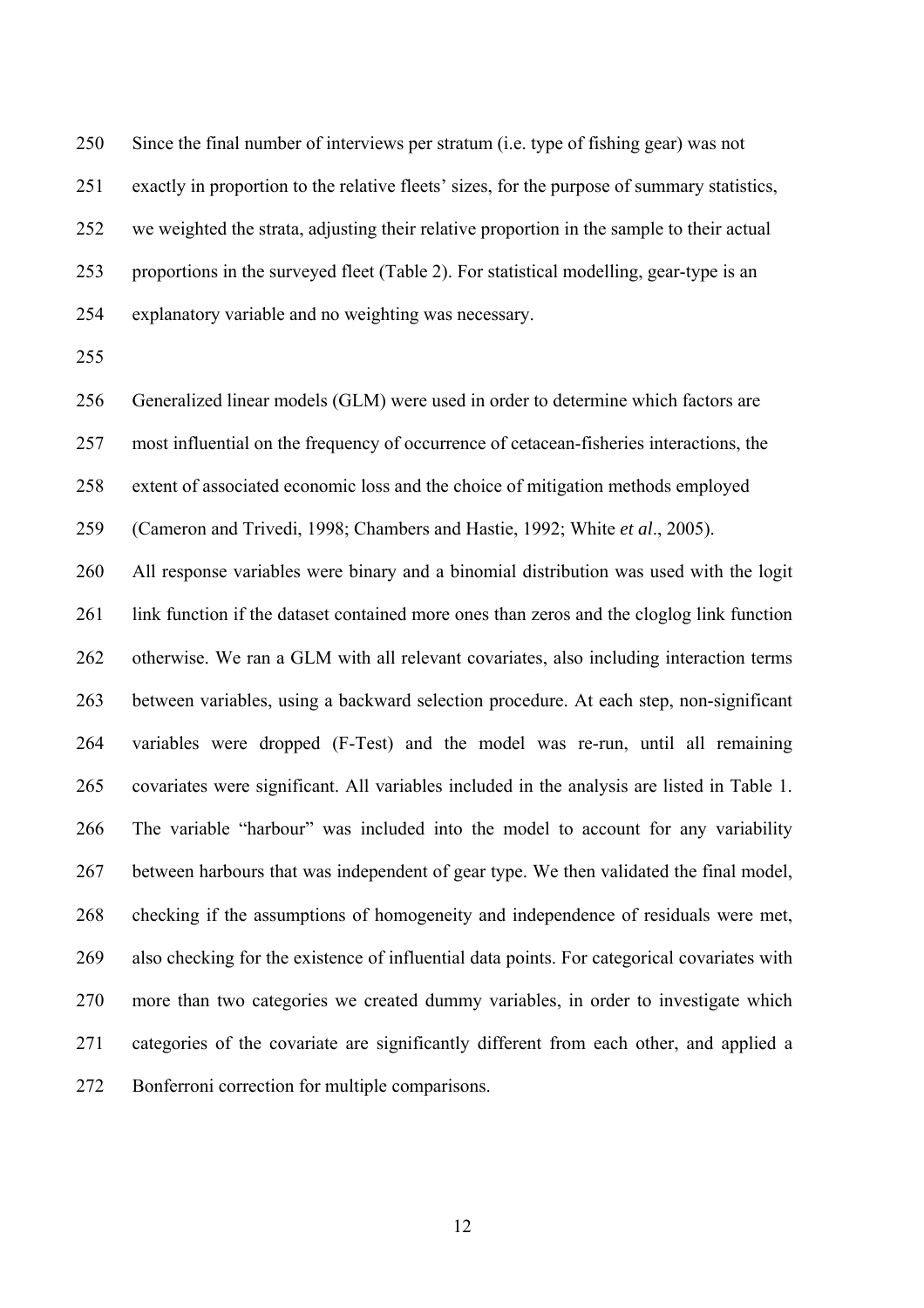Since the final number of interviews per stratum (i.e. type of fishing gear) was not exactly in proportion to the relative fleets' sizes, for the purpose of summary statistics, we weighted the strata, adjusting their relative proportion in the sample to their actual proportions in the surveyed fleet (Table 2). For statistical modelling, gear-type is an explanatory variable and no weighting was necessary.

Generalized linear models (GLM) were used in order to determine which factors are most influential on the frequency of occurrence of cetacean-fisheries interactions, the extent of associated economic loss and the choice of mitigation methods employed (Cameron and Trivedi, 1998; Chambers and Hastie, 1992; White *et al*., 2005). All response variables were binary and a binomial distribution was used with the logit link function if the dataset contained more ones than zeros and the cloglog link function otherwise. We ran a GLM with all relevant covariates, also including interaction terms between variables, using a backward selection procedure. At each step, non-significant variables were dropped (F-Test) and the model was re-run, until all remaining covariates were significant. All variables included in the analysis are listed in Table 1. The variable "harbour" was included into the model to account for any variability between harbours that was independent of gear type. We then validated the final model, checking if the assumptions of homogeneity and independence of residuals were met, also checking for the existence of influential data points. For categorical covariates with more than two categories we created dummy variables, in order to investigate which categories of the covariate are significantly different from each other, and applied a Bonferroni correction for multiple comparisons.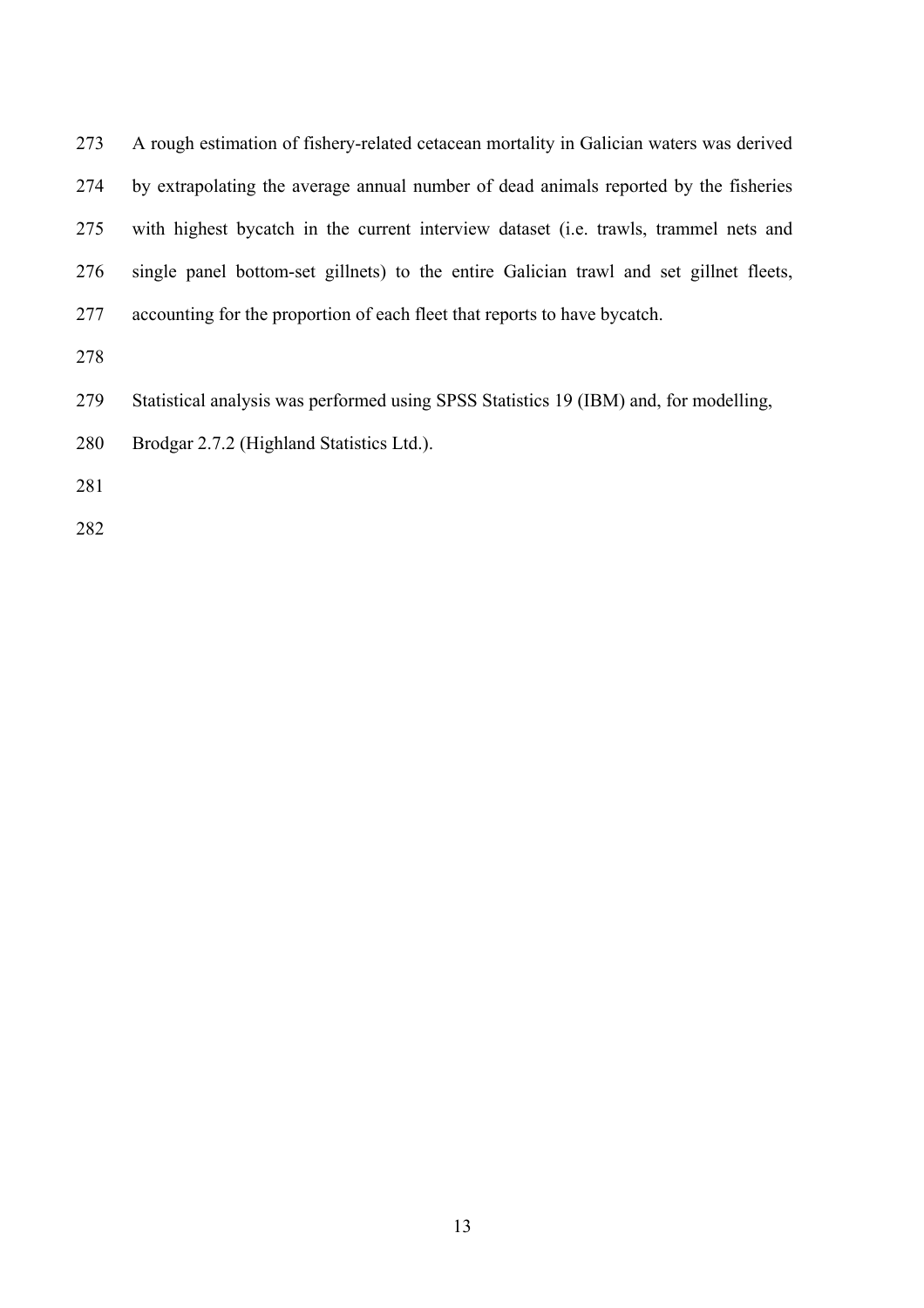A rough estimation of fishery-related cetacean mortality in Galician waters was derived by extrapolating the average annual number of dead animals reported by the fisheries with highest bycatch in the current interview dataset (i.e. trawls, trammel nets and single panel bottom-set gillnets) to the entire Galician trawl and set gillnet fleets, accounting for the proportion of each fleet that reports to have bycatch.

Statistical analysis was performed using SPSS Statistics 19 (IBM) and, for modelling, Brodgar 2.7.2 (Highland Statistics Ltd.).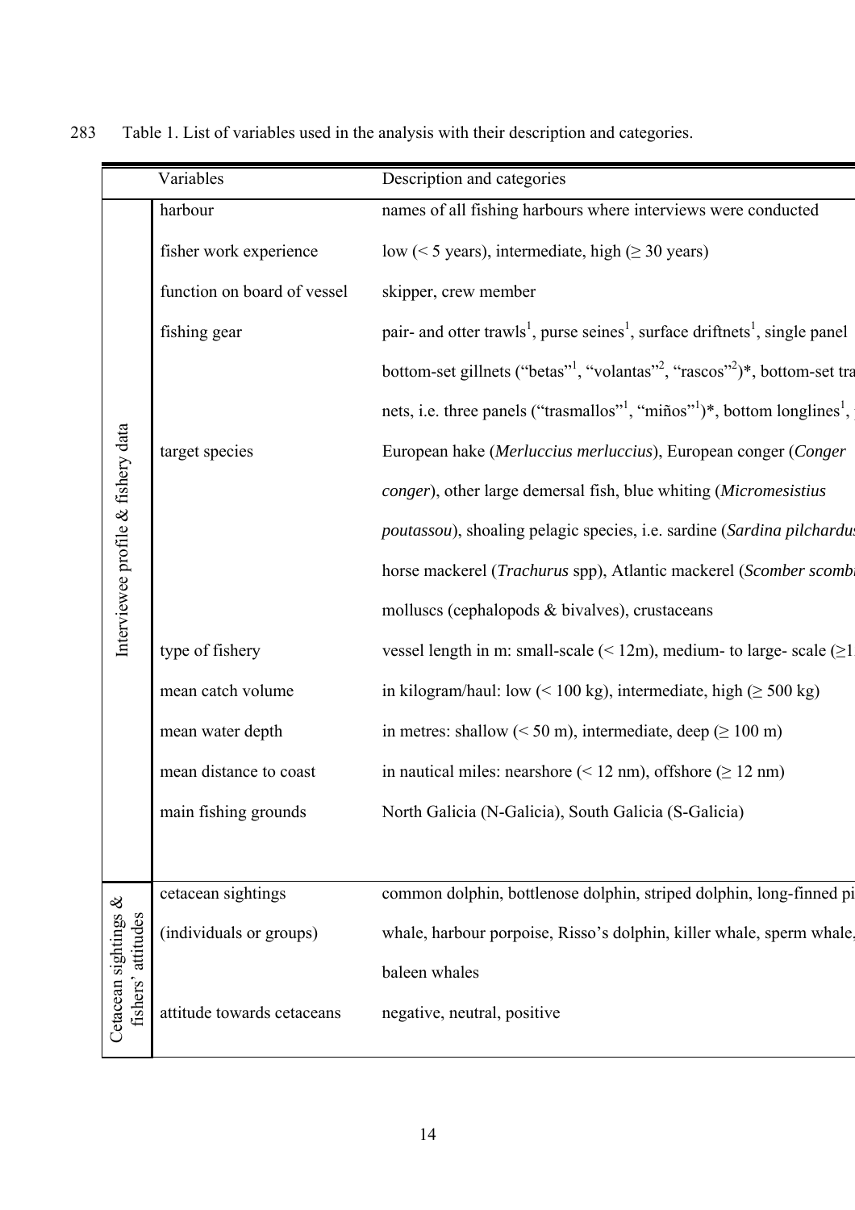283 Table 1. List of variables used in the analysis with their description and categories.

| | Variables | Description and categories |
|---|---|---|
| Interviewee profile & fishery data | harbour | names of all fishing harbours where interviews were conducted |
| | fisher work experience | low (< 5 years), intermediate, high (≥ 30 years) |
| | function on board of vessel | skipper, crew member |
| | fishing gear | pair- and otter trawls[1], purse seines[1], surface driftnets[1], single panel bottom-set gillnets ("betas"[1], "volantas"[2], "rascos"[2])*, bottom-set tra nets, i.e. three panels ("trasmallos"[1], "miños"[1])*, bottom longlines[1], |
| | target species | European hake (*Merluccius merluccius*), European conger (*Conger conger*), other large demersal fish, blue whiting (*Micromesistius poutassou*), shoaling pelagic species, i.e. sardine (*Sardina pilchardus* horse mackerel (*Trachurus* spp), Atlantic mackerel (*Scomber scomb* molluscs (cephalopods & bivalves), crustaceans |
| | type of fishery | vessel length in m: small-scale (< 12m), medium- to large- scale (≥1 |
| | mean catch volume | in kilogram/haul: low (< 100 kg), intermediate, high (≥ 500 kg) |
| | mean water depth | in metres: shallow (< 50 m), intermediate, deep (≥ 100 m) |
| | mean distance to coast | in nautical miles: nearshore (< 12 nm), offshore (≥ 12 nm) |
| | main fishing grounds | North Galicia (N-Galicia), South Galicia (S-Galicia) |
| Cetacean sightings & fishers' attitudes | cetacean sightings (individuals or groups) | common dolphin, bottlenose dolphin, striped dolphin, long-finned pi whale, harbour porpoise, Risso's dolphin, killer whale, sperm whale, baleen whales |
| | attitude towards cetaceans | negative, neutral, positive |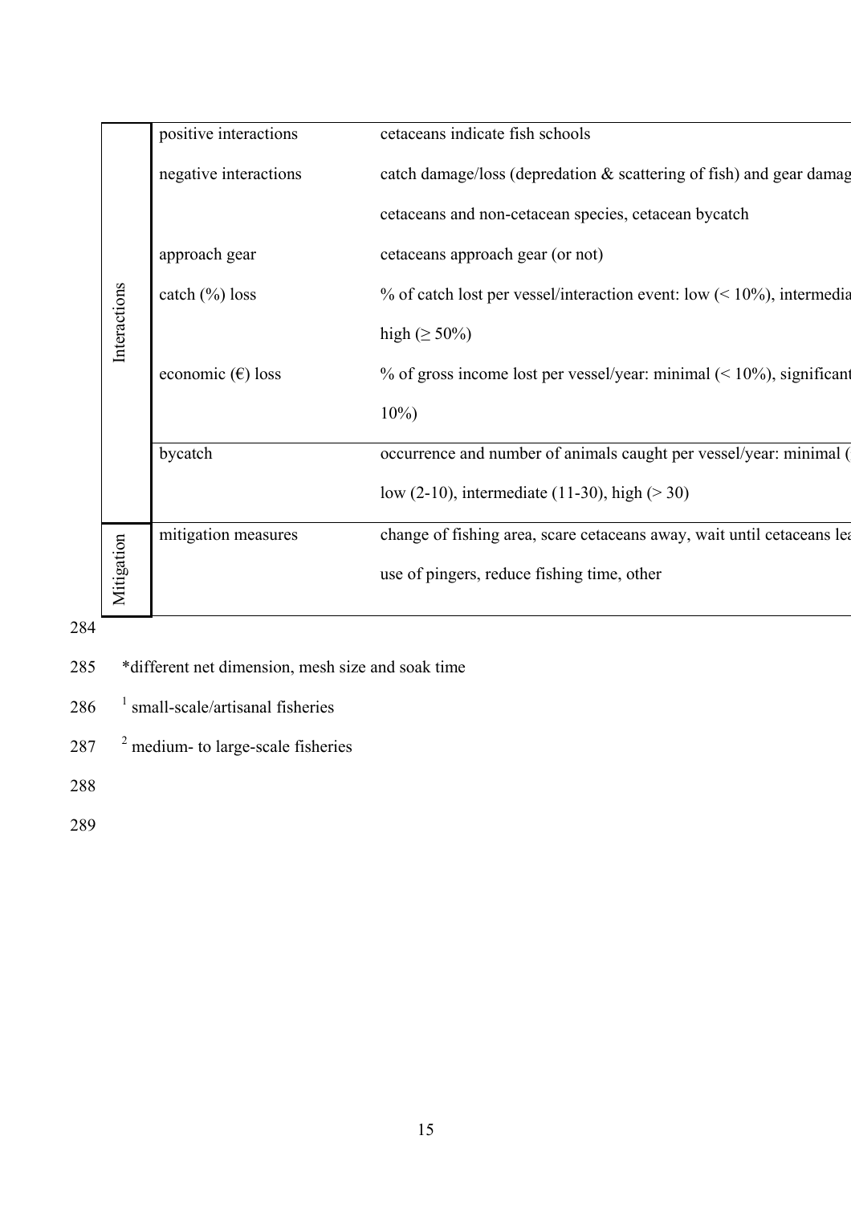| | | |
|---|---|---|
| Interactions | positive interactions | cetaceans indicate fish schools |
| | negative interactions | catch damage/loss (depredation & scattering of fish) and gear damag cetaceans and non-cetacean species, cetacean bycatch |
| | approach gear | cetaceans approach gear (or not) |
| | catch (%) loss | % of catch lost per vessel/interaction event: low (< 10%), intermedia high (≥ 50%) |
| | economic (€) loss | % of gross income lost per vessel/year: minimal (< 10%), significant 10%) |
| | bycatch | occurrence and number of animals caught per vessel/year: minimal ( low (2-10), intermediate (11-30), high (> 30) |
| Mitigation | mitigation measures | change of fishing area, scare cetaceans away, wait until cetaceans lea use of pingers, reduce fishing time, other |

*different net dimension, mesh size and soak time

[1] small-scale/artisanal fisheries

[2] medium- to large-scale fisheries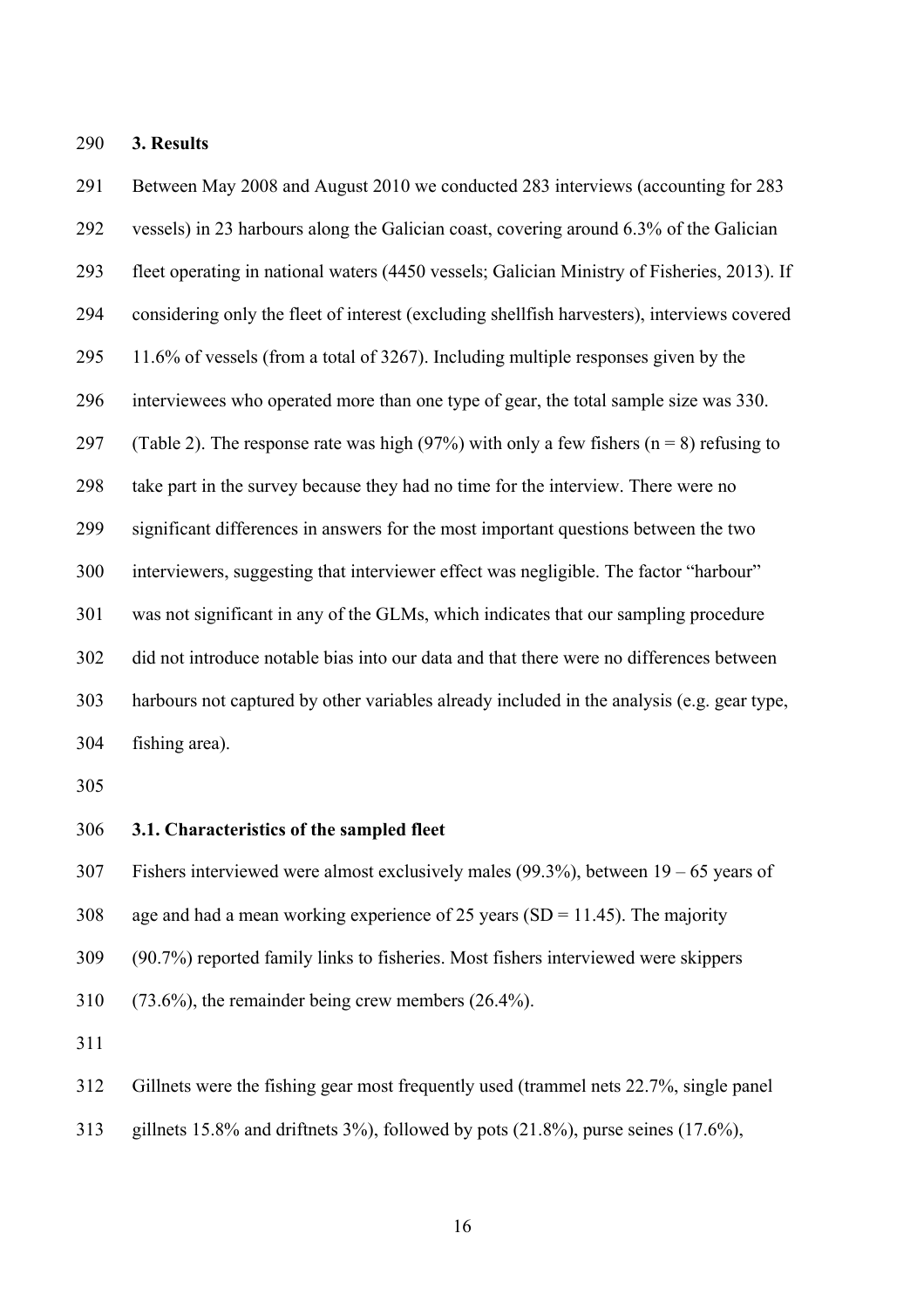## 3. Results

Between May 2008 and August 2010 we conducted 283 interviews (accounting for 283 vessels) in 23 harbours along the Galician coast, covering around 6.3% of the Galician fleet operating in national waters (4450 vessels; Galician Ministry of Fisheries, 2013). If considering only the fleet of interest (excluding shellfish harvesters), interviews covered 11.6% of vessels (from a total of 3267). Including multiple responses given by the interviewees who operated more than one type of gear, the total sample size was 330. (Table 2). The response rate was high (97%) with only a few fishers ($n = 8$) refusing to take part in the survey because they had no time for the interview. There were no significant differences in answers for the most important questions between the two interviewers, suggesting that interviewer effect was negligible. The factor "harbour" was not significant in any of the GLMs, which indicates that our sampling procedure did not introduce notable bias into our data and that there were no differences between harbours not captured by other variables already included in the analysis (e.g. gear type, fishing area).

### 3.1. Characteristics of the sampled fleet

Fishers interviewed were almost exclusively males (99.3%), between 19 – 65 years of age and had a mean working experience of 25 years (SD = 11.45). The majority (90.7%) reported family links to fisheries. Most fishers interviewed were skippers (73.6%), the remainder being crew members (26.4%).

Gillnets were the fishing gear most frequently used (trammel nets 22.7%, single panel gillnets 15.8% and driftnets 3%), followed by pots (21.8%), purse seines (17.6%),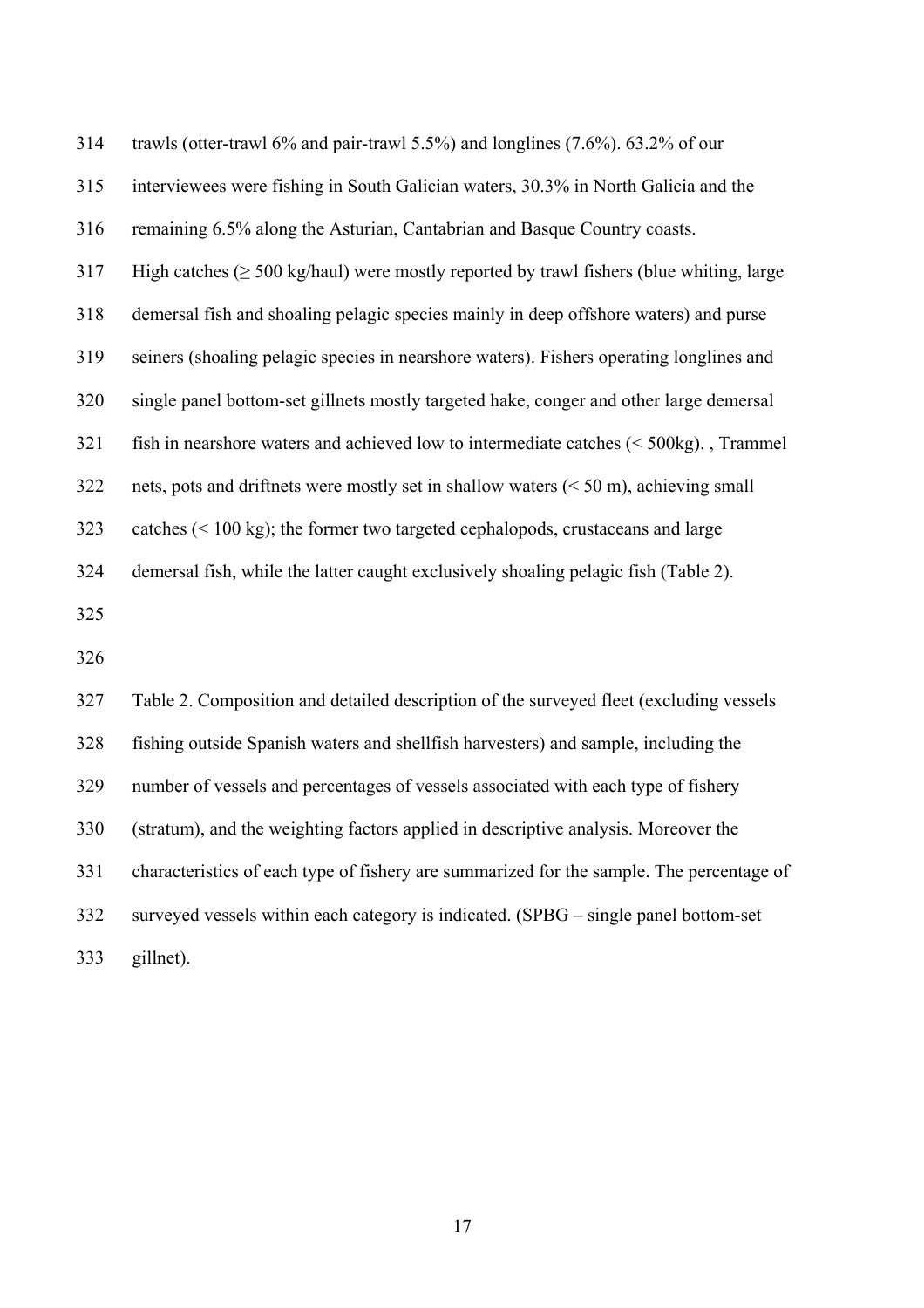trawls (otter-trawl 6% and pair-trawl 5.5%) and longlines (7.6%). 63.2% of our interviewees were fishing in South Galician waters, 30.3% in North Galicia and the remaining 6.5% along the Asturian, Cantabrian and Basque Country coasts.

High catches (≥ 500 kg/haul) were mostly reported by trawl fishers (blue whiting, large demersal fish and shoaling pelagic species mainly in deep offshore waters) and purse seiners (shoaling pelagic species in nearshore waters). Fishers operating longlines and single panel bottom-set gillnets mostly targeted hake, conger and other large demersal fish in nearshore waters and achieved low to intermediate catches (< 500kg). , Trammel nets, pots and driftnets were mostly set in shallow waters (< 50 m), achieving small catches (< 100 kg); the former two targeted cephalopods, crustaceans and large demersal fish, while the latter caught exclusively shoaling pelagic fish (Table 2).

Table 2. Composition and detailed description of the surveyed fleet (excluding vessels fishing outside Spanish waters and shellfish harvesters) and sample, including the number of vessels and percentages of vessels associated with each type of fishery (stratum), and the weighting factors applied in descriptive analysis. Moreover the characteristics of each type of fishery are summarized for the sample. The percentage of surveyed vessels within each category is indicated. (SPBG – single panel bottom-set gillnet).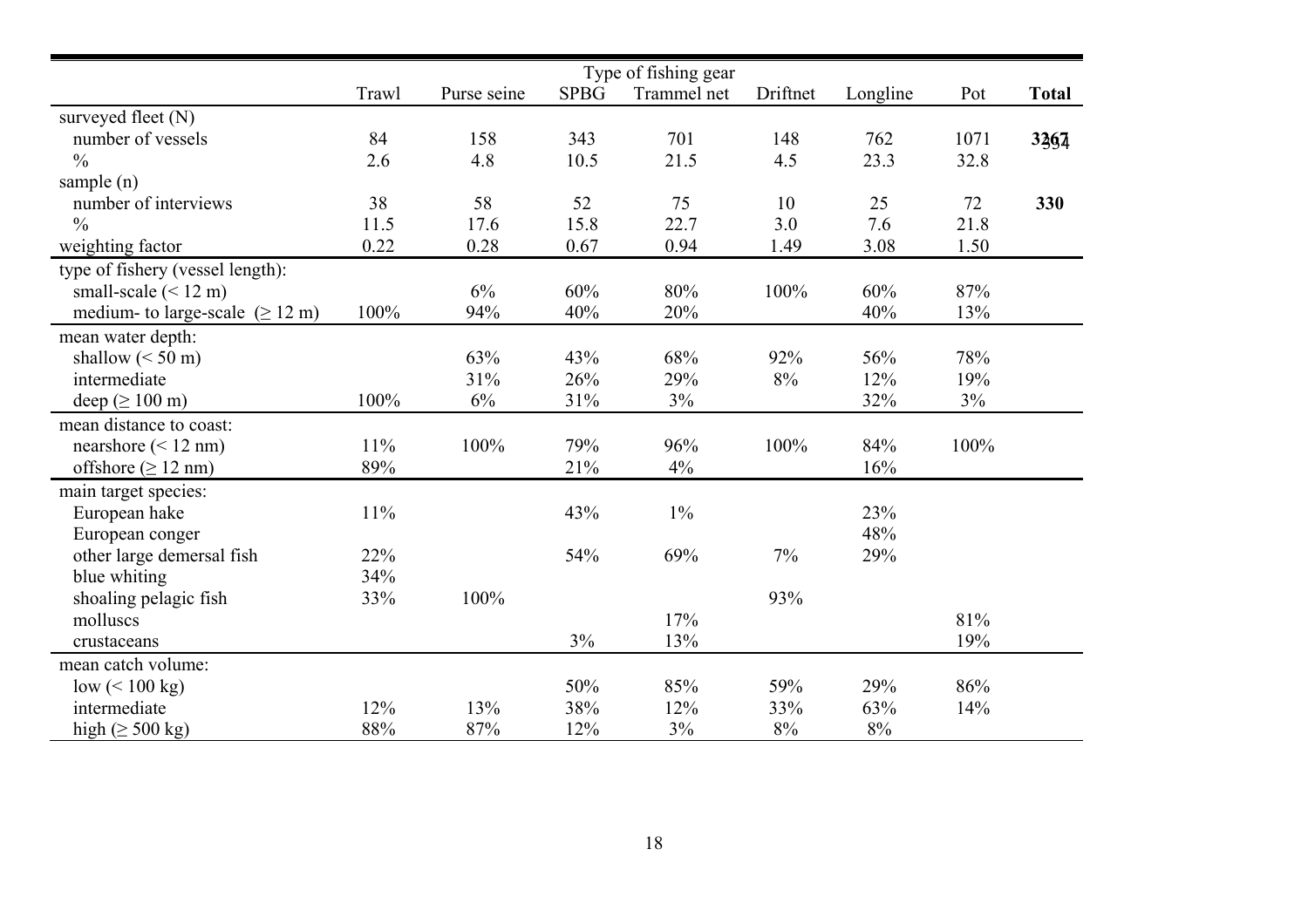| | Type of fishing gear | | | | | | | |
|---|---|---|---|---|---|---|---|---|
| | Trawl | Purse seine | SPBG | Trammel net | Driftnet | Longline | Pot | **Total** |
| surveyed fleet (N) | | | | | | | | |
| number of vessels | 84 | 158 | 343 | 701 | 148 | 762 | 1071 | **3267** |
| % | 2.6 | 4.8 | 10.5 | 21.5 | 4.5 | 23.3 | 32.8 | |
| sample (n) | | | | | | | | |
| number of interviews | 38 | 58 | 52 | 75 | 10 | 25 | 72 | **330** |
| % | 11.5 | 17.6 | 15.8 | 22.7 | 3.0 | 7.6 | 21.8 | |
| weighting factor | 0.22 | 0.28 | 0.67 | 0.94 | 1.49 | 3.08 | 1.50 | |
| type of fishery (vessel length): | | | | | | | | |
| small-scale (< 12 m) | | 6% | 60% | 80% | 100% | 60% | 87% | |
| medium- to large-scale (≥ 12 m) | 100% | 94% | 40% | 20% | | 40% | 13% | |
| mean water depth: | | | | | | | | |
| shallow (< 50 m) | | 63% | 43% | 68% | 92% | 56% | 78% | |
| intermediate | | 31% | 26% | 29% | 8% | 12% | 19% | |
| deep (≥ 100 m) | 100% | 6% | 31% | 3% | | 32% | 3% | |
| mean distance to coast: | | | | | | | | |
| nearshore (< 12 nm) | 11% | 100% | 79% | 96% | 100% | 84% | 100% | |
| offshore (≥ 12 nm) | 89% | | 21% | 4% | | 16% | | |
| main target species: | | | | | | | | |
| European hake | 11% | | 43% | 1% | | 23% | | |
| European conger | | | | | | 48% | | |
| other large demersal fish | 22% | | 54% | 69% | 7% | 29% | | |
| blue whiting | 34% | | | | | | | |
| shoaling pelagic fish | 33% | 100% | | | 93% | | | |
| molluscs | | | | 17% | | | 81% | |
| crustaceans | | | 3% | 13% | | | 19% | |
| mean catch volume: | | | | | | | | |
| low (< 100 kg) | | | 50% | 85% | 59% | 29% | 86% | |
| intermediate | 12% | 13% | 38% | 12% | 33% | 63% | 14% | |
| high (≥ 500 kg) | 88% | 87% | 12% | 3% | 8% | 8% | | |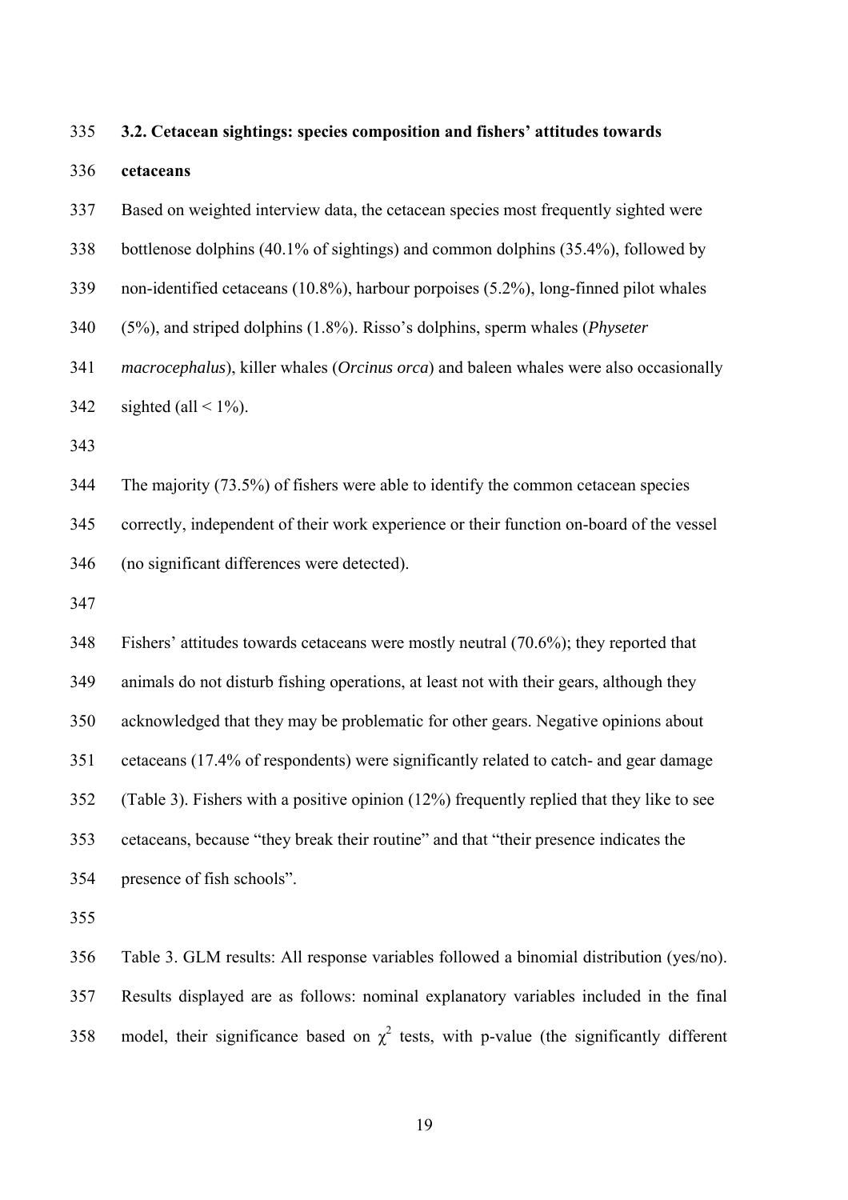### 3.2. Cetacean sightings: species composition and fishers' attitudes towards cetaceans

Based on weighted interview data, the cetacean species most frequently sighted were bottlenose dolphins (40.1% of sightings) and common dolphins (35.4%), followed by non-identified cetaceans (10.8%), harbour porpoises (5.2%), long-finned pilot whales (5%), and striped dolphins (1.8%). Risso's dolphins, sperm whales (*Physeter macrocephalus*), killer whales (*Orcinus orca*) and baleen whales were also occasionally sighted (all < 1%).

The majority (73.5%) of fishers were able to identify the common cetacean species correctly, independent of their work experience or their function on-board of the vessel (no significant differences were detected).

Fishers' attitudes towards cetaceans were mostly neutral (70.6%); they reported that animals do not disturb fishing operations, at least not with their gears, although they acknowledged that they may be problematic for other gears. Negative opinions about cetaceans (17.4% of respondents) were significantly related to catch- and gear damage (Table 3). Fishers with a positive opinion (12%) frequently replied that they like to see cetaceans, because "they break their routine" and that "their presence indicates the presence of fish schools".

Table 3. GLM results: All response variables followed a binomial distribution (yes/no). Results displayed are as follows: nominal explanatory variables included in the final model, their significance based on $\chi^2$ tests, with p-value (the significantly different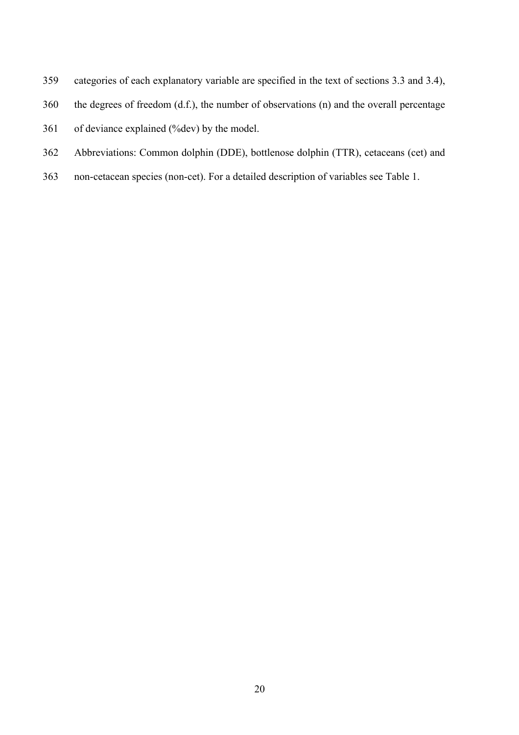categories of each explanatory variable are specified in the text of sections 3.3 and 3.4), the degrees of freedom (d.f.), the number of observations (n) and the overall percentage of deviance explained (%dev) by the model.

Abbreviations: Common dolphin (DDE), bottlenose dolphin (TTR), cetaceans (cet) and non-cetacean species (non-cet). For a detailed description of variables see Table 1.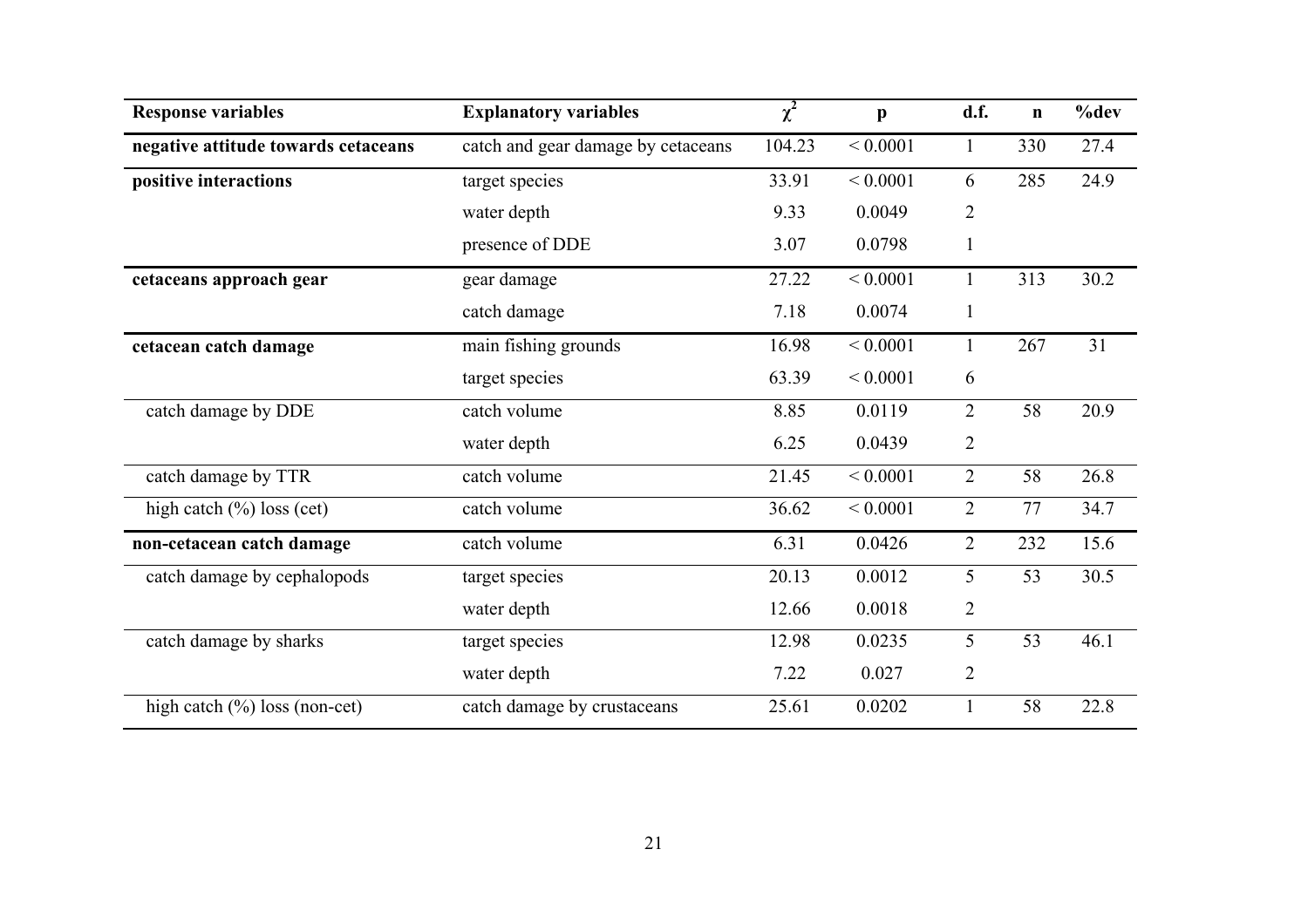| **Response variables** | **Explanatory variables** | $\chi^2$ | **p** | **d.f.** | **n** | **%dev** |
|---|---|---|---|---|---|---|
| **negative attitude towards cetaceans** | catch and gear damage by cetaceans | 104.23 | < 0.0001 | 1 | 330 | 27.4 |
| **positive interactions** | target species | 33.91 | < 0.0001 | 6 | 285 | 24.9 |
| | water depth | 9.33 | 0.0049 | 2 | | |
| | presence of DDE | 3.07 | 0.0798 | 1 | | |
| **cetaceans approach gear** | gear damage | 27.22 | < 0.0001 | 1 | 313 | 30.2 |
| | catch damage | 7.18 | 0.0074 | 1 | | |
| **cetacean catch damage** | main fishing grounds | 16.98 | < 0.0001 | 1 | 267 | 31 |
| | target species | 63.39 | < 0.0001 | 6 | | |
| catch damage by DDE | catch volume | 8.85 | 0.0119 | 2 | 58 | 20.9 |
| | water depth | 6.25 | 0.0439 | 2 | | |
| catch damage by TTR | catch volume | 21.45 | < 0.0001 | 2 | 58 | 26.8 |
| high catch (%) loss (cet) | catch volume | 36.62 | < 0.0001 | 2 | 77 | 34.7 |
| **non-cetacean catch damage** | catch volume | 6.31 | 0.0426 | 2 | 232 | 15.6 |
| catch damage by cephalopods | target species | 20.13 | 0.0012 | 5 | 53 | 30.5 |
| | water depth | 12.66 | 0.0018 | 2 | | |
| catch damage by sharks | target species | 12.98 | 0.0235 | 5 | 53 | 46.1 |
| | water depth | 7.22 | 0.027 | 2 | | |
| high catch (%) loss (non-cet) | catch damage by crustaceans | 25.61 | 0.0202 | 1 | 58 | 22.8 |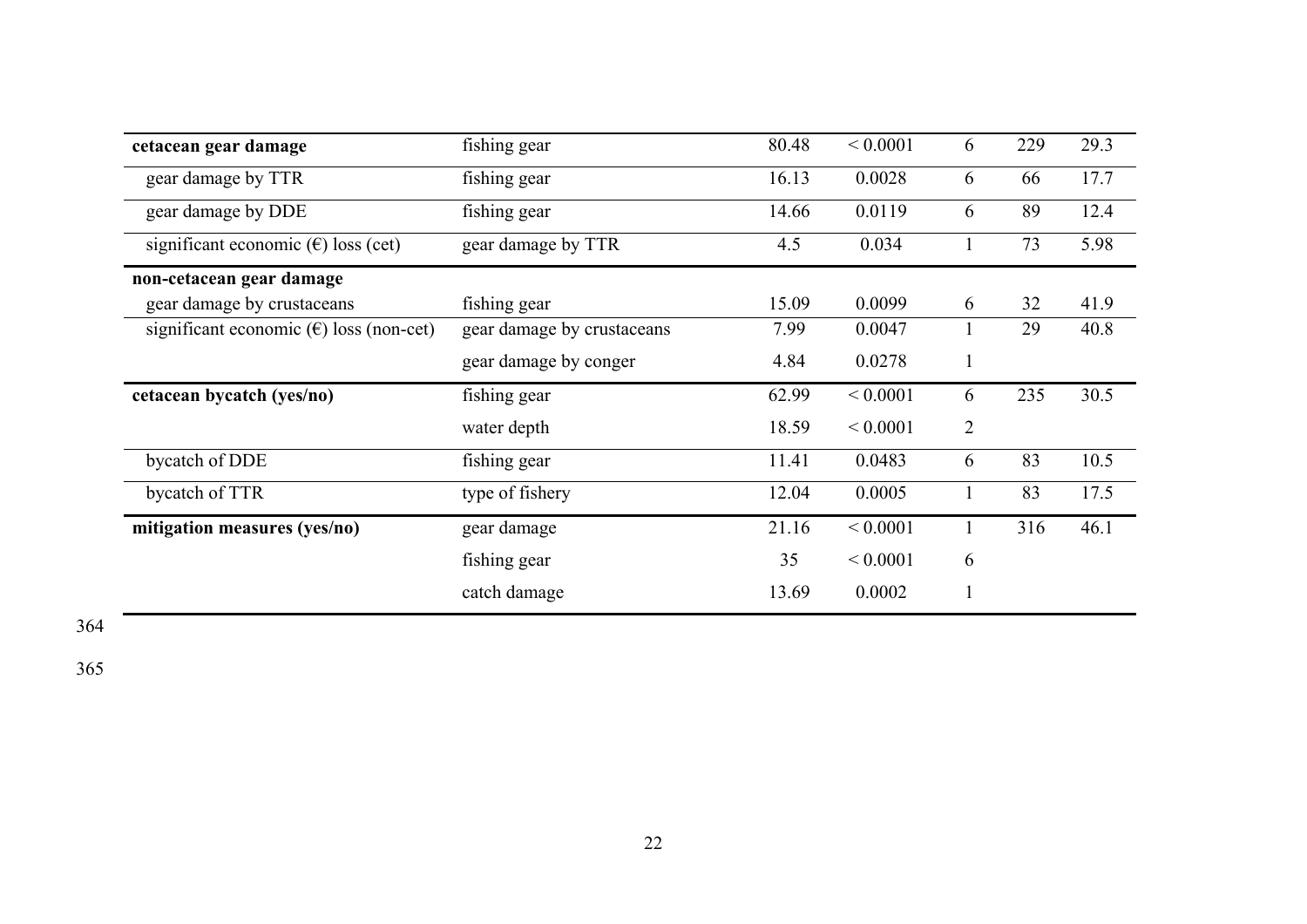| | | | | | | |
|---|---|---|---|---|---|---|
| **cetacean gear damage** | fishing gear | 80.48 | < 0.0001 | 6 | 229 | 29.3 |
| gear damage by TTR | fishing gear | 16.13 | 0.0028 | 6 | 66 | 17.7 |
| gear damage by DDE | fishing gear | 14.66 | 0.0119 | 6 | 89 | 12.4 |
| significant economic (€) loss (cet) | gear damage by TTR | 4.5 | 0.034 | 1 | 73 | 5.98 |
| **non-cetacean gear damage** | | | | | | |
| gear damage by crustaceans | fishing gear | 15.09 | 0.0099 | 6 | 32 | 41.9 |
| significant economic (€) loss (non-cet) | gear damage by crustaceans | 7.99 | 0.0047 | 1 | 29 | 40.8 |
| | gear damage by conger | 4.84 | 0.0278 | 1 | | |
| **cetacean bycatch (yes/no)** | fishing gear | 62.99 | < 0.0001 | 6 | 235 | 30.5 |
| | water depth | 18.59 | < 0.0001 | 2 | | |
| bycatch of DDE | fishing gear | 11.41 | 0.0483 | 6 | 83 | 10.5 |
| bycatch of TTR | type of fishery | 12.04 | 0.0005 | 1 | 83 | 17.5 |
| **mitigation measures (yes/no)** | gear damage | 21.16 | < 0.0001 | 1 | 316 | 46.1 |
| | fishing gear | 35 | < 0.0001 | 6 | | |
| | catch damage | 13.69 | 0.0002 | 1 | | |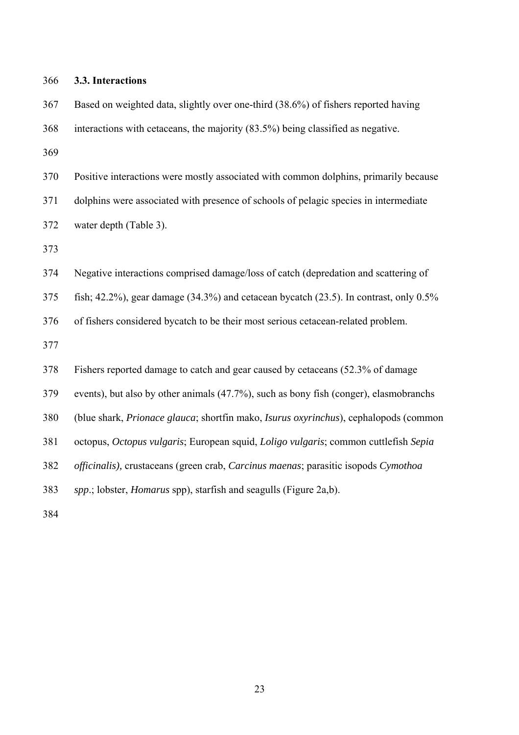### 3.3. Interactions

Based on weighted data, slightly over one-third (38.6%) of fishers reported having interactions with cetaceans, the majority (83.5%) being classified as negative.

Positive interactions were mostly associated with common dolphins, primarily because dolphins were associated with presence of schools of pelagic species in intermediate water depth (Table 3).

Negative interactions comprised damage/loss of catch (depredation and scattering of fish; 42.2%), gear damage (34.3%) and cetacean bycatch (23.5). In contrast, only 0.5% of fishers considered bycatch to be their most serious cetacean-related problem.

Fishers reported damage to catch and gear caused by cetaceans (52.3% of damage events), but also by other animals (47.7%), such as bony fish (conger), elasmobranchs (blue shark, *Prionace glauca*; shortfin mako, *Isurus oxyrinchus*), cephalopods (common octopus, *Octopus vulgaris*; European squid, *Loligo vulgaris*; common cuttlefish *Sepia officinalis),* crustaceans (green crab, *Carcinus maenas*; parasitic isopods *Cymothoa spp*.; lobster, *Homarus* spp), starfish and seagulls (Figure 2a,b).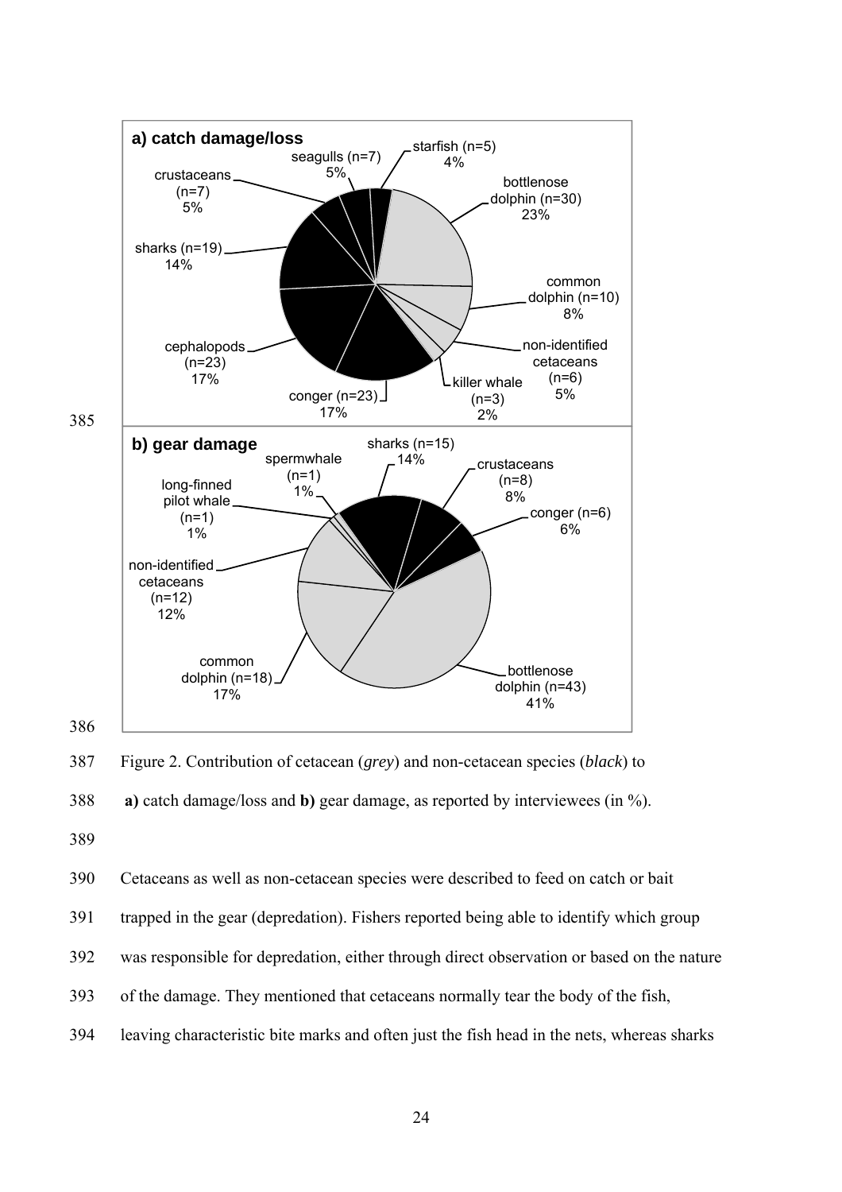Figure 2. Contribution of cetacean (*grey*) and non-cetacean species (*black*) to **a)** catch damage/loss and **b)** gear damage, as reported by interviewees (in %).

Cetaceans as well as non-cetacean species were described to feed on catch or bait trapped in the gear (depredation). Fishers reported being able to identify which group was responsible for depredation, either through direct observation or based on the nature of the damage. They mentioned that cetaceans normally tear the body of the fish, leaving characteristic bite marks and often just the fish head in the nets, whereas sharks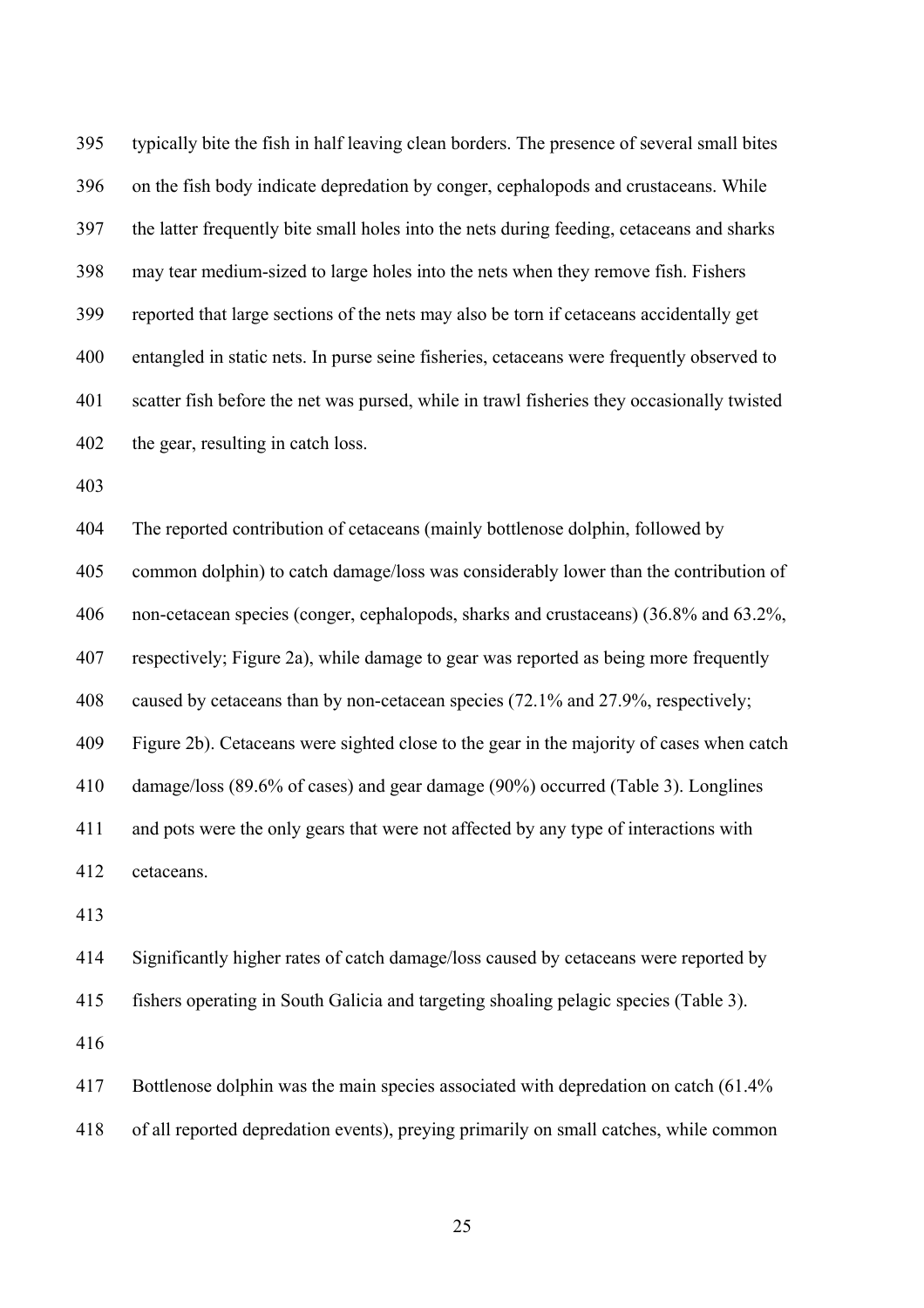typically bite the fish in half leaving clean borders. The presence of several small bites on the fish body indicate depredation by conger, cephalopods and crustaceans. While the latter frequently bite small holes into the nets during feeding, cetaceans and sharks may tear medium-sized to large holes into the nets when they remove fish. Fishers reported that large sections of the nets may also be torn if cetaceans accidentally get entangled in static nets. In purse seine fisheries, cetaceans were frequently observed to scatter fish before the net was pursed, while in trawl fisheries they occasionally twisted the gear, resulting in catch loss.

The reported contribution of cetaceans (mainly bottlenose dolphin, followed by common dolphin) to catch damage/loss was considerably lower than the contribution of non-cetacean species (conger, cephalopods, sharks and crustaceans) (36.8% and 63.2%, respectively; Figure 2a), while damage to gear was reported as being more frequently caused by cetaceans than by non-cetacean species (72.1% and 27.9%, respectively; Figure 2b). Cetaceans were sighted close to the gear in the majority of cases when catch damage/loss (89.6% of cases) and gear damage (90%) occurred (Table 3). Longlines and pots were the only gears that were not affected by any type of interactions with cetaceans.

Significantly higher rates of catch damage/loss caused by cetaceans were reported by fishers operating in South Galicia and targeting shoaling pelagic species (Table 3).

Bottlenose dolphin was the main species associated with depredation on catch (61.4% of all reported depredation events), preying primarily on small catches, while common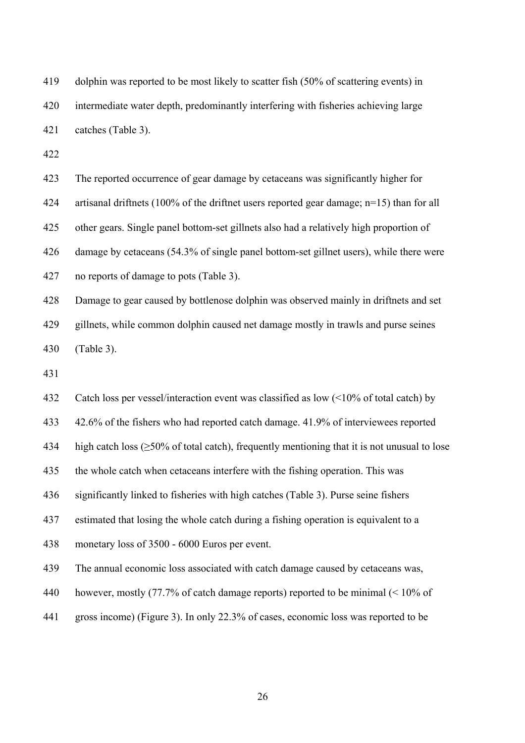dolphin was reported to be most likely to scatter fish (50% of scattering events) in intermediate water depth, predominantly interfering with fisheries achieving large catches (Table 3).

The reported occurrence of gear damage by cetaceans was significantly higher for artisanal driftnets (100% of the driftnet users reported gear damage; n=15) than for all other gears. Single panel bottom-set gillnets also had a relatively high proportion of damage by cetaceans (54.3% of single panel bottom-set gillnet users), while there were no reports of damage to pots (Table 3).

Damage to gear caused by bottlenose dolphin was observed mainly in driftnets and set gillnets, while common dolphin caused net damage mostly in trawls and purse seines (Table 3).

Catch loss per vessel/interaction event was classified as low (<10% of total catch) by 42.6% of the fishers who had reported catch damage. 41.9% of interviewees reported high catch loss (≥50% of total catch), frequently mentioning that it is not unusual to lose the whole catch when cetaceans interfere with the fishing operation. This was significantly linked to fisheries with high catches (Table 3). Purse seine fishers estimated that losing the whole catch during a fishing operation is equivalent to a monetary loss of 3500 - 6000 Euros per event.

The annual economic loss associated with catch damage caused by cetaceans was, however, mostly (77.7% of catch damage reports) reported to be minimal (< 10% of gross income) (Figure 3). In only 22.3% of cases, economic loss was reported to be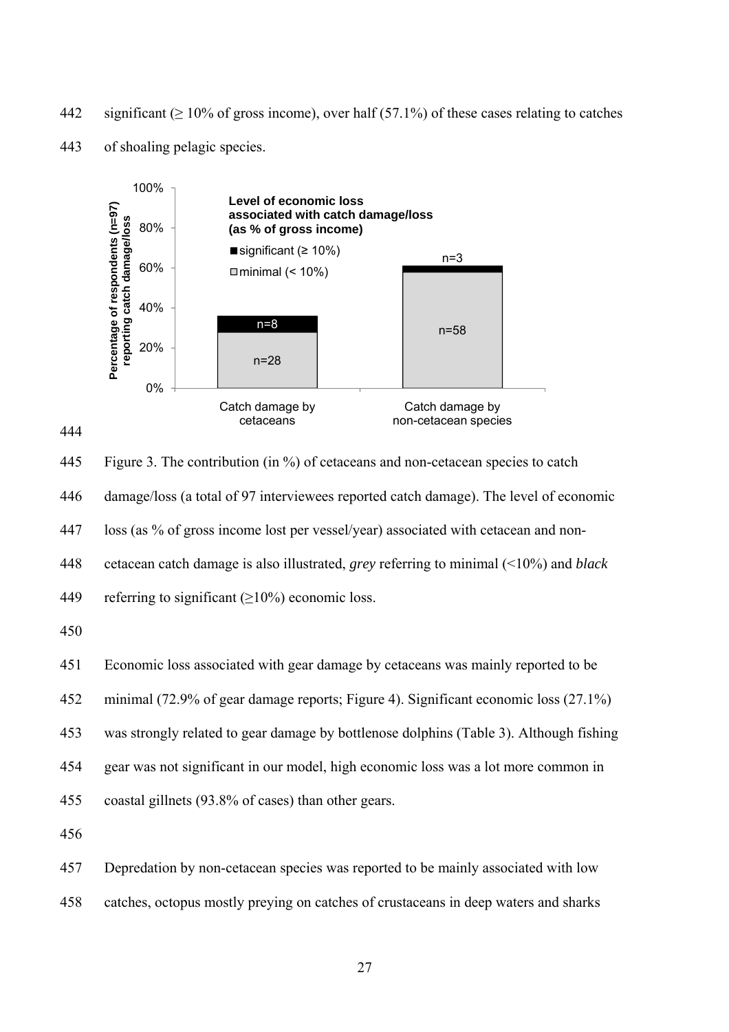significant (≥ 10% of gross income), over half (57.1%) of these cases relating to catches of shoaling pelagic species.

Figure 3. The contribution (in %) of cetaceans and non-cetacean species to catch damage/loss (a total of 97 interviewees reported catch damage). The level of economic loss (as % of gross income lost per vessel/year) associated with cetacean and non-cetacean catch damage is also illustrated, *grey* referring to minimal (<10%) and *black* referring to significant (≥10%) economic loss.

Economic loss associated with gear damage by cetaceans was mainly reported to be minimal (72.9% of gear damage reports; Figure 4). Significant economic loss (27.1%) was strongly related to gear damage by bottlenose dolphins (Table 3). Although fishing gear was not significant in our model, high economic loss was a lot more common in coastal gillnets (93.8% of cases) than other gears.

Depredation by non-cetacean species was reported to be mainly associated with low catches, octopus mostly preying on catches of crustaceans in deep waters and sharks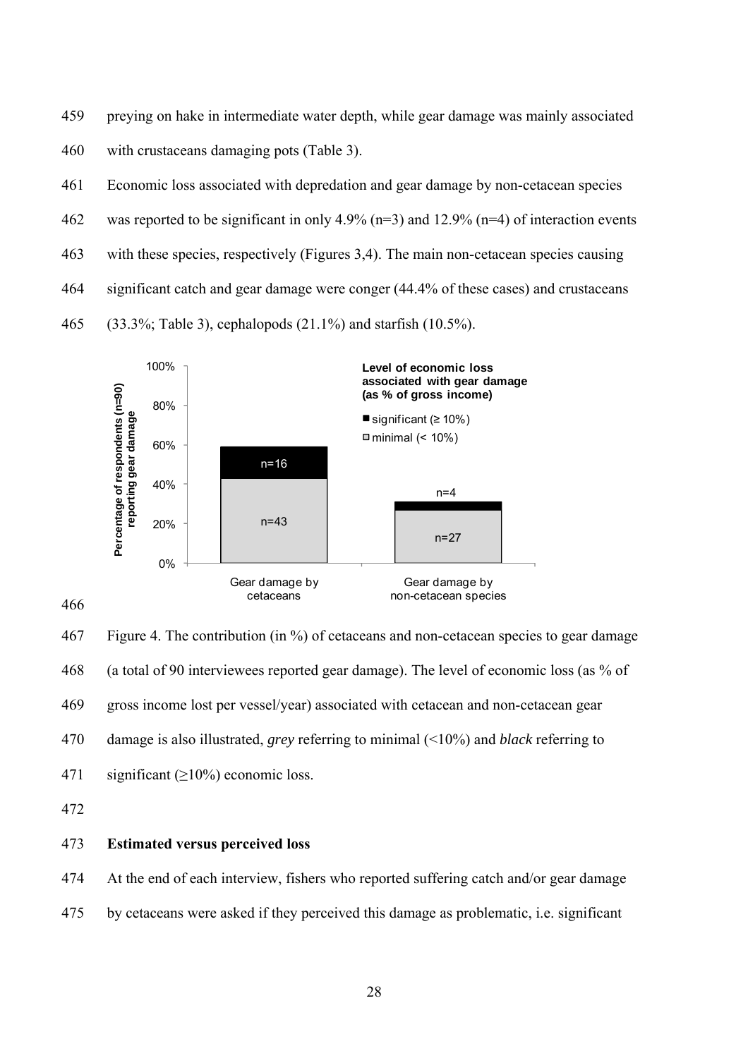preying on hake in intermediate water depth, while gear damage was mainly associated with crustaceans damaging pots (Table 3).

Economic loss associated with depredation and gear damage by non-cetacean species was reported to be significant in only 4.9% (n=3) and 12.9% (n=4) of interaction events with these species, respectively (Figures 3,4). The main non-cetacean species causing significant catch and gear damage were conger (44.4% of these cases) and crustaceans (33.3%; Table 3), cephalopods (21.1%) and starfish (10.5%).

Figure 4. The contribution (in %) of cetaceans and non-cetacean species to gear damage (a total of 90 interviewees reported gear damage). The level of economic loss (as % of gross income lost per vessel/year) associated with cetacean and non-cetacean gear damage is also illustrated, *grey* referring to minimal (<10%) and *black* referring to significant (≥10%) economic loss.

### Estimated versus perceived loss

At the end of each interview, fishers who reported suffering catch and/or gear damage by cetaceans were asked if they perceived this damage as problematic, i.e. significant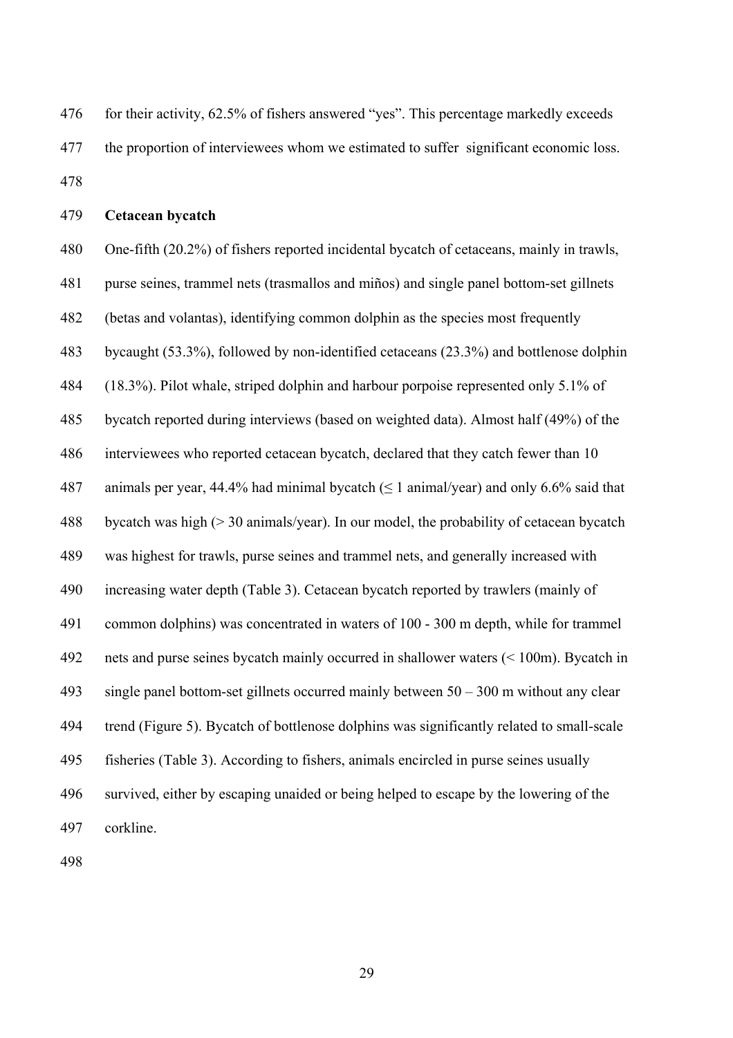for their activity, 62.5% of fishers answered "yes". This percentage markedly exceeds the proportion of interviewees whom we estimated to suffer significant economic loss.

**Cetacean bycatch**

One-fifth (20.2%) of fishers reported incidental bycatch of cetaceans, mainly in trawls, purse seines, trammel nets (trasmallos and miños) and single panel bottom-set gillnets (betas and volantas), identifying common dolphin as the species most frequently bycaught (53.3%), followed by non-identified cetaceans (23.3%) and bottlenose dolphin (18.3%). Pilot whale, striped dolphin and harbour porpoise represented only 5.1% of bycatch reported during interviews (based on weighted data). Almost half (49%) of the interviewees who reported cetacean bycatch, declared that they catch fewer than 10 animals per year, 44.4% had minimal bycatch (≤ 1 animal/year) and only 6.6% said that bycatch was high (> 30 animals/year). In our model, the probability of cetacean bycatch was highest for trawls, purse seines and trammel nets, and generally increased with increasing water depth (Table 3). Cetacean bycatch reported by trawlers (mainly of common dolphins) was concentrated in waters of 100 - 300 m depth, while for trammel nets and purse seines bycatch mainly occurred in shallower waters (< 100m). Bycatch in single panel bottom-set gillnets occurred mainly between 50 – 300 m without any clear trend (Figure 5). Bycatch of bottlenose dolphins was significantly related to small-scale fisheries (Table 3). According to fishers, animals encircled in purse seines usually survived, either by escaping unaided or being helped to escape by the lowering of the corkline.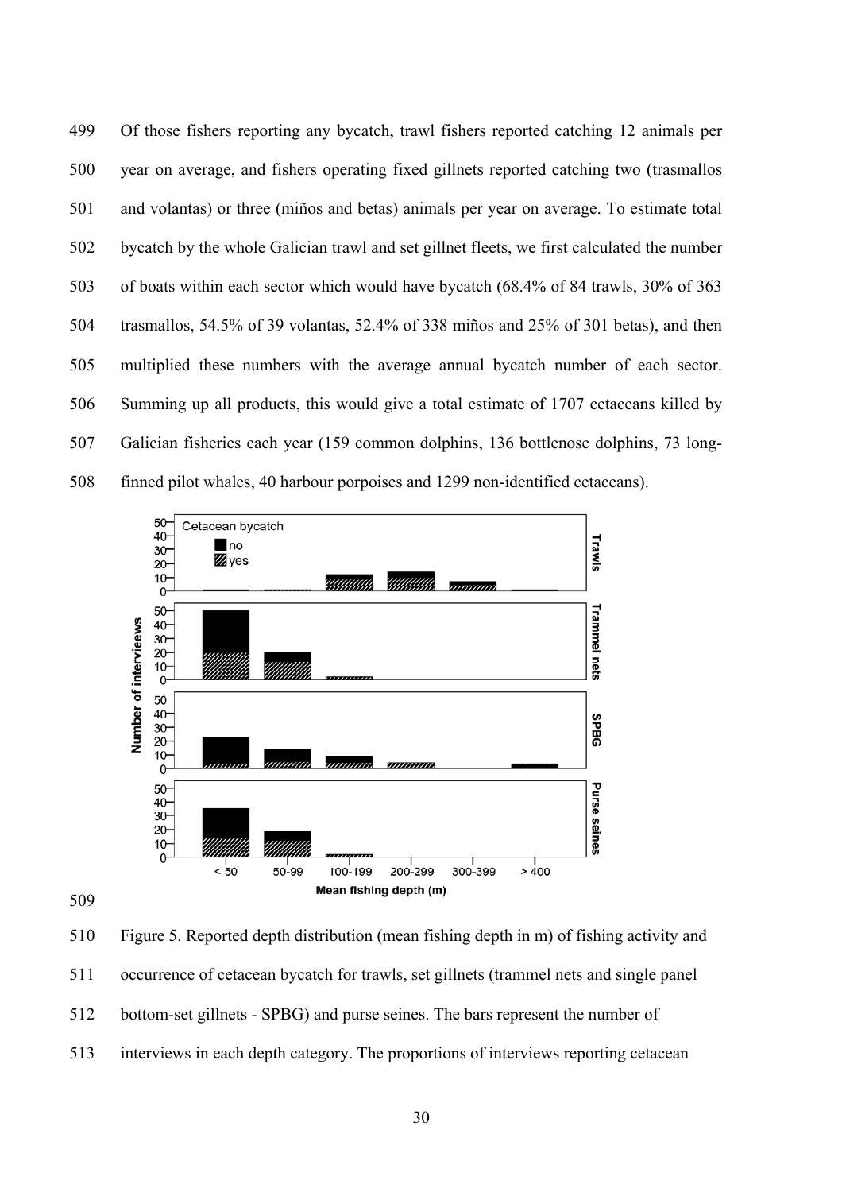Of those fishers reporting any bycatch, trawl fishers reported catching 12 animals per year on average, and fishers operating fixed gillnets reported catching two (trasmallos and volantas) or three (miños and betas) animals per year on average. To estimate total bycatch by the whole Galician trawl and set gillnet fleets, we first calculated the number of boats within each sector which would have bycatch (68.4% of 84 trawls, 30% of 363 trasmallos, 54.5% of 39 volantas, 52.4% of 338 miños and 25% of 301 betas), and then multiplied these numbers with the average annual bycatch number of each sector. Summing up all products, this would give a total estimate of 1707 cetaceans killed by Galician fisheries each year (159 common dolphins, 136 bottlenose dolphins, 73 long-finned pilot whales, 40 harbour porpoises and 1299 non-identified cetaceans).

Figure 5. Reported depth distribution (mean fishing depth in m) of fishing activity and occurrence of cetacean bycatch for trawls, set gillnets (trammel nets and single panel bottom-set gillnets - SPBG) and purse seines. The bars represent the number of interviews in each depth category. The proportions of interviews reporting cetacean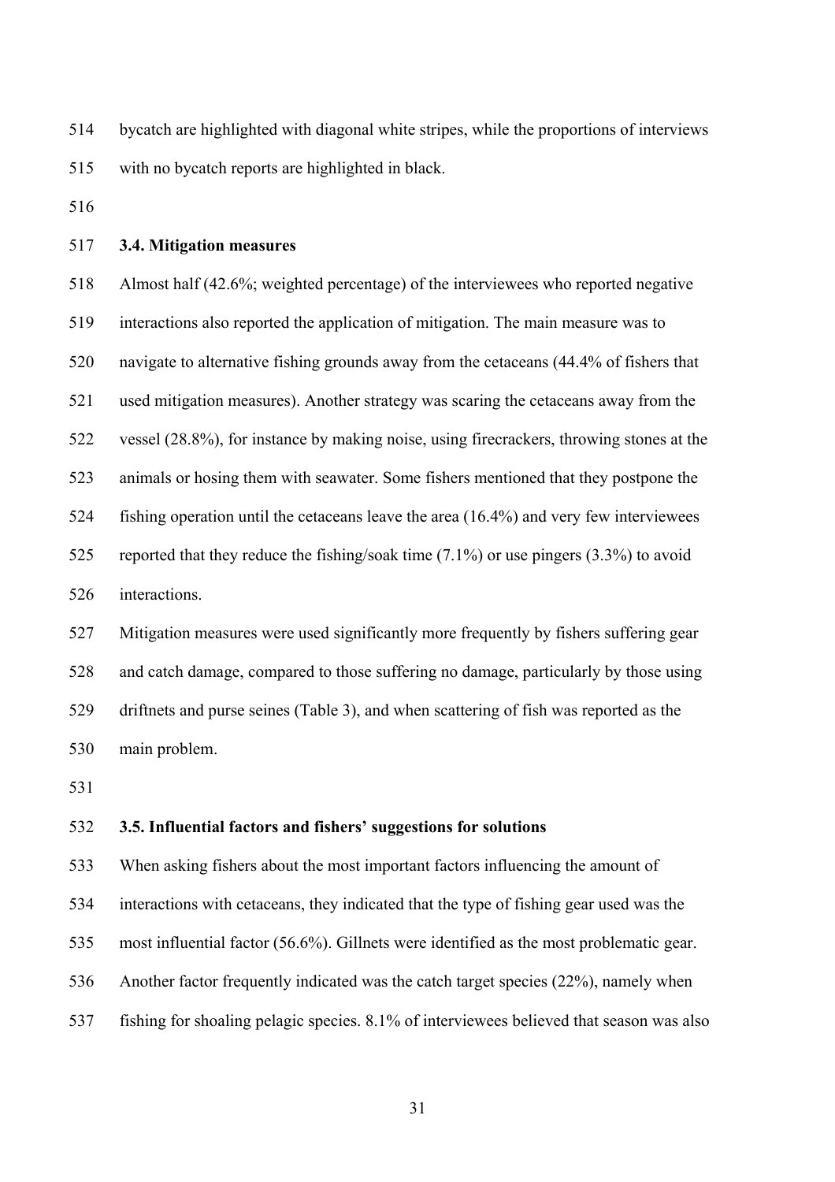bycatch are highlighted with diagonal white stripes, while the proportions of interviews with no bycatch reports are highlighted in black.

### 3.4. Mitigation measures

Almost half (42.6%; weighted percentage) of the interviewees who reported negative interactions also reported the application of mitigation. The main measure was to navigate to alternative fishing grounds away from the cetaceans (44.4% of fishers that used mitigation measures). Another strategy was scaring the cetaceans away from the vessel (28.8%), for instance by making noise, using firecrackers, throwing stones at the animals or hosing them with seawater. Some fishers mentioned that they postpone the fishing operation until the cetaceans leave the area (16.4%) and very few interviewees reported that they reduce the fishing/soak time (7.1%) or use pingers (3.3%) to avoid interactions.

Mitigation measures were used significantly more frequently by fishers suffering gear and catch damage, compared to those suffering no damage, particularly by those using driftnets and purse seines (Table 3), and when scattering of fish was reported as the main problem.

### 3.5. Influential factors and fishers' suggestions for solutions

When asking fishers about the most important factors influencing the amount of interactions with cetaceans, they indicated that the type of fishing gear used was the most influential factor (56.6%). Gillnets were identified as the most problematic gear. Another factor frequently indicated was the catch target species (22%), namely when fishing for shoaling pelagic species. 8.1% of interviewees believed that season was also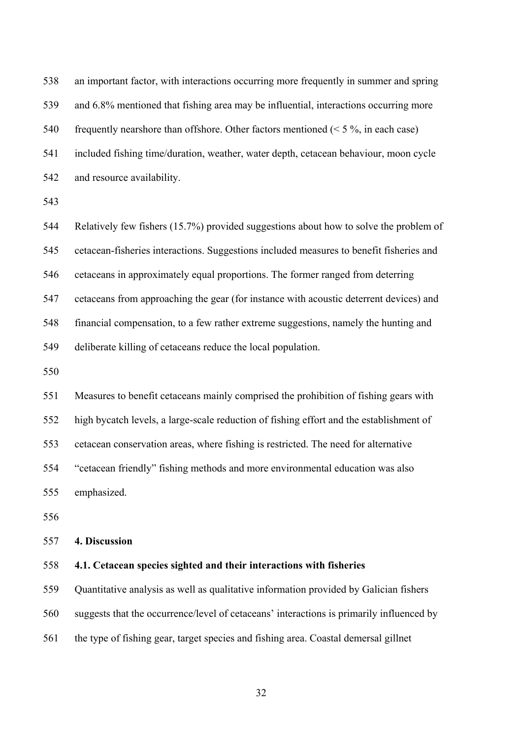an important factor, with interactions occurring more frequently in summer and spring and 6.8% mentioned that fishing area may be influential, interactions occurring more frequently nearshore than offshore. Other factors mentioned (< 5 %, in each case) included fishing time/duration, weather, water depth, cetacean behaviour, moon cycle and resource availability.

Relatively few fishers (15.7%) provided suggestions about how to solve the problem of cetacean-fisheries interactions. Suggestions included measures to benefit fisheries and cetaceans in approximately equal proportions. The former ranged from deterring cetaceans from approaching the gear (for instance with acoustic deterrent devices) and financial compensation, to a few rather extreme suggestions, namely the hunting and deliberate killing of cetaceans reduce the local population.

Measures to benefit cetaceans mainly comprised the prohibition of fishing gears with high bycatch levels, a large-scale reduction of fishing effort and the establishment of cetacean conservation areas, where fishing is restricted. The need for alternative "cetacean friendly" fishing methods and more environmental education was also emphasized.

## 4. Discussion

### 4.1. Cetacean species sighted and their interactions with fisheries

Quantitative analysis as well as qualitative information provided by Galician fishers suggests that the occurrence/level of cetaceans' interactions is primarily influenced by the type of fishing gear, target species and fishing area. Coastal demersal gillnet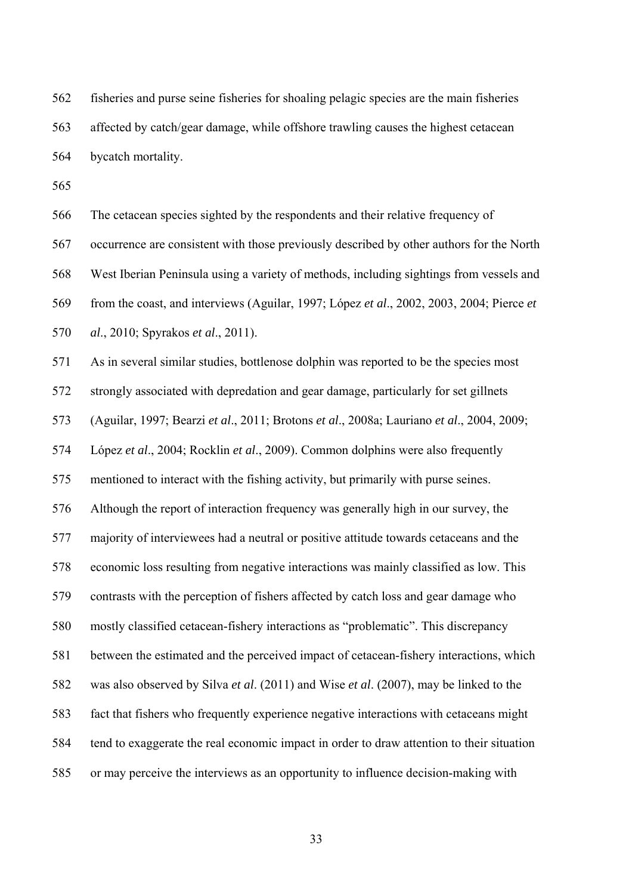fisheries and purse seine fisheries for shoaling pelagic species are the main fisheries affected by catch/gear damage, while offshore trawling causes the highest cetacean bycatch mortality.

The cetacean species sighted by the respondents and their relative frequency of occurrence are consistent with those previously described by other authors for the North West Iberian Peninsula using a variety of methods, including sightings from vessels and from the coast, and interviews (Aguilar, 1997; López *et al*., 2002, 2003, 2004; Pierce *et al*., 2010; Spyrakos *et al*., 2011).

As in several similar studies, bottlenose dolphin was reported to be the species most strongly associated with depredation and gear damage, particularly for set gillnets (Aguilar, 1997; Bearzi *et al*., 2011; Brotons *et al*., 2008a; Lauriano *et al*., 2004, 2009; López *et al*., 2004; Rocklin *et al*., 2009). Common dolphins were also frequently mentioned to interact with the fishing activity, but primarily with purse seines.

Although the report of interaction frequency was generally high in our survey, the majority of interviewees had a neutral or positive attitude towards cetaceans and the economic loss resulting from negative interactions was mainly classified as low. This contrasts with the perception of fishers affected by catch loss and gear damage who mostly classified cetacean-fishery interactions as "problematic". This discrepancy between the estimated and the perceived impact of cetacean-fishery interactions, which was also observed by Silva *et al*. (2011) and Wise *et al*. (2007), may be linked to the fact that fishers who frequently experience negative interactions with cetaceans might tend to exaggerate the real economic impact in order to draw attention to their situation or may perceive the interviews as an opportunity to influence decision-making with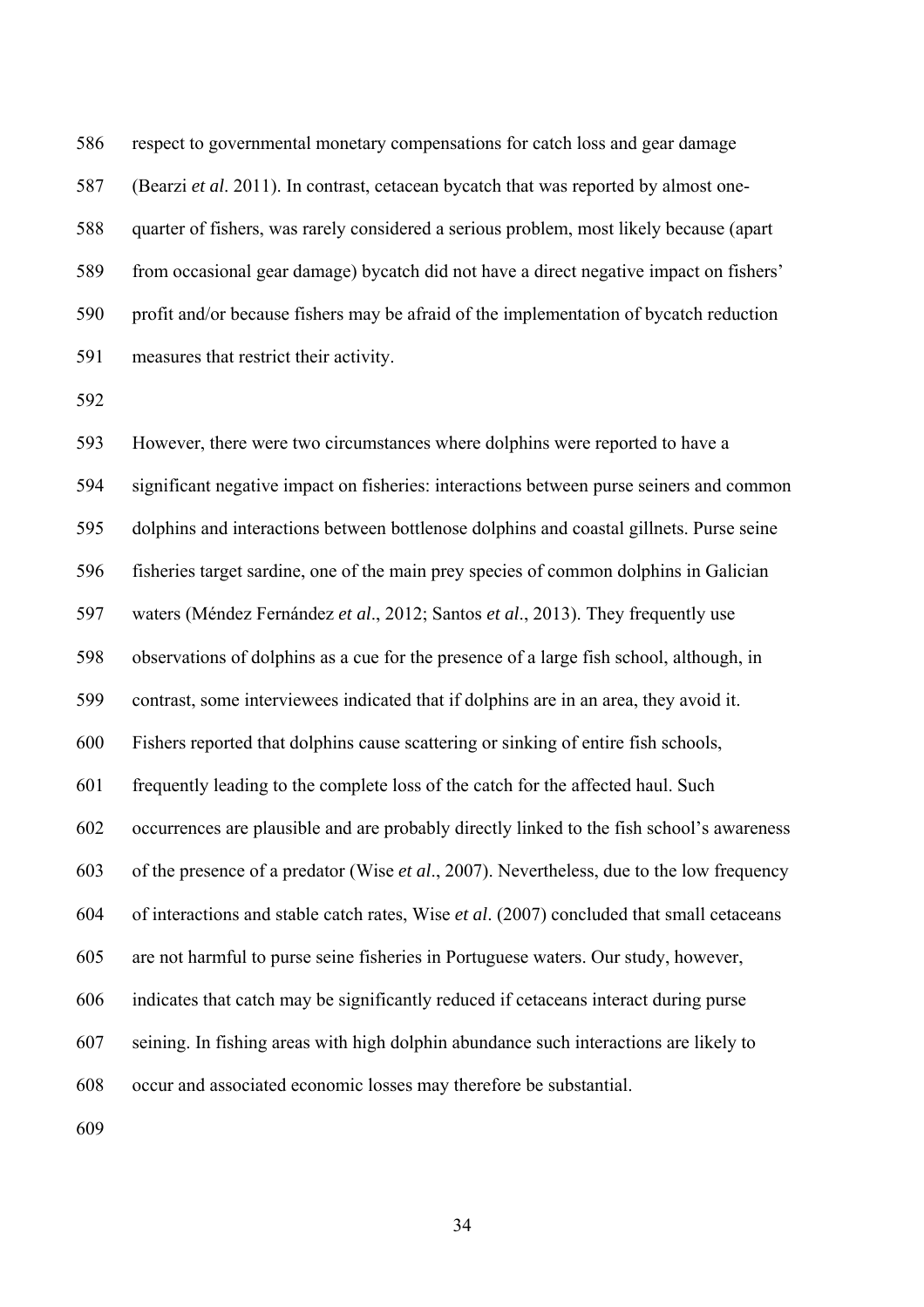respect to governmental monetary compensations for catch loss and gear damage (Bearzi *et al*. 2011). In contrast, cetacean bycatch that was reported by almost one-quarter of fishers, was rarely considered a serious problem, most likely because (apart from occasional gear damage) bycatch did not have a direct negative impact on fishers' profit and/or because fishers may be afraid of the implementation of bycatch reduction measures that restrict their activity.

However, there were two circumstances where dolphins were reported to have a significant negative impact on fisheries: interactions between purse seiners and common dolphins and interactions between bottlenose dolphins and coastal gillnets. Purse seine fisheries target sardine, one of the main prey species of common dolphins in Galician waters (Méndez Fernández *et al*., 2012; Santos *et al*., 2013). They frequently use observations of dolphins as a cue for the presence of a large fish school, although, in contrast, some interviewees indicated that if dolphins are in an area, they avoid it. Fishers reported that dolphins cause scattering or sinking of entire fish schools, frequently leading to the complete loss of the catch for the affected haul. Such occurrences are plausible and are probably directly linked to the fish school's awareness of the presence of a predator (Wise *et al*., 2007). Nevertheless, due to the low frequency of interactions and stable catch rates, Wise *et al*. (2007) concluded that small cetaceans are not harmful to purse seine fisheries in Portuguese waters. Our study, however, indicates that catch may be significantly reduced if cetaceans interact during purse seining. In fishing areas with high dolphin abundance such interactions are likely to occur and associated economic losses may therefore be substantial.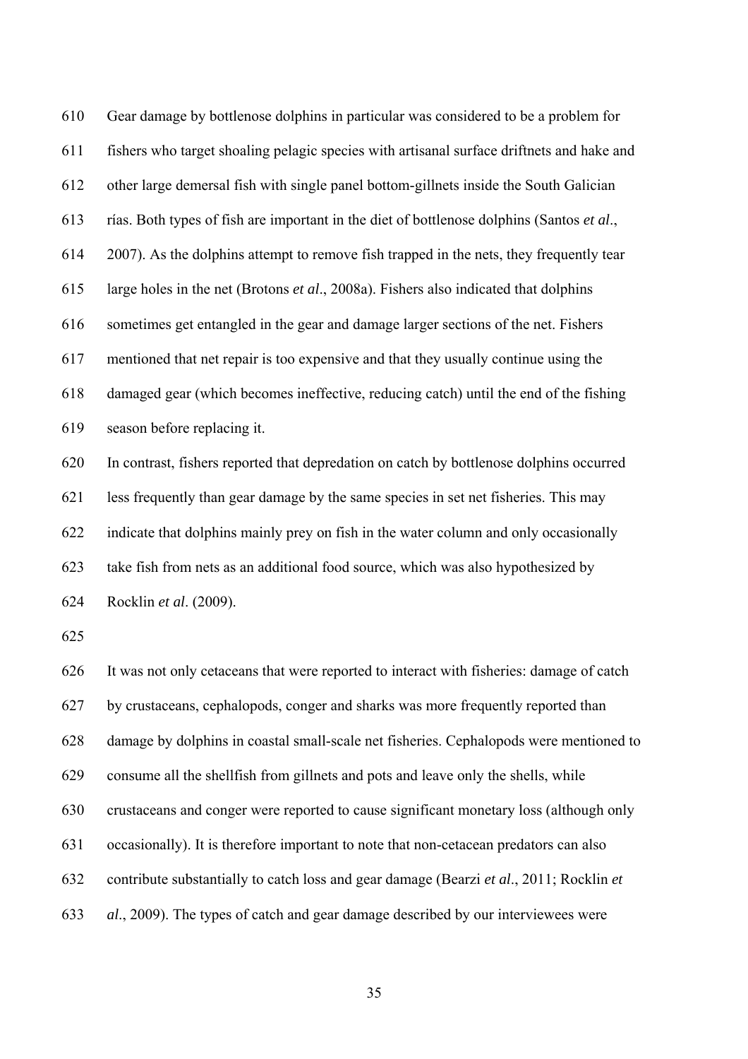Gear damage by bottlenose dolphins in particular was considered to be a problem for fishers who target shoaling pelagic species with artisanal surface driftnets and hake and other large demersal fish with single panel bottom-gillnets inside the South Galician rías. Both types of fish are important in the diet of bottlenose dolphins (Santos *et al*., 2007). As the dolphins attempt to remove fish trapped in the nets, they frequently tear large holes in the net (Brotons *et al*., 2008a). Fishers also indicated that dolphins sometimes get entangled in the gear and damage larger sections of the net. Fishers mentioned that net repair is too expensive and that they usually continue using the damaged gear (which becomes ineffective, reducing catch) until the end of the fishing season before replacing it.

In contrast, fishers reported that depredation on catch by bottlenose dolphins occurred less frequently than gear damage by the same species in set net fisheries. This may indicate that dolphins mainly prey on fish in the water column and only occasionally take fish from nets as an additional food source, which was also hypothesized by Rocklin *et al*. (2009).

It was not only cetaceans that were reported to interact with fisheries: damage of catch by crustaceans, cephalopods, conger and sharks was more frequently reported than damage by dolphins in coastal small-scale net fisheries. Cephalopods were mentioned to consume all the shellfish from gillnets and pots and leave only the shells, while crustaceans and conger were reported to cause significant monetary loss (although only occasionally). It is therefore important to note that non-cetacean predators can also contribute substantially to catch loss and gear damage (Bearzi *et al*., 2011; Rocklin *et al*., 2009). The types of catch and gear damage described by our interviewees were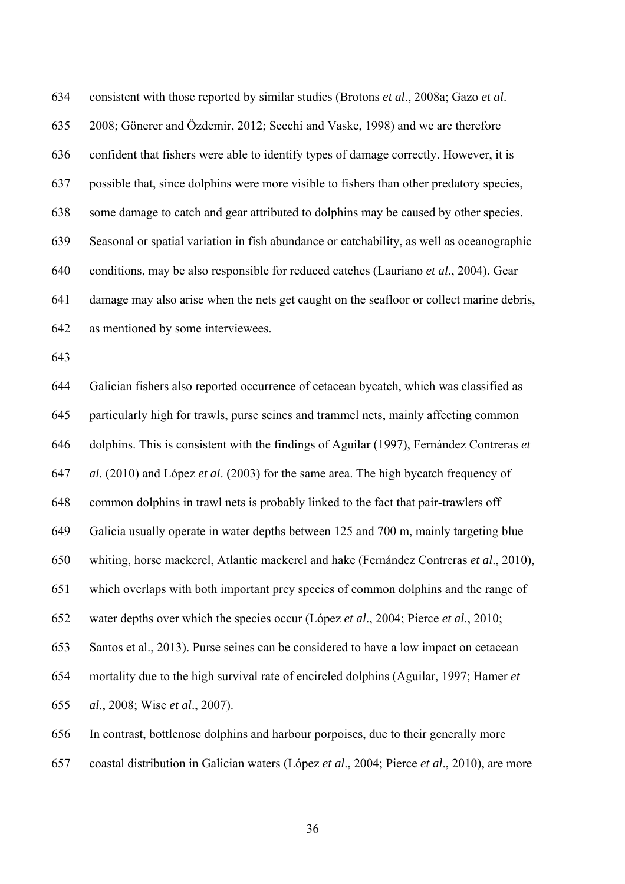consistent with those reported by similar studies (Brotons *et al*., 2008a; Gazo *et al*. 2008; Gönerer and Özdemir, 2012; Secchi and Vaske, 1998) and we are therefore confident that fishers were able to identify types of damage correctly. However, it is possible that, since dolphins were more visible to fishers than other predatory species, some damage to catch and gear attributed to dolphins may be caused by other species. Seasonal or spatial variation in fish abundance or catchability, as well as oceanographic conditions, may be also responsible for reduced catches (Lauriano *et al*., 2004). Gear damage may also arise when the nets get caught on the seafloor or collect marine debris, as mentioned by some interviewees.

Galician fishers also reported occurrence of cetacean bycatch, which was classified as particularly high for trawls, purse seines and trammel nets, mainly affecting common dolphins. This is consistent with the findings of Aguilar (1997), Fernández Contreras *et al*. (2010) and López *et al*. (2003) for the same area. The high bycatch frequency of common dolphins in trawl nets is probably linked to the fact that pair-trawlers off Galicia usually operate in water depths between 125 and 700 m, mainly targeting blue whiting, horse mackerel, Atlantic mackerel and hake (Fernández Contreras *et al*., 2010), which overlaps with both important prey species of common dolphins and the range of water depths over which the species occur (López *et al*., 2004; Pierce *et al*., 2010; Santos et al., 2013). Purse seines can be considered to have a low impact on cetacean mortality due to the high survival rate of encircled dolphins (Aguilar, 1997; Hamer *et al*., 2008; Wise *et al*., 2007).

In contrast, bottlenose dolphins and harbour porpoises, due to their generally more coastal distribution in Galician waters (López *et al*., 2004; Pierce *et al*., 2010), are more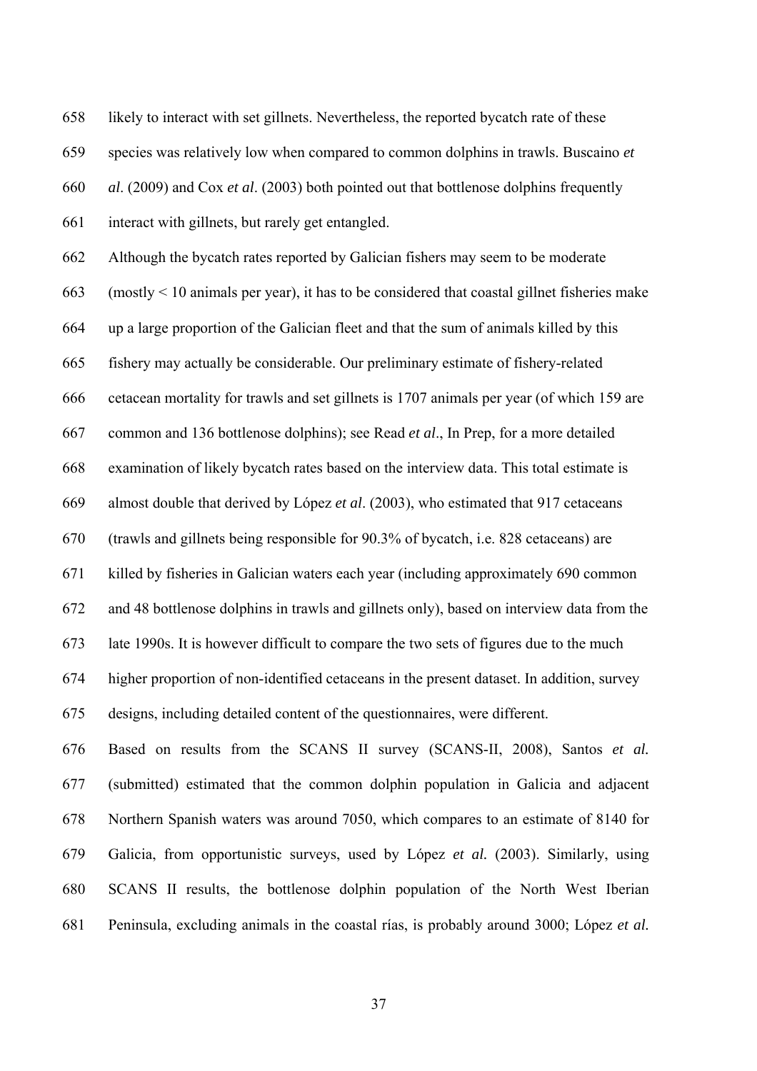likely to interact with set gillnets. Nevertheless, the reported bycatch rate of these species was relatively low when compared to common dolphins in trawls. Buscaino *et al*. (2009) and Cox *et al*. (2003) both pointed out that bottlenose dolphins frequently interact with gillnets, but rarely get entangled.

Although the bycatch rates reported by Galician fishers may seem to be moderate (mostly < 10 animals per year), it has to be considered that coastal gillnet fisheries make up a large proportion of the Galician fleet and that the sum of animals killed by this fishery may actually be considerable. Our preliminary estimate of fishery-related cetacean mortality for trawls and set gillnets is 1707 animals per year (of which 159 are common and 136 bottlenose dolphins); see Read *et al*., In Prep, for a more detailed examination of likely bycatch rates based on the interview data. This total estimate is almost double that derived by López *et al*. (2003), who estimated that 917 cetaceans (trawls and gillnets being responsible for 90.3% of bycatch, i.e. 828 cetaceans) are killed by fisheries in Galician waters each year (including approximately 690 common and 48 bottlenose dolphins in trawls and gillnets only), based on interview data from the late 1990s. It is however difficult to compare the two sets of figures due to the much higher proportion of non-identified cetaceans in the present dataset. In addition, survey designs, including detailed content of the questionnaires, were different.

Based on results from the SCANS II survey (SCANS-II, 2008), Santos *et al.* (submitted) estimated that the common dolphin population in Galicia and adjacent Northern Spanish waters was around 7050, which compares to an estimate of 8140 for Galicia, from opportunistic surveys, used by López *et al.* (2003). Similarly, using SCANS II results, the bottlenose dolphin population of the North West Iberian Peninsula, excluding animals in the coastal rías, is probably around 3000; López *et al.*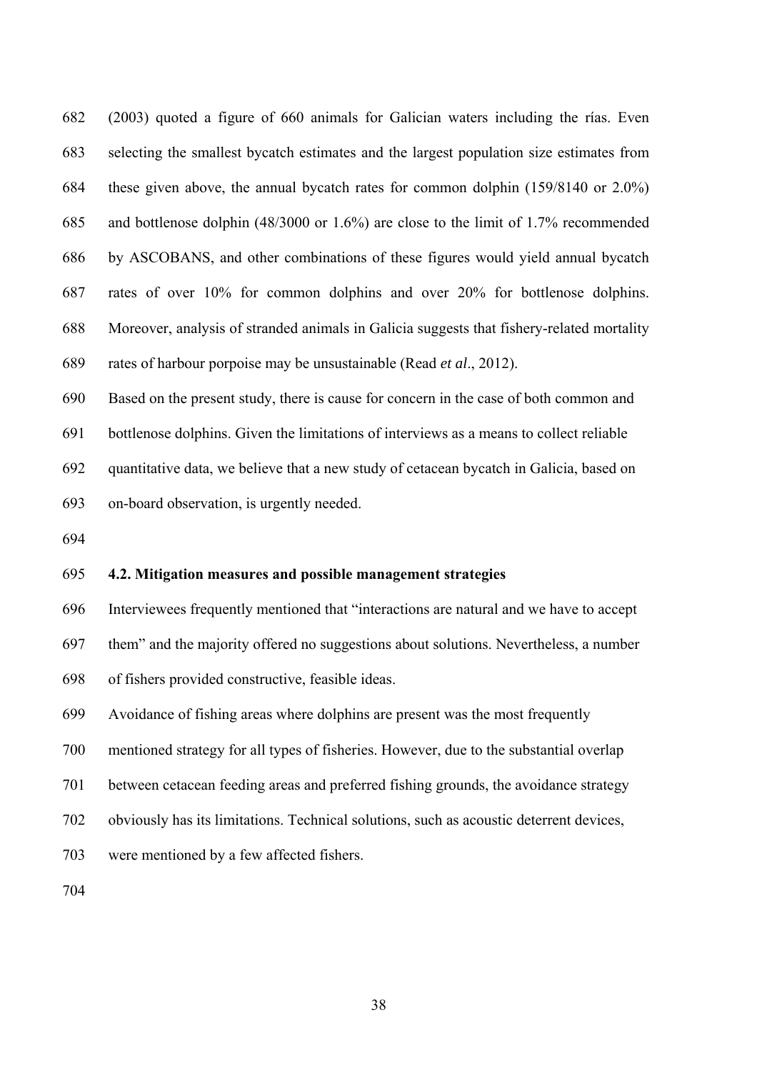(2003) quoted a figure of 660 animals for Galician waters including the rías. Even selecting the smallest bycatch estimates and the largest population size estimates from these given above, the annual bycatch rates for common dolphin (159/8140 or 2.0%) and bottlenose dolphin (48/3000 or 1.6%) are close to the limit of 1.7% recommended by ASCOBANS, and other combinations of these figures would yield annual bycatch rates of over 10% for common dolphins and over 20% for bottlenose dolphins. Moreover, analysis of stranded animals in Galicia suggests that fishery-related mortality rates of harbour porpoise may be unsustainable (Read *et al*., 2012).

Based on the present study, there is cause for concern in the case of both common and bottlenose dolphins. Given the limitations of interviews as a means to collect reliable quantitative data, we believe that a new study of cetacean bycatch in Galicia, based on on-board observation, is urgently needed.

### 4.2. Mitigation measures and possible management strategies

Interviewees frequently mentioned that "interactions are natural and we have to accept them" and the majority offered no suggestions about solutions. Nevertheless, a number of fishers provided constructive, feasible ideas.

Avoidance of fishing areas where dolphins are present was the most frequently mentioned strategy for all types of fisheries. However, due to the substantial overlap between cetacean feeding areas and preferred fishing grounds, the avoidance strategy obviously has its limitations. Technical solutions, such as acoustic deterrent devices, were mentioned by a few affected fishers.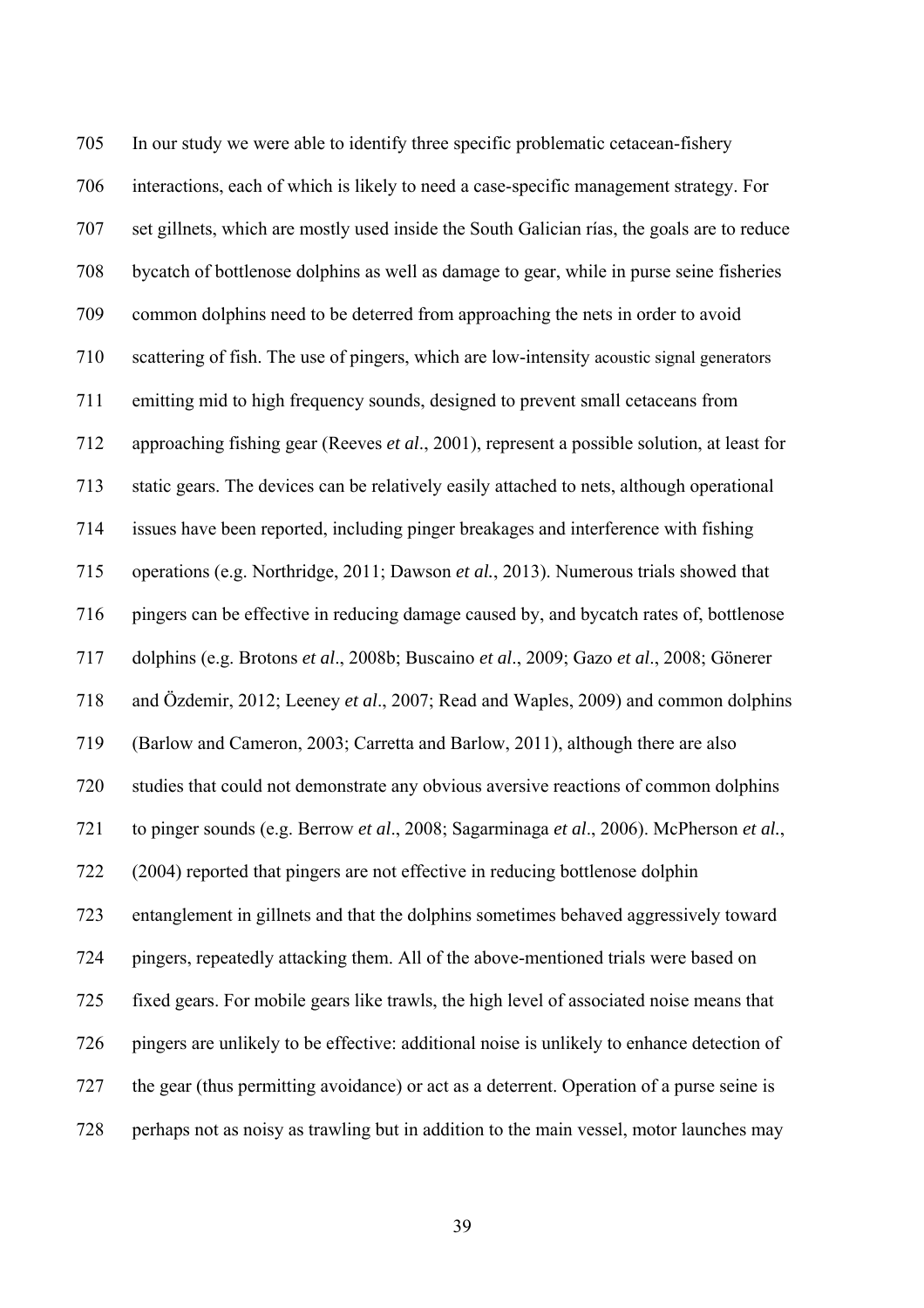In our study we were able to identify three specific problematic cetacean-fishery interactions, each of which is likely to need a case-specific management strategy. For set gillnets, which are mostly used inside the South Galician rías, the goals are to reduce bycatch of bottlenose dolphins as well as damage to gear, while in purse seine fisheries common dolphins need to be deterred from approaching the nets in order to avoid scattering of fish. The use of pingers, which are low-intensity acoustic signal generators emitting mid to high frequency sounds, designed to prevent small cetaceans from approaching fishing gear (Reeves *et al*., 2001), represent a possible solution, at least for static gears. The devices can be relatively easily attached to nets, although operational issues have been reported, including pinger breakages and interference with fishing operations (e.g. Northridge, 2011; Dawson *et al.*, 2013). Numerous trials showed that pingers can be effective in reducing damage caused by, and bycatch rates of, bottlenose dolphins (e.g. Brotons *et al*., 2008b; Buscaino *et al*., 2009; Gazo *et al*., 2008; Gönerer and Özdemir, 2012; Leeney *et al*., 2007; Read and Waples, 2009) and common dolphins (Barlow and Cameron, 2003; Carretta and Barlow, 2011), although there are also studies that could not demonstrate any obvious aversive reactions of common dolphins to pinger sounds (e.g. Berrow *et al*., 2008; Sagarminaga *et al*., 2006). McPherson *et al.*, (2004) reported that pingers are not effective in reducing bottlenose dolphin entanglement in gillnets and that the dolphins sometimes behaved aggressively toward pingers, repeatedly attacking them. All of the above-mentioned trials were based on fixed gears. For mobile gears like trawls, the high level of associated noise means that pingers are unlikely to be effective: additional noise is unlikely to enhance detection of the gear (thus permitting avoidance) or act as a deterrent. Operation of a purse seine is perhaps not as noisy as trawling but in addition to the main vessel, motor launches may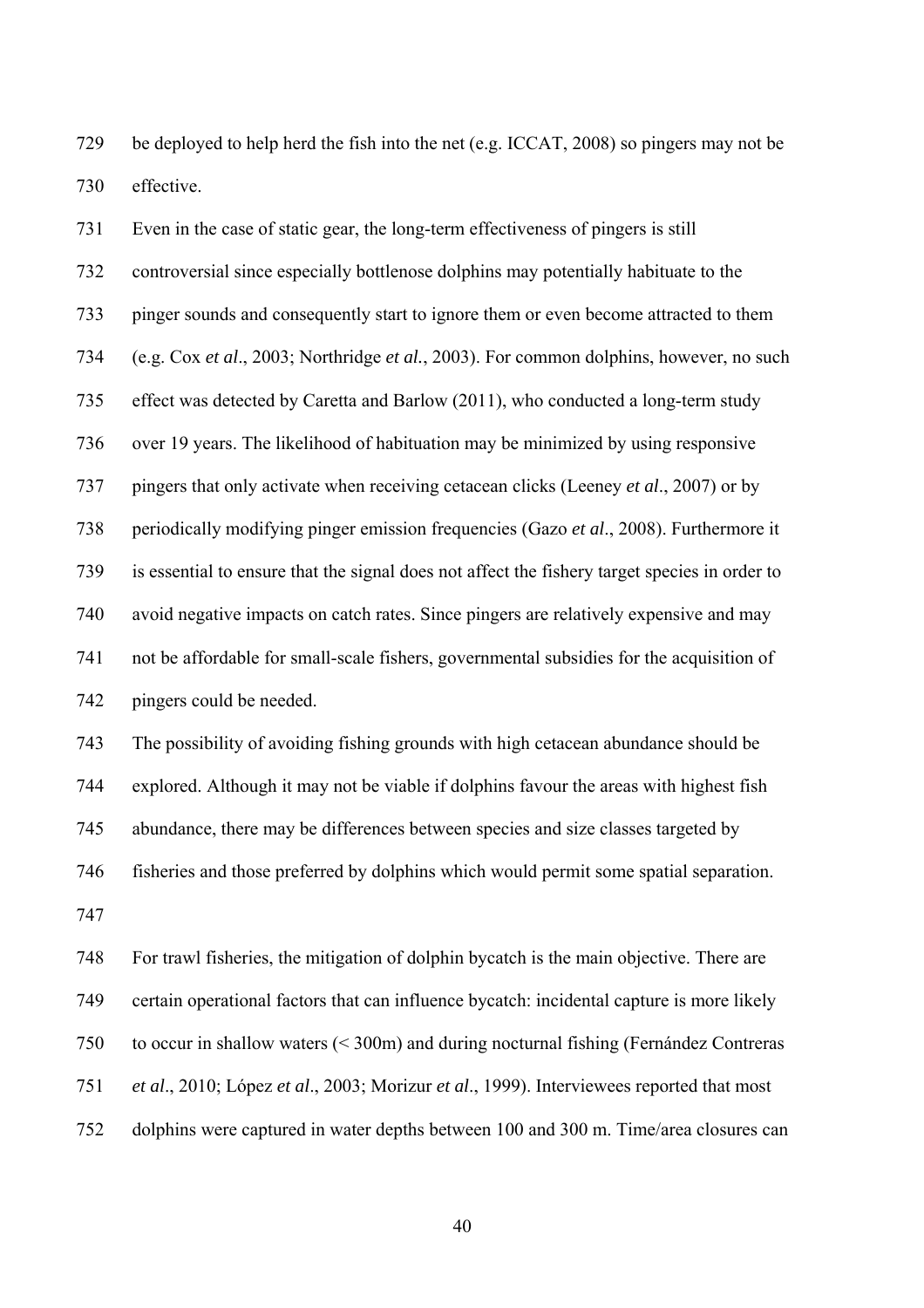be deployed to help herd the fish into the net (e.g. ICCAT, 2008) so pingers may not be effective.

Even in the case of static gear, the long-term effectiveness of pingers is still controversial since especially bottlenose dolphins may potentially habituate to the pinger sounds and consequently start to ignore them or even become attracted to them (e.g. Cox *et al*., 2003; Northridge *et al.*, 2003). For common dolphins, however, no such effect was detected by Caretta and Barlow (2011), who conducted a long-term study over 19 years. The likelihood of habituation may be minimized by using responsive pingers that only activate when receiving cetacean clicks (Leeney *et al*., 2007) or by periodically modifying pinger emission frequencies (Gazo *et al*., 2008). Furthermore it is essential to ensure that the signal does not affect the fishery target species in order to avoid negative impacts on catch rates. Since pingers are relatively expensive and may not be affordable for small-scale fishers, governmental subsidies for the acquisition of pingers could be needed.

The possibility of avoiding fishing grounds with high cetacean abundance should be explored. Although it may not be viable if dolphins favour the areas with highest fish abundance, there may be differences between species and size classes targeted by fisheries and those preferred by dolphins which would permit some spatial separation.

For trawl fisheries, the mitigation of dolphin bycatch is the main objective. There are certain operational factors that can influence bycatch: incidental capture is more likely to occur in shallow waters (< 300m) and during nocturnal fishing (Fernández Contreras *et al*., 2010; López *et al*., 2003; Morizur *et al*., 1999). Interviewees reported that most dolphins were captured in water depths between 100 and 300 m. Time/area closures can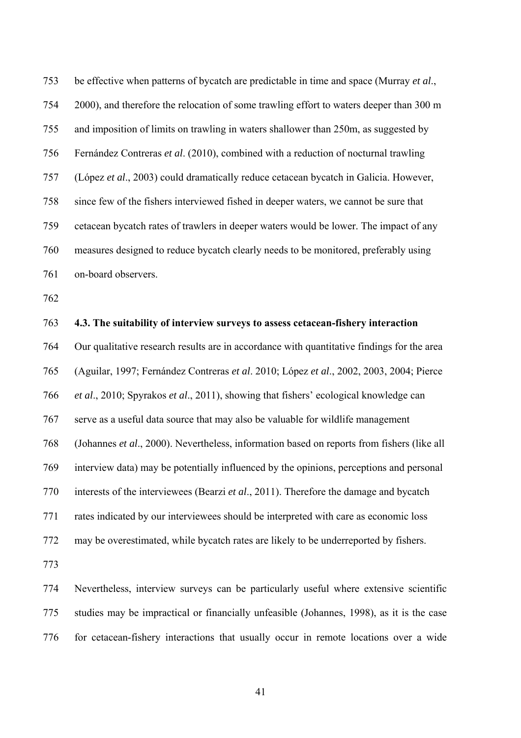be effective when patterns of bycatch are predictable in time and space (Murray *et al*., 2000), and therefore the relocation of some trawling effort to waters deeper than 300 m and imposition of limits on trawling in waters shallower than 250m, as suggested by Fernández Contreras *et al*. (2010), combined with a reduction of nocturnal trawling (López *et al*., 2003) could dramatically reduce cetacean bycatch in Galicia. However, since few of the fishers interviewed fished in deeper waters, we cannot be sure that cetacean bycatch rates of trawlers in deeper waters would be lower. The impact of any measures designed to reduce bycatch clearly needs to be monitored, preferably using on-board observers.

### 4.3. The suitability of interview surveys to assess cetacean-fishery interaction

Our qualitative research results are in accordance with quantitative findings for the area (Aguilar, 1997; Fernández Contreras *et al*. 2010; López *et al*., 2002, 2003, 2004; Pierce *et al*., 2010; Spyrakos *et al*., 2011), showing that fishers' ecological knowledge can serve as a useful data source that may also be valuable for wildlife management (Johannes *et al*., 2000). Nevertheless, information based on reports from fishers (like all interview data) may be potentially influenced by the opinions, perceptions and personal interests of the interviewees (Bearzi *et al*., 2011). Therefore the damage and bycatch rates indicated by our interviewees should be interpreted with care as economic loss may be overestimated, while bycatch rates are likely to be underreported by fishers.

Nevertheless, interview surveys can be particularly useful where extensive scientific studies may be impractical or financially unfeasible (Johannes, 1998), as it is the case for cetacean-fishery interactions that usually occur in remote locations over a wide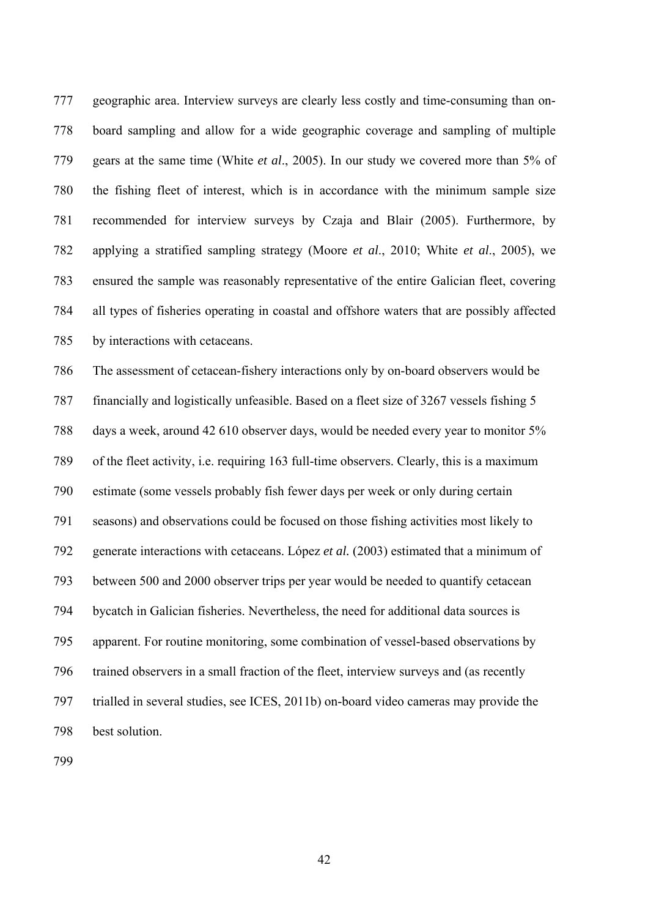geographic area. Interview surveys are clearly less costly and time-consuming than on-board sampling and allow for a wide geographic coverage and sampling of multiple gears at the same time (White *et al*., 2005). In our study we covered more than 5% of the fishing fleet of interest, which is in accordance with the minimum sample size recommended for interview surveys by Czaja and Blair (2005). Furthermore, by applying a stratified sampling strategy (Moore *et al*., 2010; White *et al*., 2005), we ensured the sample was reasonably representative of the entire Galician fleet, covering all types of fisheries operating in coastal and offshore waters that are possibly affected by interactions with cetaceans.

The assessment of cetacean-fishery interactions only by on-board observers would be financially and logistically unfeasible. Based on a fleet size of 3267 vessels fishing 5 days a week, around 42 610 observer days, would be needed every year to monitor 5% of the fleet activity, i.e. requiring 163 full-time observers. Clearly, this is a maximum estimate (some vessels probably fish fewer days per week or only during certain seasons) and observations could be focused on those fishing activities most likely to generate interactions with cetaceans. López *et al.* (2003) estimated that a minimum of between 500 and 2000 observer trips per year would be needed to quantify cetacean bycatch in Galician fisheries. Nevertheless, the need for additional data sources is apparent. For routine monitoring, some combination of vessel-based observations by trained observers in a small fraction of the fleet, interview surveys and (as recently trialled in several studies, see ICES, 2011b) on-board video cameras may provide the best solution.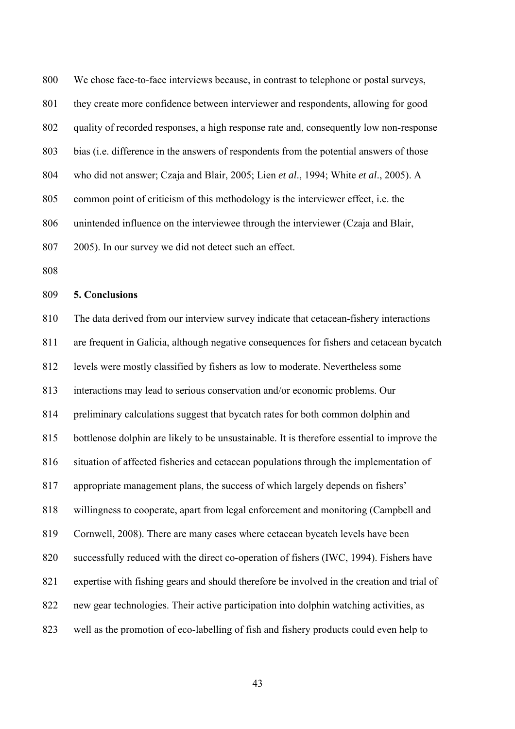We chose face-to-face interviews because, in contrast to telephone or postal surveys, they create more confidence between interviewer and respondents, allowing for good quality of recorded responses, a high response rate and, consequently low non-response bias (i.e. difference in the answers of respondents from the potential answers of those who did not answer; Czaja and Blair, 2005; Lien *et al*., 1994; White *et al*., 2005). A common point of criticism of this methodology is the interviewer effect, i.e. the unintended influence on the interviewee through the interviewer (Czaja and Blair, 2005). In our survey we did not detect such an effect.

## 5. Conclusions

The data derived from our interview survey indicate that cetacean-fishery interactions are frequent in Galicia, although negative consequences for fishers and cetacean bycatch levels were mostly classified by fishers as low to moderate. Nevertheless some interactions may lead to serious conservation and/or economic problems. Our preliminary calculations suggest that bycatch rates for both common dolphin and bottlenose dolphin are likely to be unsustainable. It is therefore essential to improve the situation of affected fisheries and cetacean populations through the implementation of appropriate management plans, the success of which largely depends on fishers' willingness to cooperate, apart from legal enforcement and monitoring (Campbell and Cornwell, 2008). There are many cases where cetacean bycatch levels have been successfully reduced with the direct co-operation of fishers (IWC, 1994). Fishers have expertise with fishing gears and should therefore be involved in the creation and trial of new gear technologies. Their active participation into dolphin watching activities, as well as the promotion of eco-labelling of fish and fishery products could even help to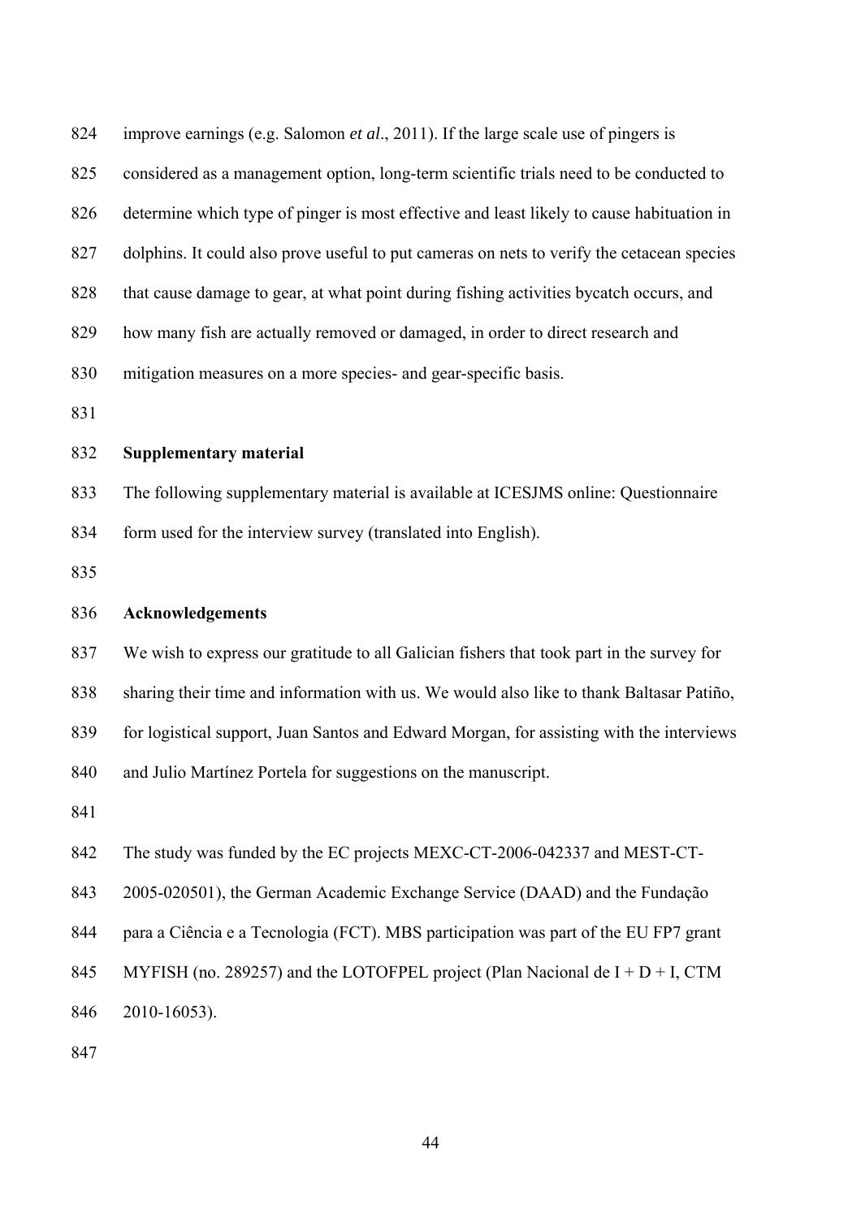improve earnings (e.g. Salomon *et al*., 2011). If the large scale use of pingers is considered as a management option, long-term scientific trials need to be conducted to determine which type of pinger is most effective and least likely to cause habituation in dolphins. It could also prove useful to put cameras on nets to verify the cetacean species that cause damage to gear, at what point during fishing activities bycatch occurs, and how many fish are actually removed or damaged, in order to direct research and mitigation measures on a more species- and gear-specific basis.

## Supplementary material

The following supplementary material is available at ICESJMS online: Questionnaire form used for the interview survey (translated into English).

## Acknowledgements

We wish to express our gratitude to all Galician fishers that took part in the survey for sharing their time and information with us. We would also like to thank Baltasar Patiño, for logistical support, Juan Santos and Edward Morgan, for assisting with the interviews and Julio Martínez Portela for suggestions on the manuscript.

The study was funded by the EC projects MEXC-CT-2006-042337 and MEST-CT-2005-020501), the German Academic Exchange Service (DAAD) and the Fundação para a Ciência e a Tecnologia (FCT). MBS participation was part of the EU FP7 grant MYFISH (no. 289257) and the LOTOFPEL project (Plan Nacional de I + D + I, CTM 2010-16053).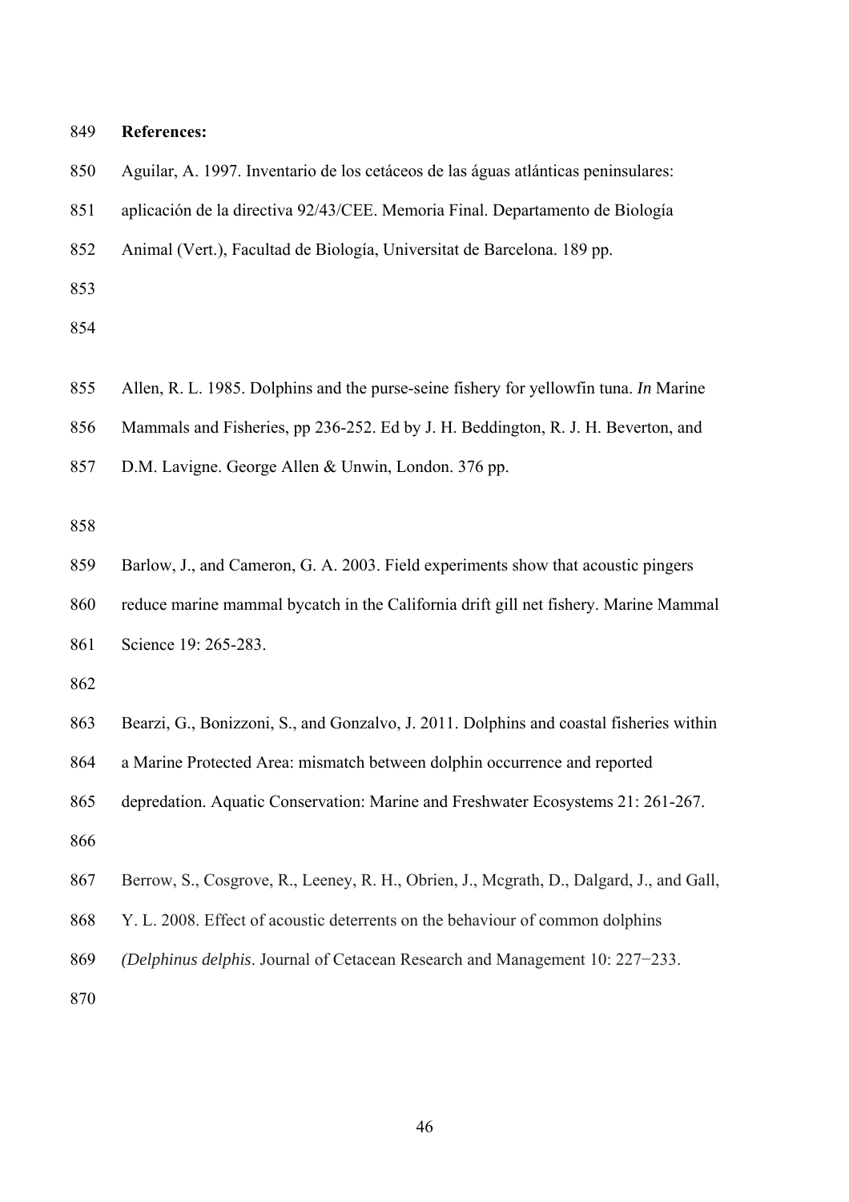**References:**

Aguilar, A. 1997. Inventario de los cetáceos de las águas atlánticas peninsulares: aplicación de la directiva 92/43/CEE. Memoria Final. Departamento de Biología Animal (Vert.), Facultad de Biología, Universitat de Barcelona. 189 pp.

Allen, R. L. 1985. Dolphins and the purse-seine fishery for yellowfin tuna. *In* Marine Mammals and Fisheries, pp 236-252. Ed by J. H. Beddington, R. J. H. Beverton, and D.M. Lavigne. George Allen & Unwin, London. 376 pp.

Barlow, J., and Cameron, G. A. 2003. Field experiments show that acoustic pingers reduce marine mammal bycatch in the California drift gill net fishery. Marine Mammal Science 19: 265-283.

Bearzi, G., Bonizzoni, S., and Gonzalvo, J. 2011. Dolphins and coastal fisheries within a Marine Protected Area: mismatch between dolphin occurrence and reported depredation. Aquatic Conservation: Marine and Freshwater Ecosystems 21: 261-267.

Berrow, S., Cosgrove, R., Leeney, R. H., Obrien, J., Mcgrath, D., Dalgard, J., and Gall, Y. L. 2008. Effect of acoustic deterrents on the behaviour of common dolphins *(Delphinus delphis*. Journal of Cetacean Research and Management 10: 227−233.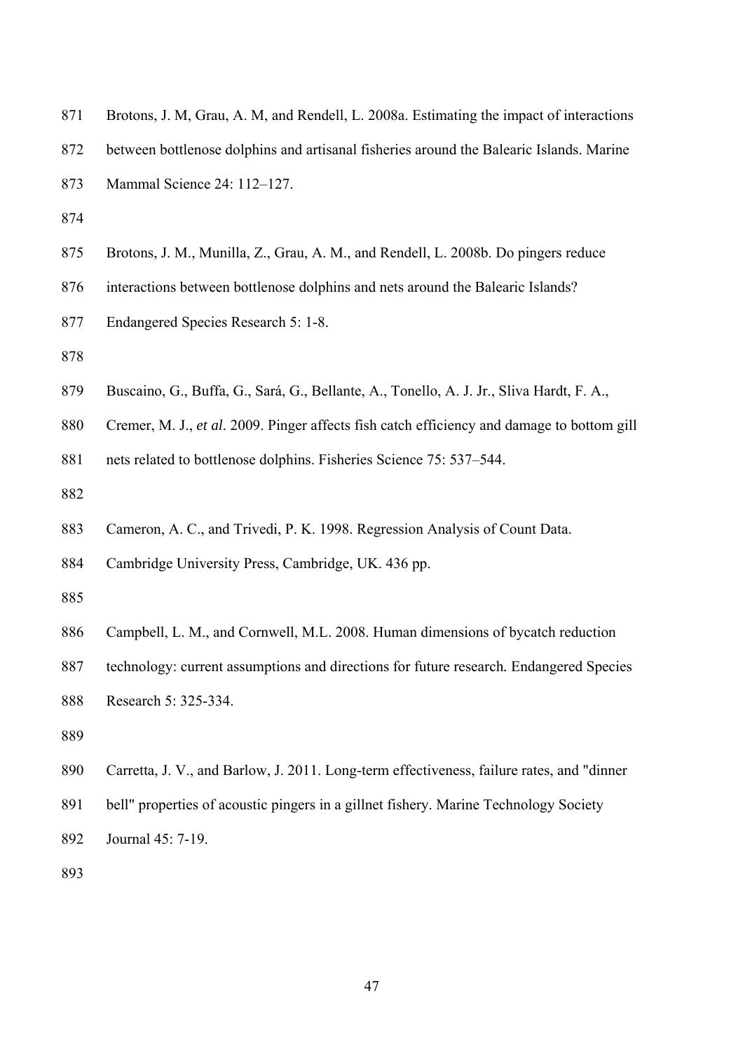Brotons, J. M, Grau, A. M, and Rendell, L. 2008a. Estimating the impact of interactions between bottlenose dolphins and artisanal fisheries around the Balearic Islands. Marine Mammal Science 24: 112–127.

Brotons, J. M., Munilla, Z., Grau, A. M., and Rendell, L. 2008b. Do pingers reduce interactions between bottlenose dolphins and nets around the Balearic Islands? Endangered Species Research 5: 1-8.

Buscaino, G., Buffa, G., Sará, G., Bellante, A., Tonello, A. J. Jr., Sliva Hardt, F. A., Cremer, M. J., *et al*. 2009. Pinger affects fish catch efficiency and damage to bottom gill nets related to bottlenose dolphins. Fisheries Science 75: 537–544.

Cameron, A. C., and Trivedi, P. K. 1998. Regression Analysis of Count Data. Cambridge University Press, Cambridge, UK. 436 pp.

Campbell, L. M., and Cornwell, M.L. 2008. Human dimensions of bycatch reduction technology: current assumptions and directions for future research. Endangered Species Research 5: 325-334.

Carretta, J. V., and Barlow, J. 2011. Long-term effectiveness, failure rates, and "dinner bell" properties of acoustic pingers in a gillnet fishery. Marine Technology Society Journal 45: 7-19.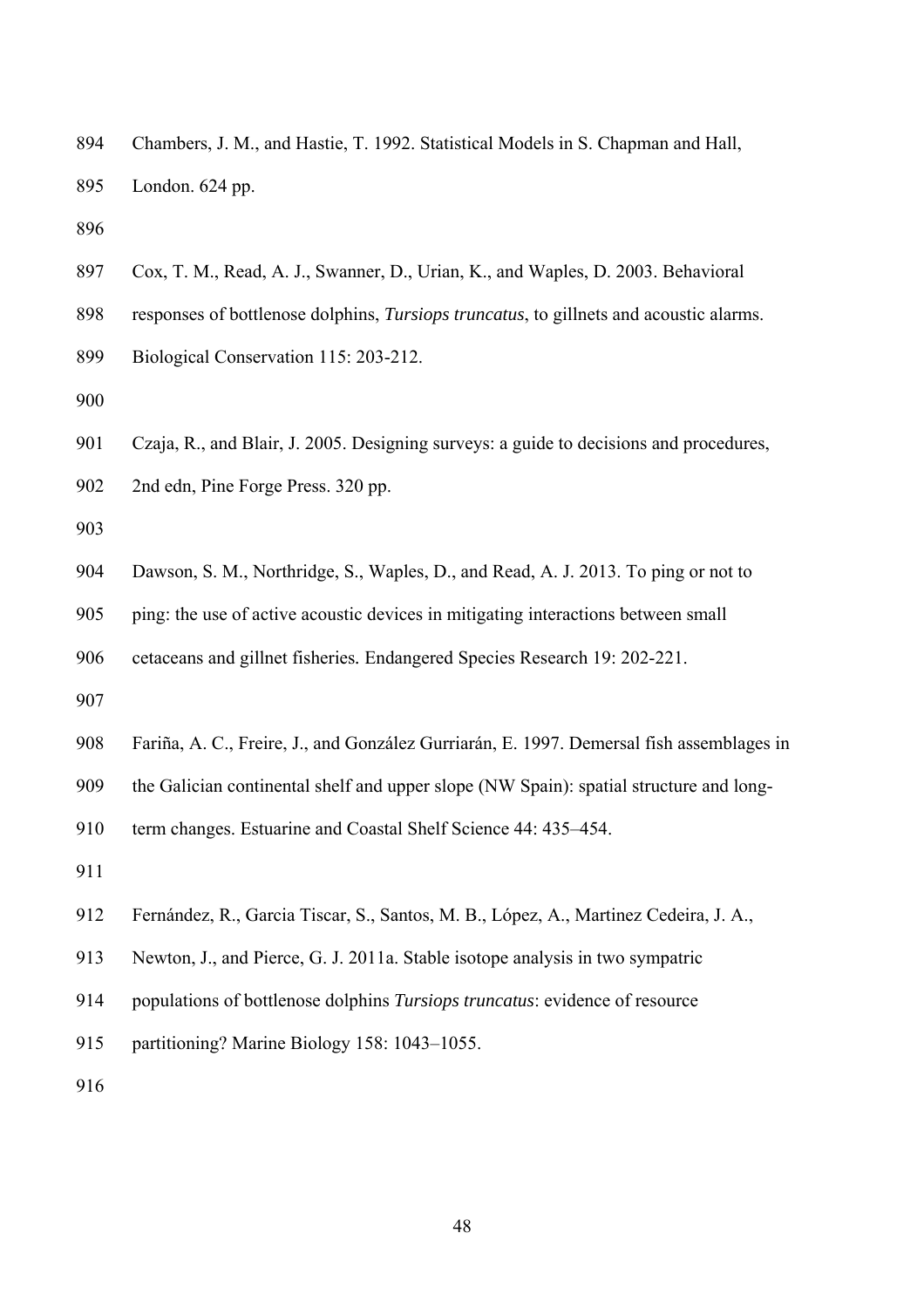Chambers, J. M., and Hastie, T. 1992. Statistical Models in S. Chapman and Hall, London. 624 pp.

Cox, T. M., Read, A. J., Swanner, D., Urian, K., and Waples, D. 2003. Behavioral responses of bottlenose dolphins, *Tursiops truncatus*, to gillnets and acoustic alarms. Biological Conservation 115: 203-212.

Czaja, R., and Blair, J. 2005. Designing surveys: a guide to decisions and procedures, 2nd edn, Pine Forge Press. 320 pp.

Dawson, S. M., Northridge, S., Waples, D., and Read, A. J. 2013. To ping or not to ping: the use of active acoustic devices in mitigating interactions between small cetaceans and gillnet fisheries. Endangered Species Research 19: 202-221.

Fariña, A. C., Freire, J., and González Gurriarán, E. 1997. Demersal fish assemblages in the Galician continental shelf and upper slope (NW Spain): spatial structure and long-term changes. Estuarine and Coastal Shelf Science 44: 435–454.

Fernández, R., Garcia Tiscar, S., Santos, M. B., López, A., Martinez Cedeira, J. A., Newton, J., and Pierce, G. J. 2011a. Stable isotope analysis in two sympatric populations of bottlenose dolphins *Tursiops truncatus*: evidence of resource partitioning? Marine Biology 158: 1043–1055.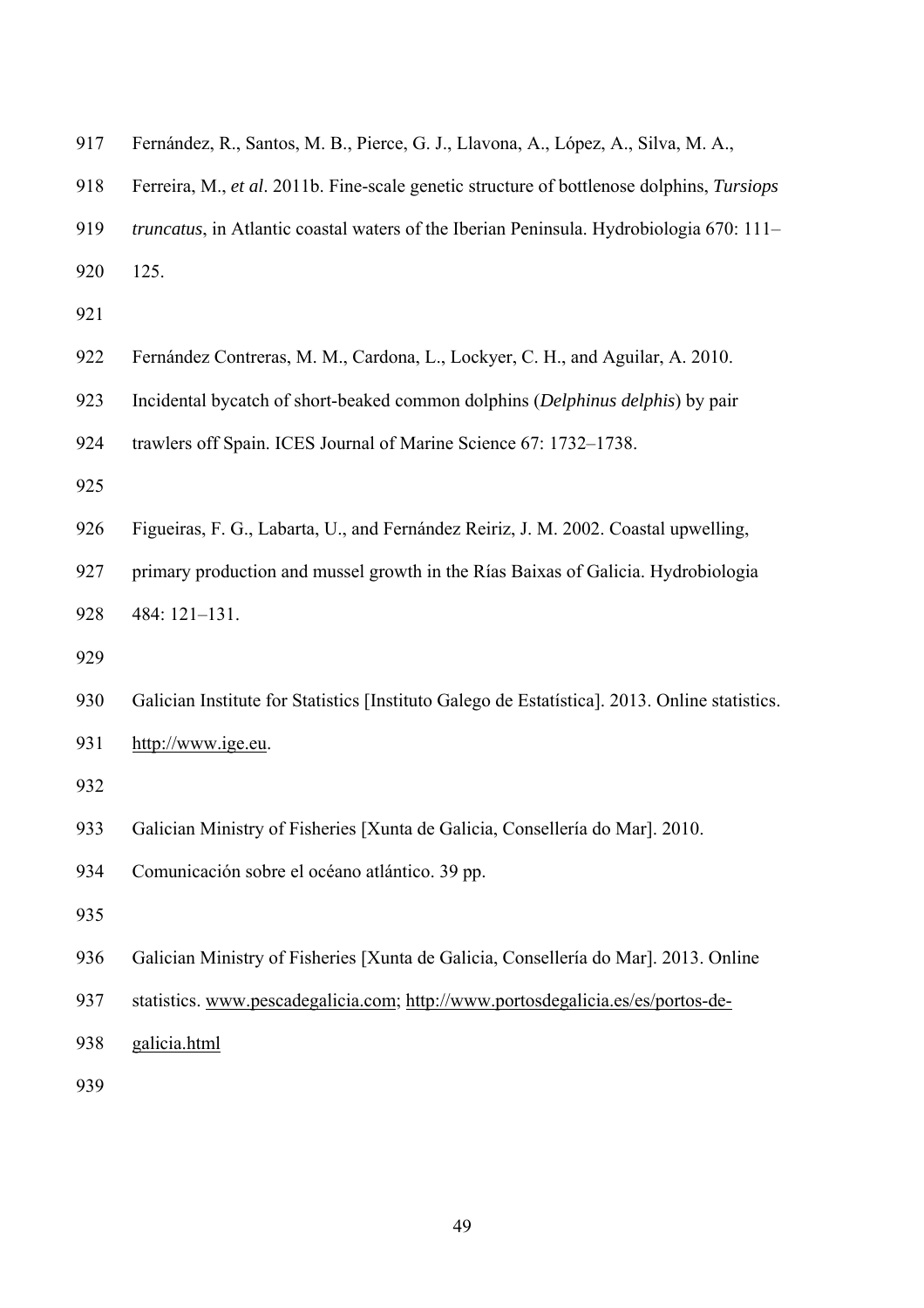Fernández, R., Santos, M. B., Pierce, G. J., Llavona, A., López, A., Silva, M. A., Ferreira, M., *et al*. 2011b. Fine-scale genetic structure of bottlenose dolphins, *Tursiops truncatus*, in Atlantic coastal waters of the Iberian Peninsula. Hydrobiologia 670: 111–125.

Fernández Contreras, M. M., Cardona, L., Lockyer, C. H., and Aguilar, A. 2010. Incidental bycatch of short-beaked common dolphins (*Delphinus delphis*) by pair trawlers off Spain. ICES Journal of Marine Science 67: 1732–1738.

Figueiras, F. G., Labarta, U., and Fernández Reiriz, J. M. 2002. Coastal upwelling, primary production and mussel growth in the Rías Baixas of Galicia. Hydrobiologia 484: 121–131.

Galician Institute for Statistics [Instituto Galego de Estatística]. 2013. Online statistics. http://www.ige.eu.

Galician Ministry of Fisheries [Xunta de Galicia, Consellería do Mar]. 2010. Comunicación sobre el océano atlántico. 39 pp.

Galician Ministry of Fisheries [Xunta de Galicia, Consellería do Mar]. 2013. Online statistics. www.pescadegalicia.com; http://www.portosdegalicia.es/es/portos-de-galicia.html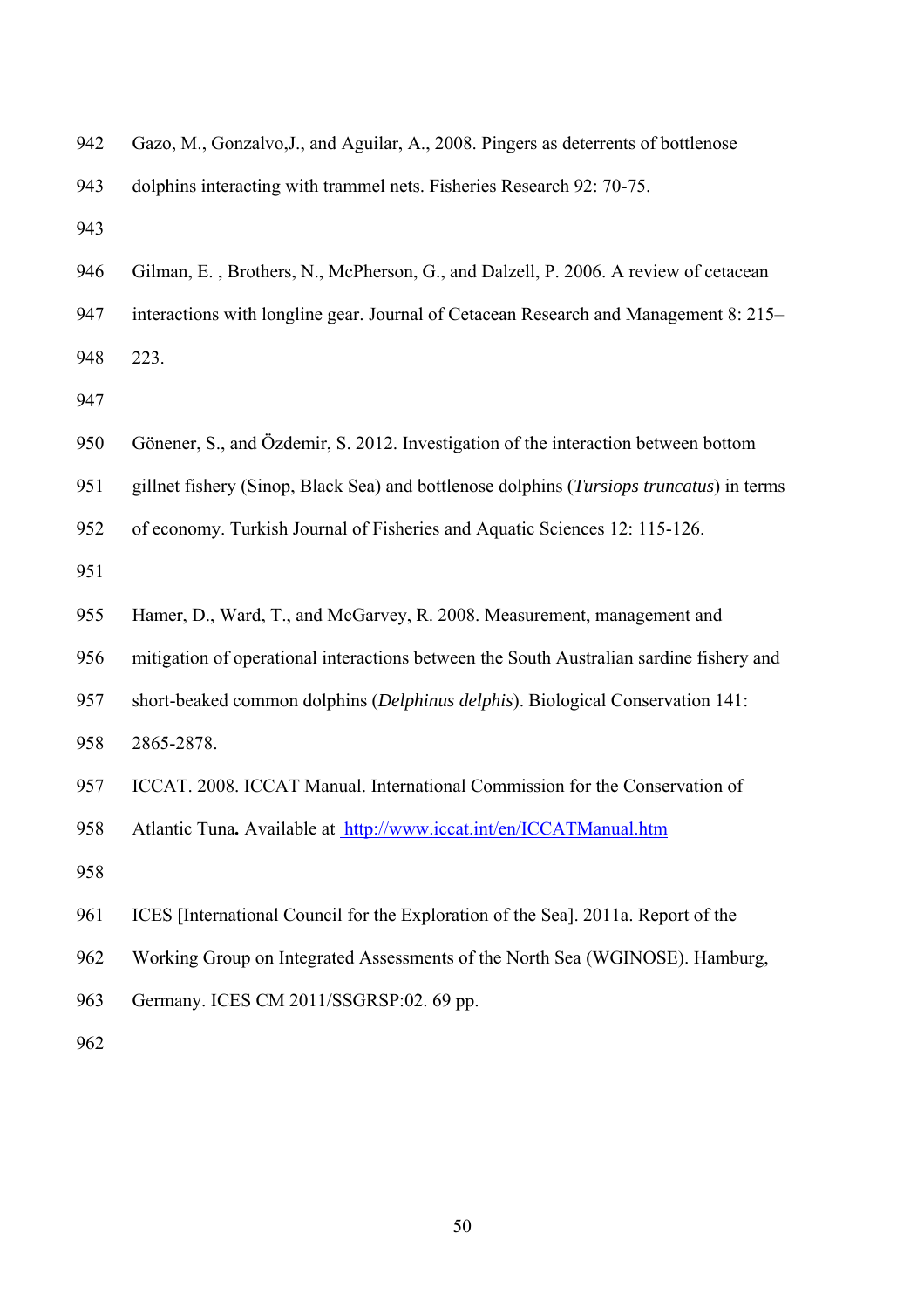Gazo, M., Gonzalvo,J., and Aguilar, A., 2008. Pingers as deterrents of bottlenose dolphins interacting with trammel nets. Fisheries Research 92: 70-75.

Gilman, E. , Brothers, N., McPherson, G., and Dalzell, P. 2006. A review of cetacean interactions with longline gear. Journal of Cetacean Research and Management 8: 215–223.

Gönener, S., and Özdemir, S. 2012. Investigation of the interaction between bottom gillnet fishery (Sinop, Black Sea) and bottlenose dolphins (*Tursiops truncatus*) in terms of economy. Turkish Journal of Fisheries and Aquatic Sciences 12: 115-126.

Hamer, D., Ward, T., and McGarvey, R. 2008. Measurement, management and mitigation of operational interactions between the South Australian sardine fishery and short-beaked common dolphins (*Delphinus delphis*). Biological Conservation 141: 2865-2878.

ICCAT. 2008. ICCAT Manual. International Commission for the Conservation of Atlantic Tuna**.** Available at http://www.iccat.int/en/ICCATManual.htm

ICES [International Council for the Exploration of the Sea]. 2011a. Report of the Working Group on Integrated Assessments of the North Sea (WGINOSE). Hamburg, Germany. ICES CM 2011/SSGRSP:02. 69 pp.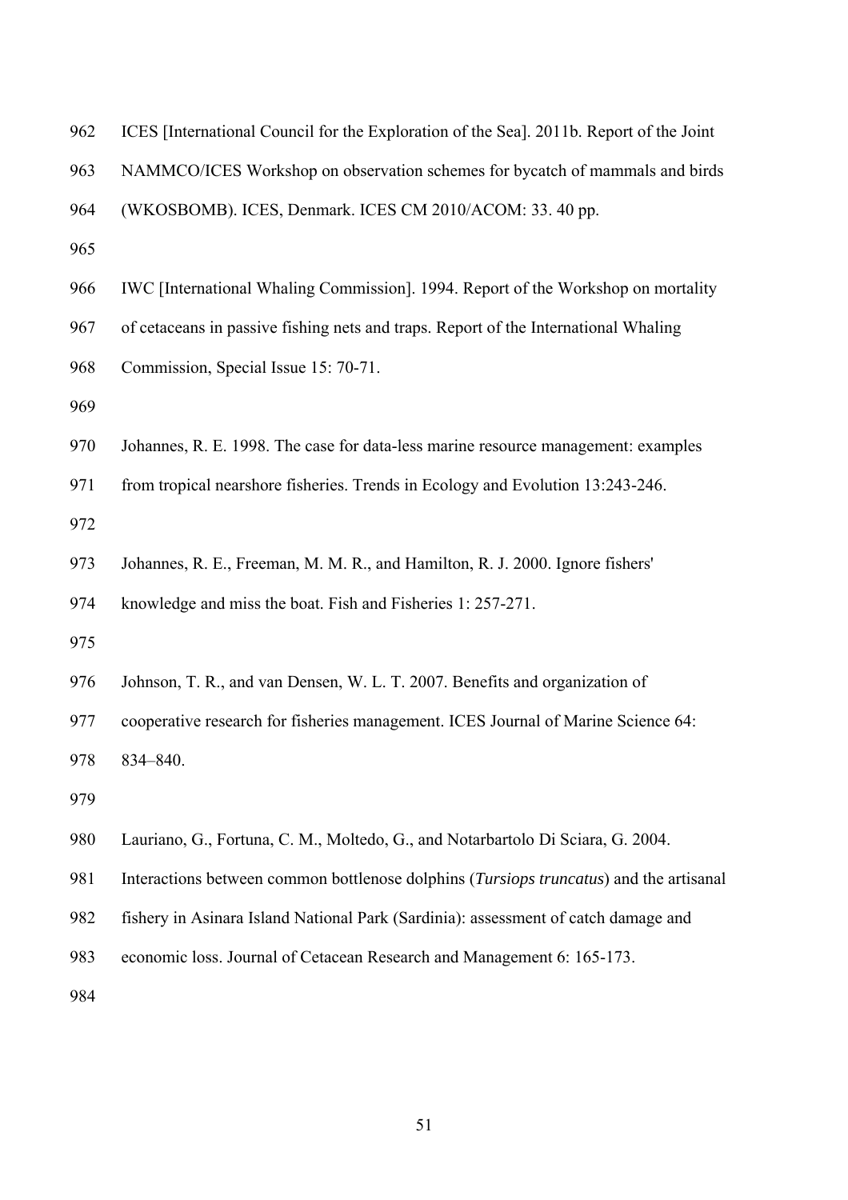ICES [International Council for the Exploration of the Sea]. 2011b. Report of the Joint NAMMCO/ICES Workshop on observation schemes for bycatch of mammals and birds (WKOSBOMB). ICES, Denmark. ICES CM 2010/ACOM: 33. 40 pp.

IWC [International Whaling Commission]. 1994. Report of the Workshop on mortality of cetaceans in passive fishing nets and traps. Report of the International Whaling Commission, Special Issue 15: 70-71.

Johannes, R. E. 1998. The case for data-less marine resource management: examples from tropical nearshore fisheries. Trends in Ecology and Evolution 13:243-246.

Johannes, R. E., Freeman, M. M. R., and Hamilton, R. J. 2000. Ignore fishers' knowledge and miss the boat. Fish and Fisheries 1: 257-271.

Johnson, T. R., and van Densen, W. L. T. 2007. Benefits and organization of cooperative research for fisheries management. ICES Journal of Marine Science 64: 834–840.

Lauriano, G., Fortuna, C. M., Moltedo, G., and Notarbartolo Di Sciara, G. 2004. Interactions between common bottlenose dolphins (*Tursiops truncatus*) and the artisanal fishery in Asinara Island National Park (Sardinia): assessment of catch damage and economic loss. Journal of Cetacean Research and Management 6: 165-173.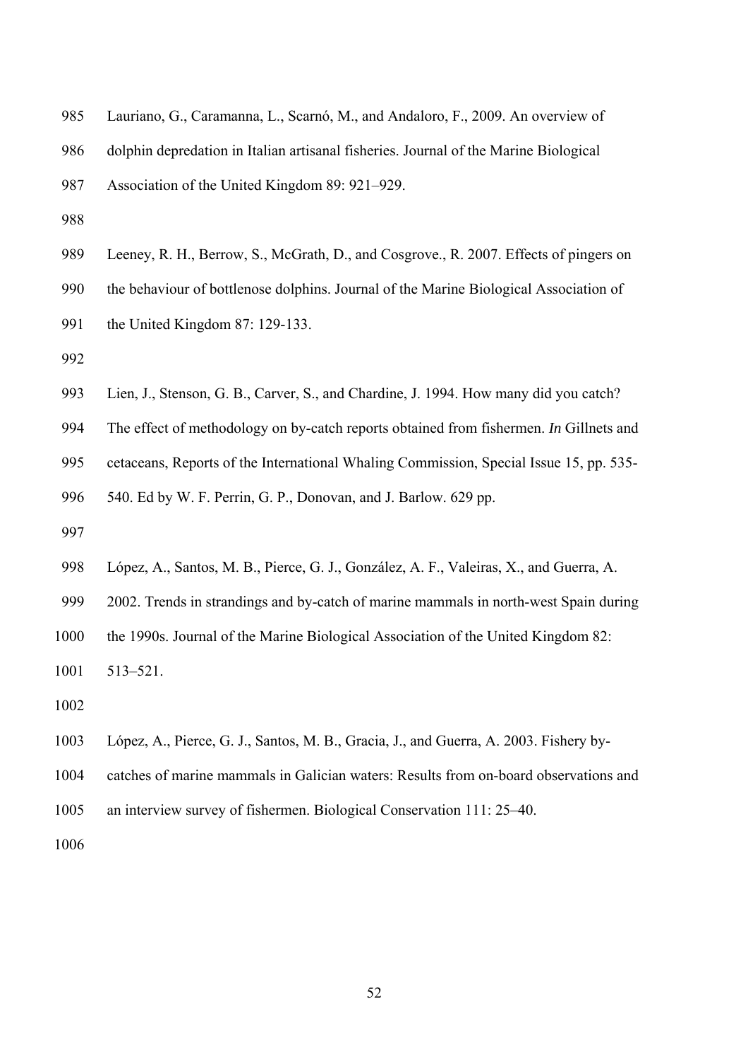Lauriano, G., Caramanna, L., Scarnó, M., and Andaloro, F., 2009. An overview of dolphin depredation in Italian artisanal fisheries. Journal of the Marine Biological Association of the United Kingdom 89: 921–929.

Leeney, R. H., Berrow, S., McGrath, D., and Cosgrove., R. 2007. Effects of pingers on the behaviour of bottlenose dolphins. Journal of the Marine Biological Association of the United Kingdom 87: 129-133.

Lien, J., Stenson, G. B., Carver, S., and Chardine, J. 1994. How many did you catch? The effect of methodology on by-catch reports obtained from fishermen. *In* Gillnets and cetaceans, Reports of the International Whaling Commission, Special Issue 15, pp. 535-540. Ed by W. F. Perrin, G. P., Donovan, and J. Barlow. 629 pp.

López, A., Santos, M. B., Pierce, G. J., González, A. F., Valeiras, X., and Guerra, A. 2002. Trends in strandings and by-catch of marine mammals in north-west Spain during the 1990s. Journal of the Marine Biological Association of the United Kingdom 82: 513–521.

López, A., Pierce, G. J., Santos, M. B., Gracia, J., and Guerra, A. 2003. Fishery by-catches of marine mammals in Galician waters: Results from on-board observations and an interview survey of fishermen. Biological Conservation 111: 25–40.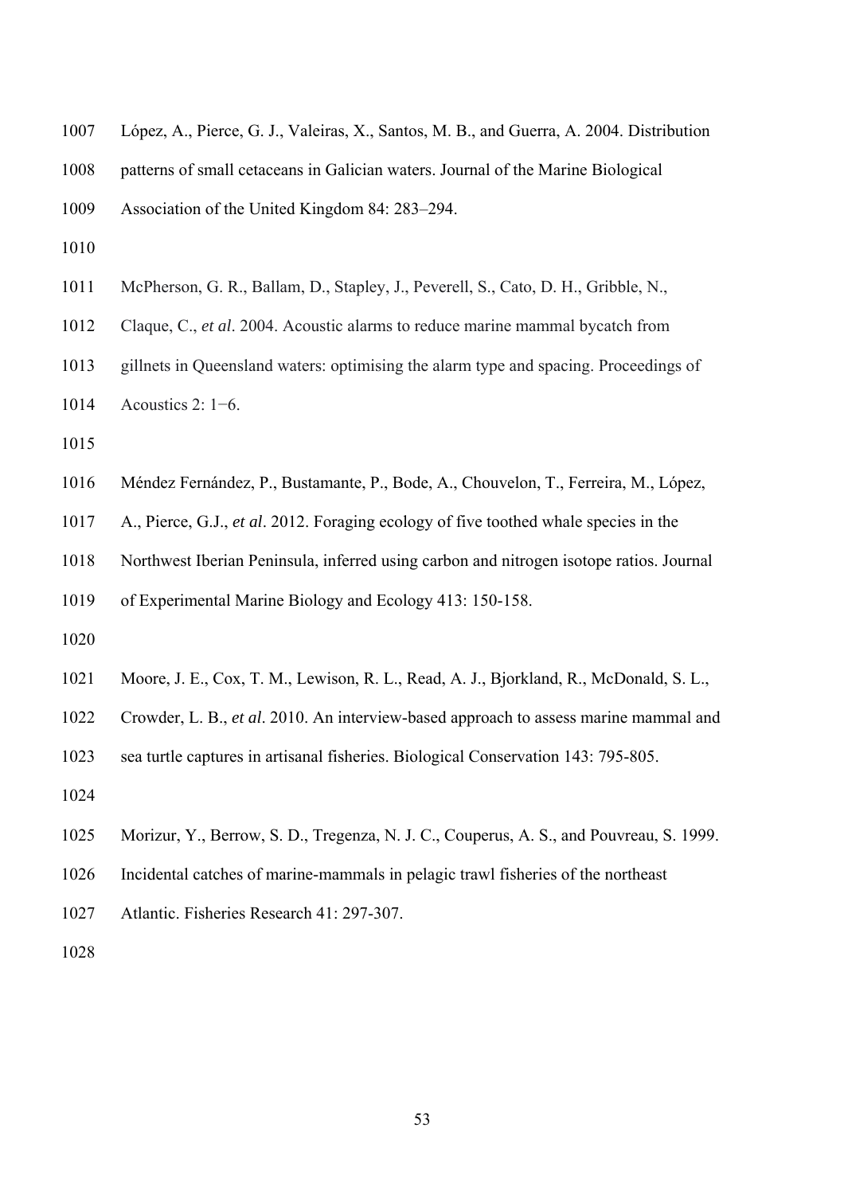López, A., Pierce, G. J., Valeiras, X., Santos, M. B., and Guerra, A. 2004. Distribution patterns of small cetaceans in Galician waters. Journal of the Marine Biological Association of the United Kingdom 84: 283–294.

McPherson, G. R., Ballam, D., Stapley, J., Peverell, S., Cato, D. H., Gribble, N., Claque, C., *et al*. 2004. Acoustic alarms to reduce marine mammal bycatch from gillnets in Queensland waters: optimising the alarm type and spacing. Proceedings of Acoustics 2: 1−6.

Méndez Fernández, P., Bustamante, P., Bode, A., Chouvelon, T., Ferreira, M., López, A., Pierce, G.J., *et al*. 2012. Foraging ecology of five toothed whale species in the Northwest Iberian Peninsula, inferred using carbon and nitrogen isotope ratios. Journal of Experimental Marine Biology and Ecology 413: 150-158.

Moore, J. E., Cox, T. M., Lewison, R. L., Read, A. J., Bjorkland, R., McDonald, S. L., Crowder, L. B., *et al*. 2010. An interview-based approach to assess marine mammal and sea turtle captures in artisanal fisheries. Biological Conservation 143: 795-805.

Morizur, Y., Berrow, S. D., Tregenza, N. J. C., Couperus, A. S., and Pouvreau, S. 1999. Incidental catches of marine-mammals in pelagic trawl fisheries of the northeast Atlantic. Fisheries Research 41: 297-307.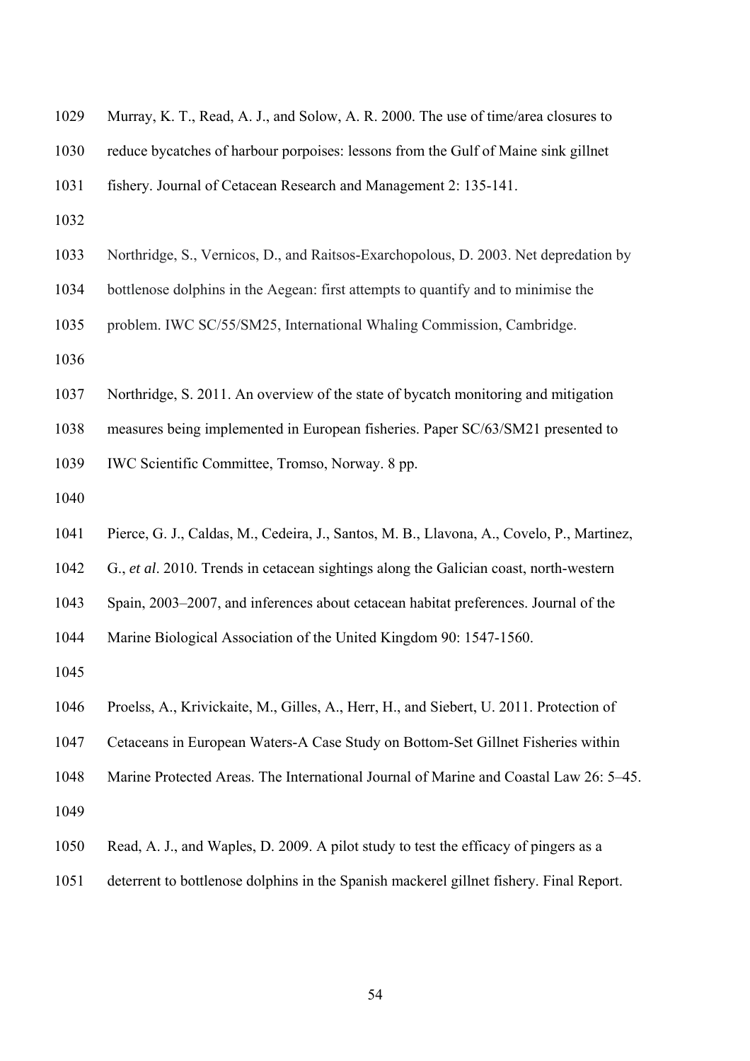Murray, K. T., Read, A. J., and Solow, A. R. 2000. The use of time/area closures to reduce bycatches of harbour porpoises: lessons from the Gulf of Maine sink gillnet fishery. Journal of Cetacean Research and Management 2: 135-141.

Northridge, S., Vernicos, D., and Raitsos-Exarchopolous, D. 2003. Net depredation by bottlenose dolphins in the Aegean: first attempts to quantify and to minimise the problem. IWC SC/55/SM25, International Whaling Commission, Cambridge.

Northridge, S. 2011. An overview of the state of bycatch monitoring and mitigation measures being implemented in European fisheries. Paper SC/63/SM21 presented to IWC Scientific Committee, Tromso, Norway. 8 pp.

Pierce, G. J., Caldas, M., Cedeira, J., Santos, M. B., Llavona, A., Covelo, P., Martinez, G., *et al*. 2010. Trends in cetacean sightings along the Galician coast, north-western Spain, 2003–2007, and inferences about cetacean habitat preferences. Journal of the Marine Biological Association of the United Kingdom 90: 1547-1560.

Proelss, A., Krivickaite, M., Gilles, A., Herr, H., and Siebert, U. 2011. Protection of Cetaceans in European Waters-A Case Study on Bottom-Set Gillnet Fisheries within Marine Protected Areas. The International Journal of Marine and Coastal Law 26: 5–45.

Read, A. J., and Waples, D. 2009. A pilot study to test the efficacy of pingers as a deterrent to bottlenose dolphins in the Spanish mackerel gillnet fishery. Final Report.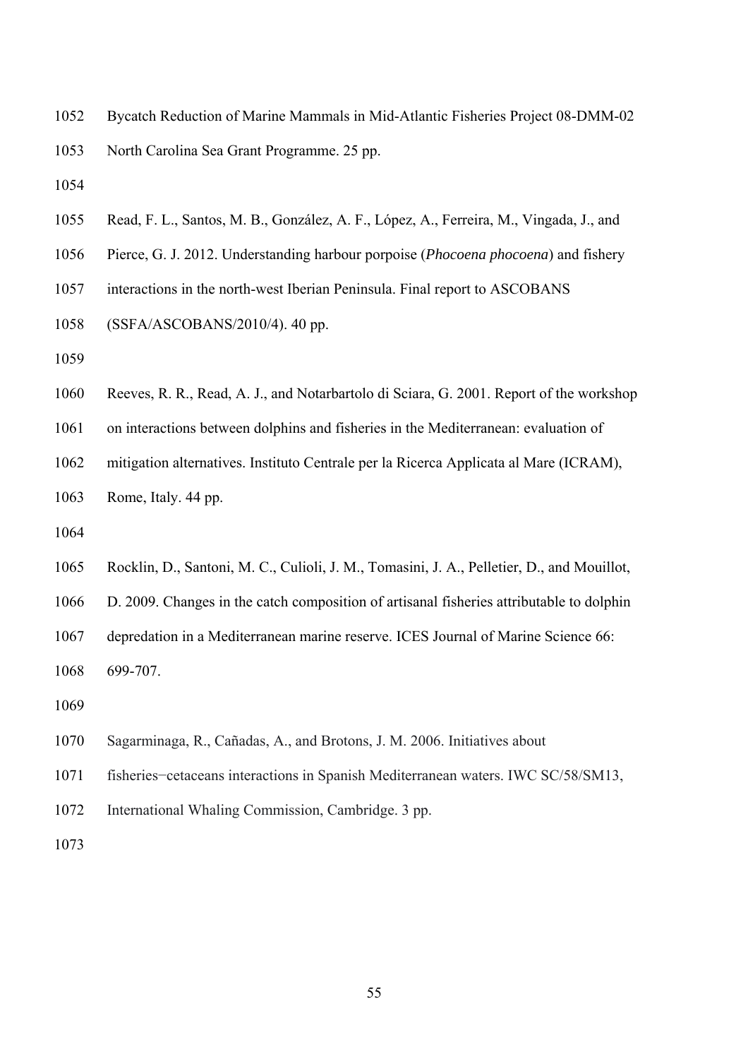Bycatch Reduction of Marine Mammals in Mid-Atlantic Fisheries Project 08-DMM-02 North Carolina Sea Grant Programme. 25 pp.

Read, F. L., Santos, M. B., González, A. F., López, A., Ferreira, M., Vingada, J., and Pierce, G. J. 2012. Understanding harbour porpoise (*Phocoena phocoena*) and fishery interactions in the north-west Iberian Peninsula. Final report to ASCOBANS (SSFA/ASCOBANS/2010/4). 40 pp.

Reeves, R. R., Read, A. J., and Notarbartolo di Sciara, G. 2001. Report of the workshop on interactions between dolphins and fisheries in the Mediterranean: evaluation of mitigation alternatives. Instituto Centrale per la Ricerca Applicata al Mare (ICRAM), Rome, Italy. 44 pp.

Rocklin, D., Santoni, M. C., Culioli, J. M., Tomasini, J. A., Pelletier, D., and Mouillot, D. 2009. Changes in the catch composition of artisanal fisheries attributable to dolphin depredation in a Mediterranean marine reserve. ICES Journal of Marine Science 66: 699-707.

Sagarminaga, R., Cañadas, A., and Brotons, J. M. 2006. Initiatives about fisheries−cetaceans interactions in Spanish Mediterranean waters. IWC SC/58/SM13, International Whaling Commission, Cambridge. 3 pp.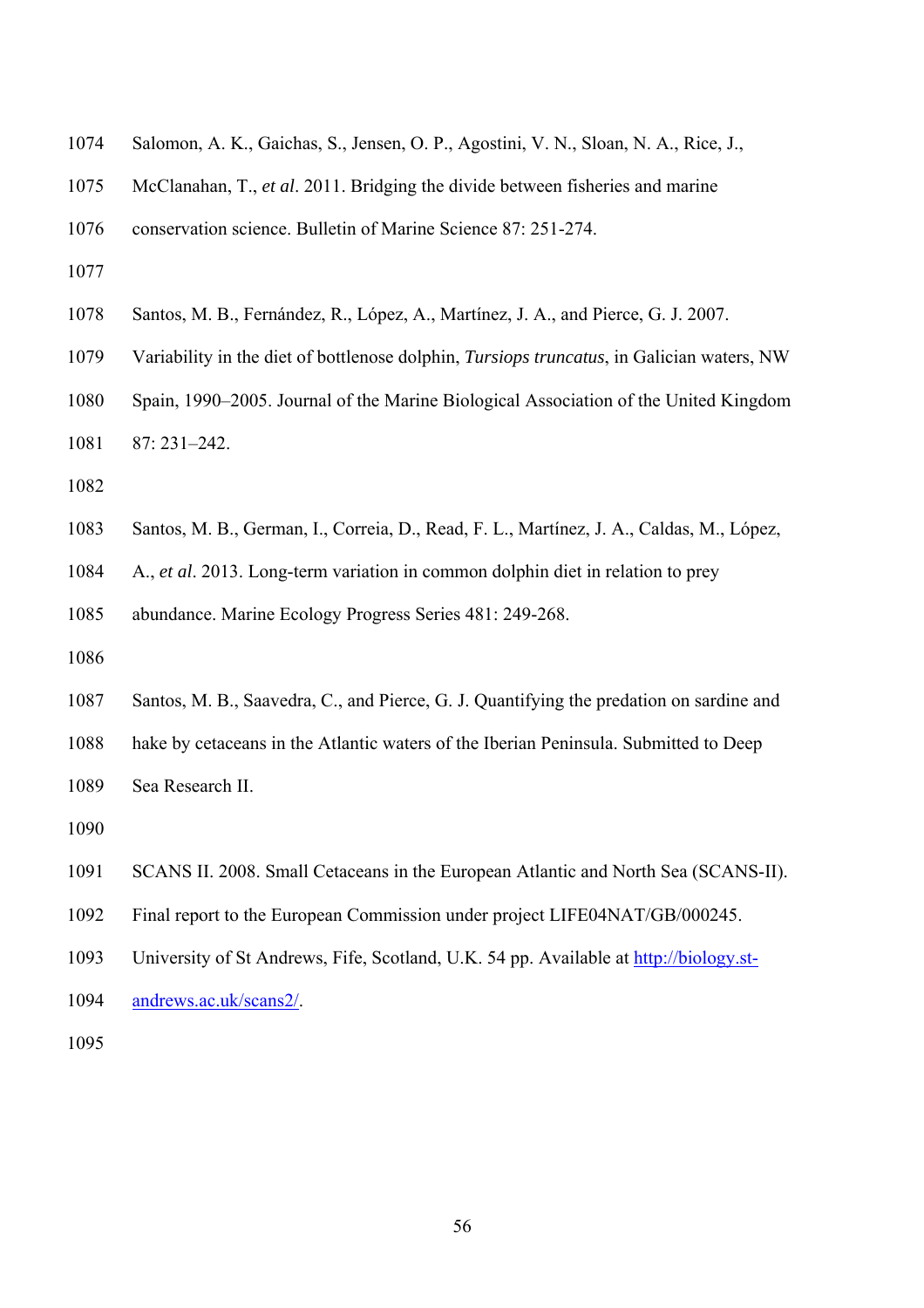Salomon, A. K., Gaichas, S., Jensen, O. P., Agostini, V. N., Sloan, N. A., Rice, J., McClanahan, T., *et al*. 2011. Bridging the divide between fisheries and marine conservation science. Bulletin of Marine Science 87: 251-274.

Santos, M. B., Fernández, R., López, A., Martínez, J. A., and Pierce, G. J. 2007. Variability in the diet of bottlenose dolphin, *Tursiops truncatus*, in Galician waters, NW Spain, 1990–2005. Journal of the Marine Biological Association of the United Kingdom 87: 231–242.

Santos, M. B., German, I., Correia, D., Read, F. L., Martínez, J. A., Caldas, M., López, A., *et al*. 2013. Long-term variation in common dolphin diet in relation to prey abundance. Marine Ecology Progress Series 481: 249-268.

Santos, M. B., Saavedra, C., and Pierce, G. J. Quantifying the predation on sardine and hake by cetaceans in the Atlantic waters of the Iberian Peninsula. Submitted to Deep Sea Research II.

SCANS II. 2008. Small Cetaceans in the European Atlantic and North Sea (SCANS-II). Final report to the European Commission under project LIFE04NAT/GB/000245. University of St Andrews, Fife, Scotland, U.K. 54 pp. Available at http://biology.st-andrews.ac.uk/scans2/.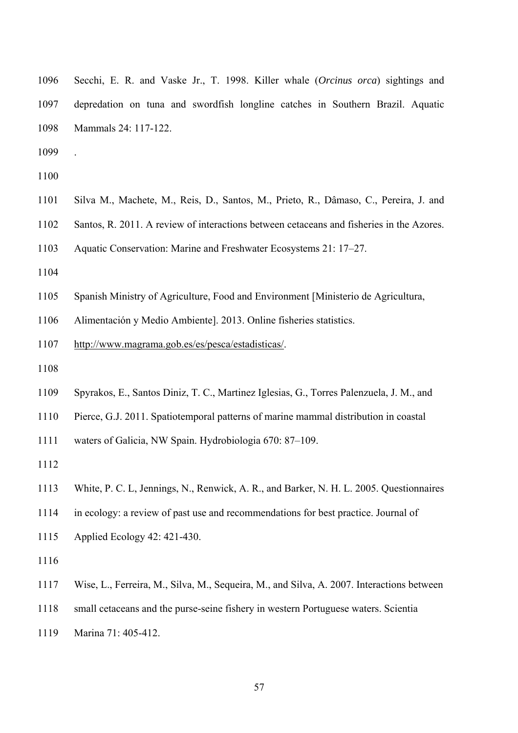Secchi, E. R. and Vaske Jr., T. 1998. Killer whale (*Orcinus orca*) sightings and depredation on tuna and swordfish longline catches in Southern Brazil. Aquatic Mammals 24: 117-122.

.

Silva M., Machete, M., Reis, D., Santos, M., Prieto, R., Dâmaso, C., Pereira, J. and Santos, R. 2011. A review of interactions between cetaceans and fisheries in the Azores. Aquatic Conservation: Marine and Freshwater Ecosystems 21: 17–27.

Spanish Ministry of Agriculture, Food and Environment [Ministerio de Agricultura, Alimentación y Medio Ambiente]. 2013. Online fisheries statistics. http://www.magrama.gob.es/es/pesca/estadisticas/.

Spyrakos, E., Santos Diniz, T. C., Martinez Iglesias, G., Torres Palenzuela, J. M., and Pierce, G.J. 2011. Spatiotemporal patterns of marine mammal distribution in coastal waters of Galicia, NW Spain. Hydrobiologia 670: 87–109.

White, P. C. L, Jennings, N., Renwick, A. R., and Barker, N. H. L. 2005. Questionnaires in ecology: a review of past use and recommendations for best practice. Journal of Applied Ecology 42: 421-430.

Wise, L., Ferreira, M., Silva, M., Sequeira, M., and Silva, A. 2007. Interactions between small cetaceans and the purse-seine fishery in western Portuguese waters. Scientia Marina 71: 405-412.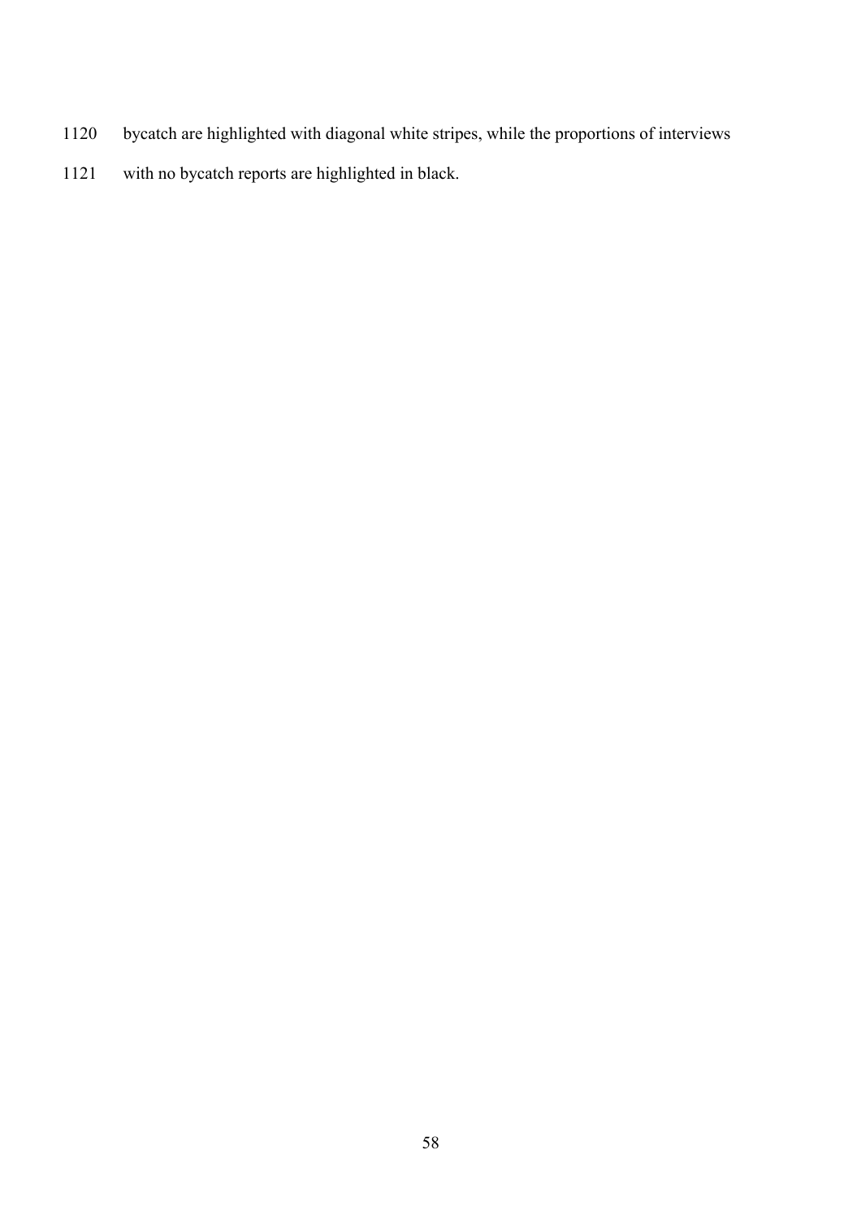bycatch are highlighted with diagonal white stripes, while the proportions of interviews with no bycatch reports are highlighted in black.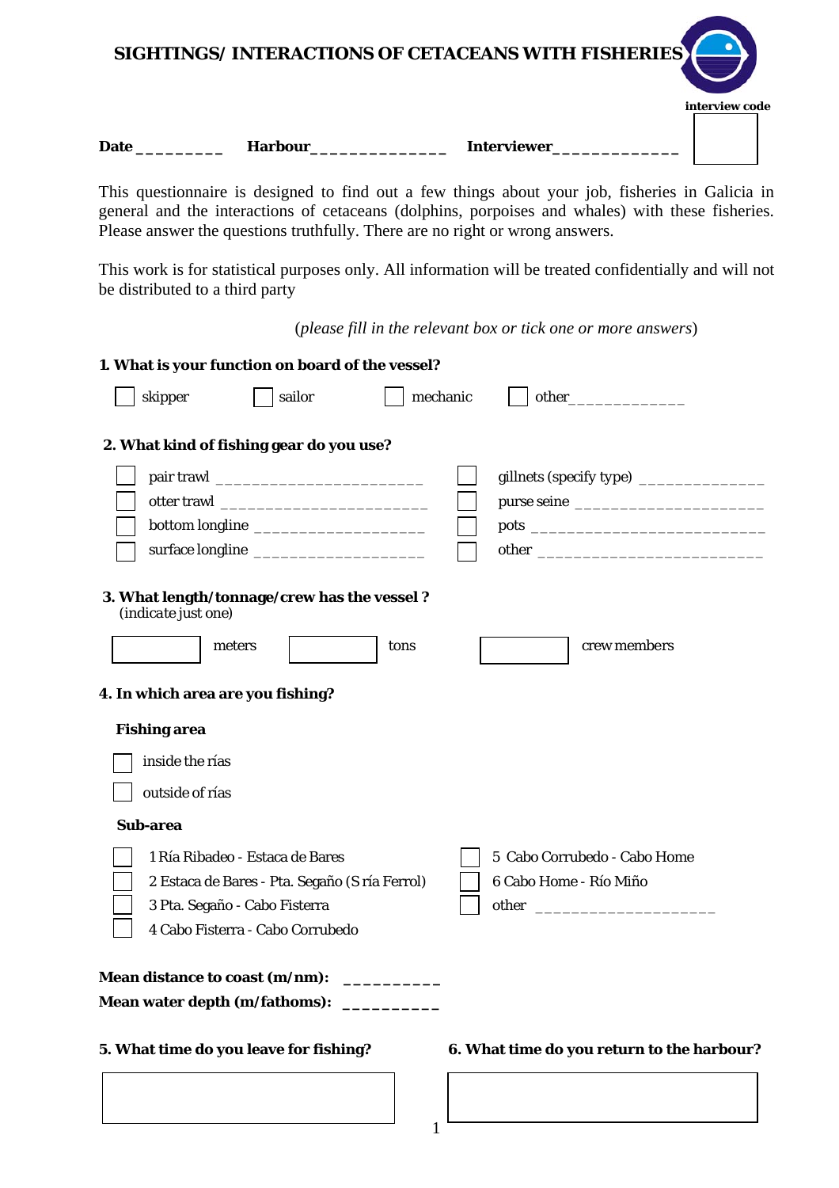## SIGHTINGS/ INTERACTIONS OF CETACEANS WITH FISHERIES

**interview code** ☐

**Date** _________ **Harbour**_____________ **Interviewer**____________

This questionnaire is designed to find out a few things about your job, fisheries in Galicia in general and the interactions of cetaceans (dolphins, porpoises and whales) with these fisheries. Please answer the questions truthfully. There are no right or wrong answers.

This work is for statistical purposes only. All information will be treated confidentially and will not be distributed to a third party

(*please fill in the relevant box or tick one or more answers*)

**1. What is your function on board of the vessel?**

☐ skipper ☐ sailor ☐ mechanic ☐ other____________

**2. What kind of fishing gear do you use?**

☐ pair trawl ______________________
☐ otter trawl ______________________
☐ bottom longline __________________
☐ surface longline __________________
☐ gillnets (specify type) _____________
☐ purse seine ____________________
☐ pots ___________________________
☐ other __________________________

**3. What length/tonnage/crew has the vessel ?**
(indicate just one)

☐ meters ☐ tons ☐ crew members

**4. In which area are you fishing?**

**Fishing area**

☐ inside the rías
☐ outside of rías

**Sub-area**

☐ 1 Ría Ribadeo - Estaca de Bares
☐ 2 Estaca de Bares - Pta. Segaño (S ría Ferrol)
☐ 3 Pta. Segaño - Cabo Fisterra
☐ 4 Cabo Fisterra - Cabo Corrubedo
☐ 5 Cabo Corrubedo - Cabo Home
☐ 6 Cabo Home - Río Miño
☐ other __________________

**Mean distance to coast (m/nm):** __________
**Mean water depth (m/fathoms):** __________

**5. What time do you leave for fishing?**

☐

**6. What time do you return to the harbour?**

☐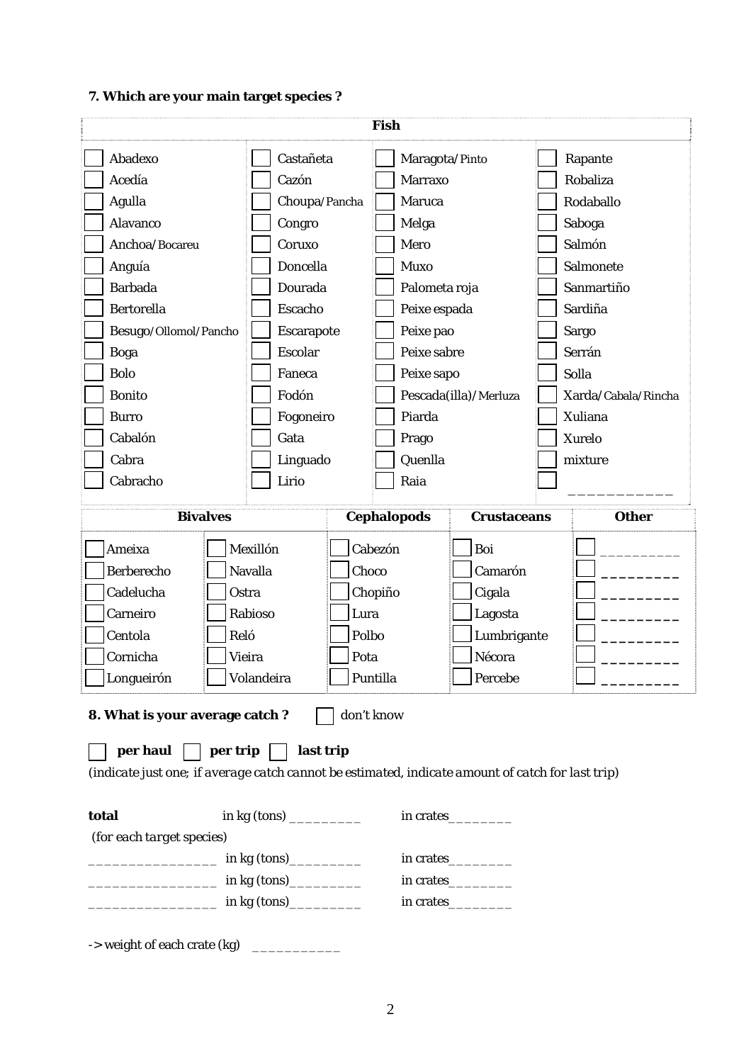**7. Which are your main target species ?**

| Fish | | | |
|---|---|---|---|
| ☐ Abadexo | ☐ Castañeta | ☐ Maragota/Pinto | ☐ Rapante |
| ☐ Acedía | ☐ Cazón | ☐ Marraxo | ☐ Robaliza |
| ☐ Agulla | ☐ Choupa/Pancha | ☐ Maruca | ☐ Rodaballo |
| ☐ Alavanco | ☐ Congro | ☐ Melga | ☐ Saboga |
| ☐ Anchoa/Bocareu | ☐ Coruxo | ☐ Mero | ☐ Salmón |
| ☐ Anguía | ☐ Doncella | ☐ Muxo | ☐ Salmonete |
| ☐ Barbada | ☐ Dourada | ☐ Palometa roja | ☐ Sanmartiño |
| ☐ Bertorella | ☐ Escacho | ☐ Peixe espada | ☐ Sardiña |
| ☐ Besugo/Ollomol/Pancho | ☐ Escarapote | ☐ Peixe pao | ☐ Sargo |
| ☐ Boga | ☐ Escolar | ☐ Peixe sabre | ☐ Serrán |
| ☐ Bolo | ☐ Faneca | ☐ Peixe sapo | ☐ Solla |
| ☐ Bonito | ☐ Fodón | ☐ Pescada(illa)/Merluza | ☐ Xarda/Cabala/Rincha |
| ☐ Burro | ☐ Fogoneiro | ☐ Piarda | ☐ Xuliana |
| ☐ Cabalón | ☐ Gata | ☐ Prago | ☐ Xurelo |
| ☐ Cabra | ☐ Linguado | ☐ Quenlla | ☐ mixture |
| ☐ Cabracho | ☐ Lirio | ☐ Raia | ☐ ___________ |

| Bivalves | | Cephalopods | Crustaceans | Other |
|---|---|---|---|---|
| ☐ Ameixa | ☐ Mexillón | ☐ Cabezón | ☐ Boi | ☐ _________ |
| ☐ Berberecho | ☐ Navalla | ☐ Choco | ☐ Camarón | ☐ _________ |
| ☐ Cadelucha | ☐ Ostra | ☐ Chopiño | ☐ Cigala | ☐ _________ |
| ☐ Carneiro | ☐ Rabioso | ☐ Lura | ☐ Lagosta | ☐ _________ |
| ☐ Centola | ☐ Reló | ☐ Polbo | ☐ Lumbrigante | ☐ _________ |
| ☐ Cornicha | ☐ Vieira | ☐ Pota | ☐ Nécora | ☐ _________ |
| ☐ Longueirón | ☐ Volandeira | ☐ Puntilla | ☐ Percebe | ☐ _________ |

**8. What is your average catch ?** ☐ don't know

☐ **per haul** ☐ **per trip** ☐ **last trip**

*(indicate just one; if average catch cannot be estimated, indicate amount of catch for last trip)*

**total** in kg (tons) _________ in crates________

*(for each target species)*

________________ in kg (tons)_________ in crates________

________________ in kg (tons)_________ in crates________

________________ in kg (tons)_________ in crates________

-> weight of each crate (kg) ___________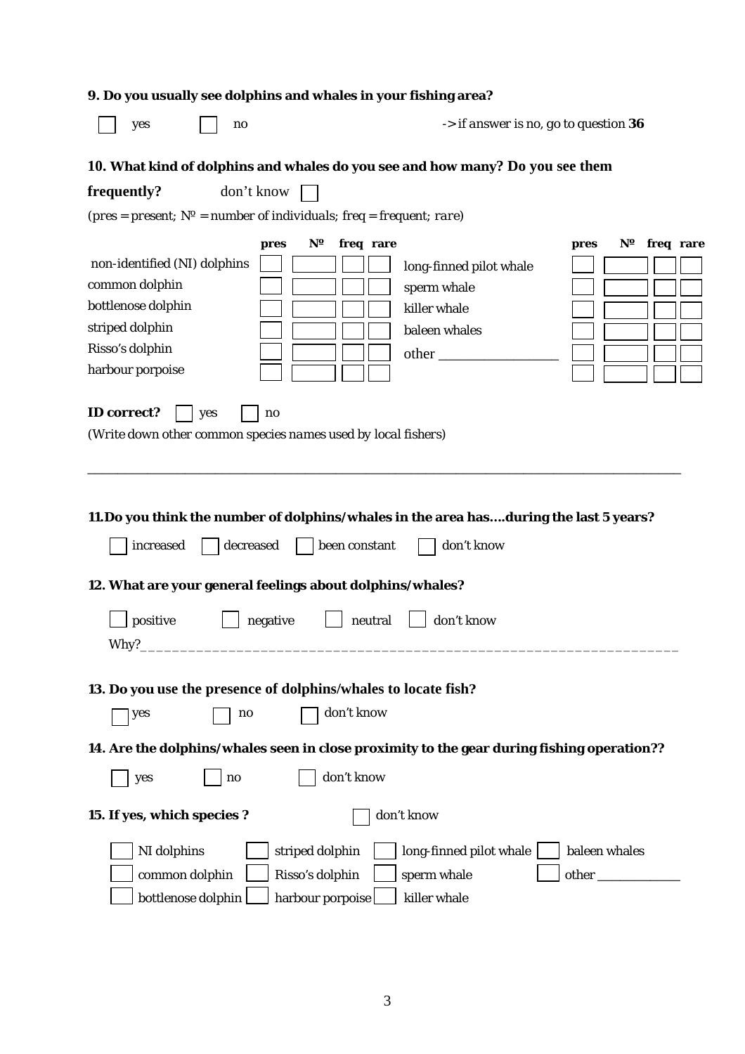**9. Do you usually see dolphins and whales in your fishing area?**

☐ yes ☐ no -> *if answer is no, go to question* **36**

**10. What kind of dolphins and whales do you see and how many? Do you see them frequently?** don't know ☐

*(pres = present; Nº = number of individuals; freq = frequent; rare)*

| | pres | Nº | freq | rare | | pres | Nº | freq | rare |
|---|---|---|---|---|---|---|---|---|---|
| non-identified (NI) dolphins | ☐ | ☐ | ☐ | ☐ | long-finned pilot whale | ☐ | ☐ | ☐ | ☐ |
| common dolphin | ☐ | ☐ | ☐ | ☐ | sperm whale | ☐ | ☐ | ☐ | ☐ |
| bottlenose dolphin | ☐ | ☐ | ☐ | ☐ | killer whale | ☐ | ☐ | ☐ | ☐ |
| striped dolphin | ☐ | ☐ | ☐ | ☐ | baleen whales | ☐ | ☐ | ☐ | ☐ |
| Risso's dolphin | ☐ | ☐ | ☐ | ☐ | other ___________________ | ☐ | ☐ | ☐ | ☐ |
| harbour porpoise | ☐ | ☐ | ☐ | ☐ | | ☐ | ☐ | ☐ | ☐ |

**ID correct?** ☐ yes ☐ no

*(Write down other common species names used by local fishers)*

_______________________________________________________________________________

**11. Do you think the number of dolphins/whales in the area has….during the last 5 years?**

☐ increased ☐ decreased ☐ been constant ☐ don't know

**12. What are your general feelings about dolphins/whales?**

☐ positive ☐ negative ☐ neutral ☐ don't know

Why?_______________________________________________________________

**13. Do you use the presence of dolphins/whales to locate fish?**

☐ yes ☐ no ☐ don't know

**14. Are the dolphins/whales seen in close proximity to the gear during fishing operation??**

☐ yes ☐ no ☐ don't know

**15. If yes, which species ?** ☐ don't know

☐ NI dolphins ☐ striped dolphin ☐ long-finned pilot whale ☐ baleen whales

☐ common dolphin ☐ Risso's dolphin ☐ sperm whale ☐ other _____________

☐ bottlenose dolphin ☐ harbour porpoise ☐ killer whale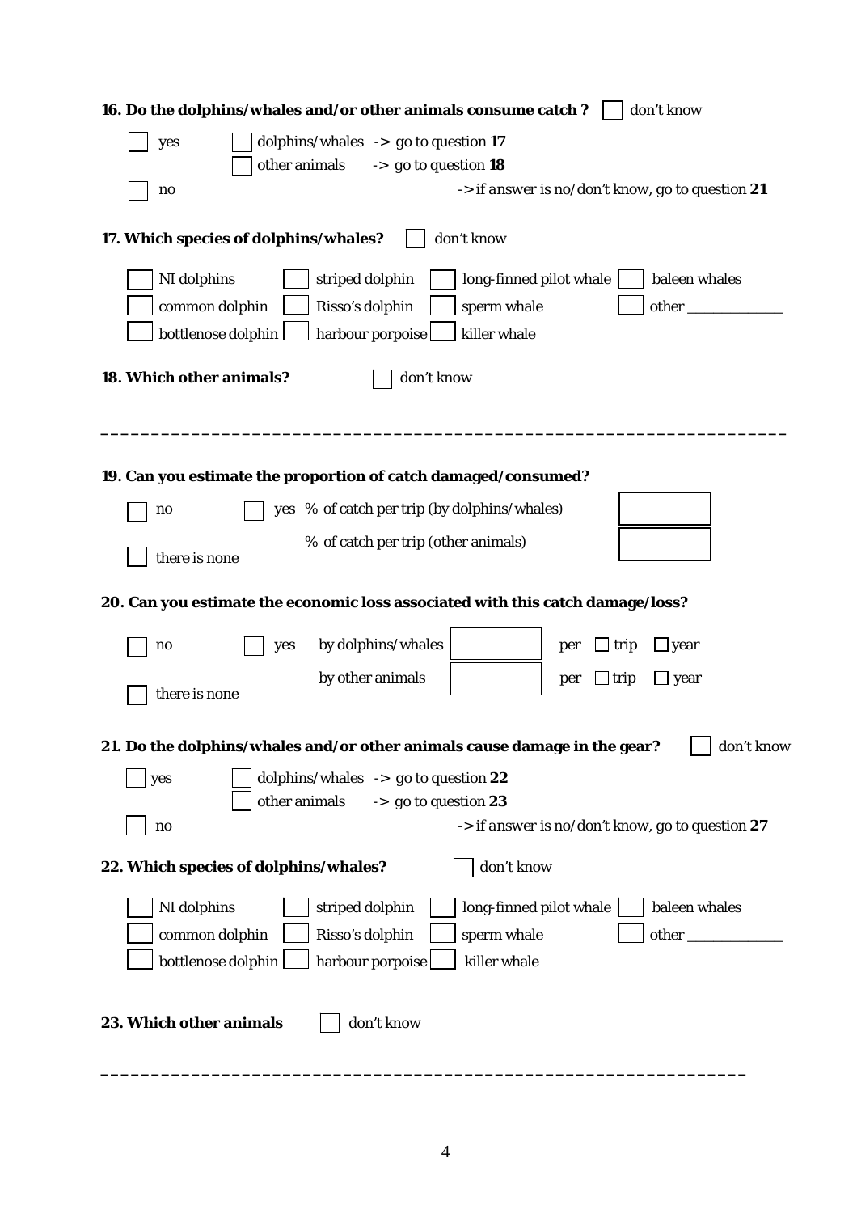**16. Do the dolphins/whales and/or other animals consume catch ?** ☐ don't know

☐ yes ☐ dolphins/whales -> go to question **17**
☐ other animals -> go to question **18**

☐ no -> *if answer is no/don't know, go to question* **21**

**17. Which species of dolphins/whales?** ☐ don't know

| | | | |
|---|---|---|---|
| ☐ NI dolphins | ☐ striped dolphin | ☐ long-finned pilot whale | ☐ baleen whales |
| ☐ common dolphin | ☐ Risso's dolphin | ☐ sperm whale | ☐ other ____________ |
| ☐ bottlenose dolphin | ☐ harbour porpoise | ☐ killer whale | |

**18. Which other animals?** ☐ don't know

_______________________________________________________________

**19. Can you estimate the proportion of catch damaged/consumed?**

☐ no ☐ yes % of catch per trip (by dolphins/whales) ☐

% of catch per trip (other animals) ☐

☐ there is none

**20. Can you estimate the economic loss associated with this catch damage/loss?**

☐ no ☐ yes by dolphins/whales ☐ per ☐ trip ☐ year

by other animals ☐ per ☐ trip ☐ year

☐ there is none

**21. Do the dolphins/whales and/or other animals cause damage in the gear?** ☐ don't know

☐ yes ☐ dolphins/whales -> go to question **22**
☐ other animals -> go to question **23**

☐ no -> *if answer is no/don't know, go to question* **27**

**22. Which species of dolphins/whales?** ☐ don't know

| | | | |
|---|---|---|---|
| ☐ NI dolphins | ☐ striped dolphin | ☐ long-finned pilot whale | ☐ baleen whales |
| ☐ common dolphin | ☐ Risso's dolphin | ☐ sperm whale | ☐ other ____________ |
| ☐ bottlenose dolphin | ☐ harbour porpoise | ☐ killer whale | |

**23. Which other animals** ☐ don't know

_______________________________________________________________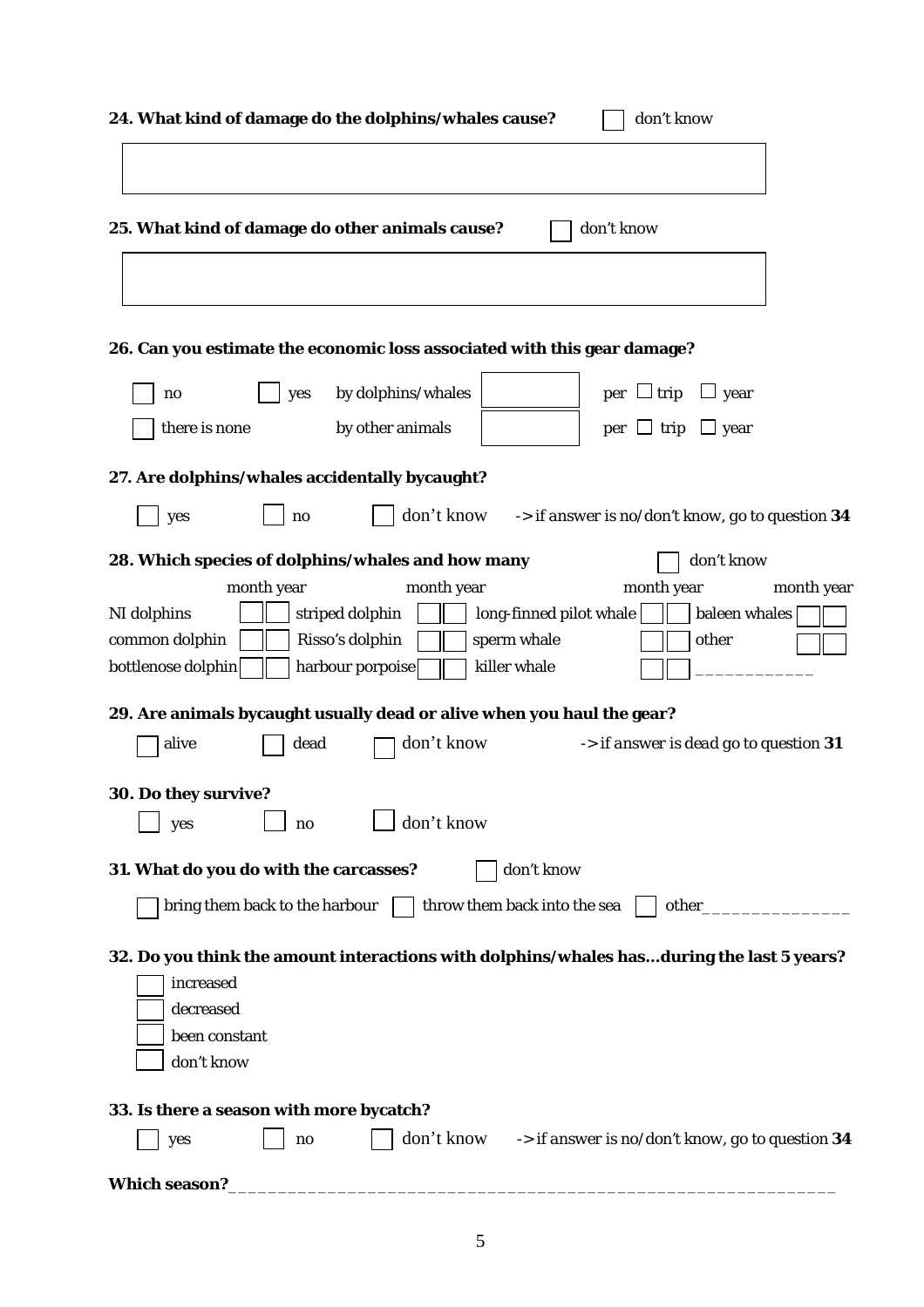**24. What kind of damage do the dolphins/whales cause?** ☐ don't know

☐ ____________________

**25. What kind of damage do other animals cause?** ☐ don't know

☐ ____________________

**26. Can you estimate the economic loss associated with this gear damage?**

☐ no ☐ yes by dolphins/whales ☐ per ☐ trip ☐ year

☐ there is none by other animals ☐ per ☐ trip ☐ year

**27. Are dolphins/whales accidentally bycaught?**

☐ yes ☐ no ☐ don't know -> *if answer is no/don't know, go to question* **34**

**28. Which species of dolphins/whales and how many** ☐ don't know

| | month year | | month year | | month year | | month year |
|---|---|---|---|---|---|---|---|
| NI dolphins | ☐ ☐ | striped dolphin | ☐ ☐ | long-finned pilot whale | ☐ ☐ | baleen whales | ☐ ☐ |
| common dolphin | ☐ ☐ | Risso's dolphin | ☐ ☐ | sperm whale | ☐ ☐ | other | ☐ ☐ |
| bottlenose dolphin | ☐ ☐ | harbour porpoise | ☐ ☐ | killer whale | ☐ ☐ | ___________ | |

**29. Are animals bycaught usually dead or alive when you haul the gear?**

☐ alive ☐ dead ☐ don't know -> *if answer is dead go to question* **31**

**30. Do they survive?**

☐ yes ☐ no ☐ don't know

**31. What do you do with the carcasses?** ☐ don't know

☐ bring them back to the harbour ☐ throw them back into the sea ☐ other_______________

**32. Do you think the amount interactions with dolphins/whales has…during the last 5 years?**

☐ increased
☐ decreased
☐ been constant
☐ don't know

**33. Is there a season with more bycatch?**

☐ yes ☐ no ☐ don't know -> *if answer is no/don't know, go to question* **34**

**Which season?**___________________________________________________________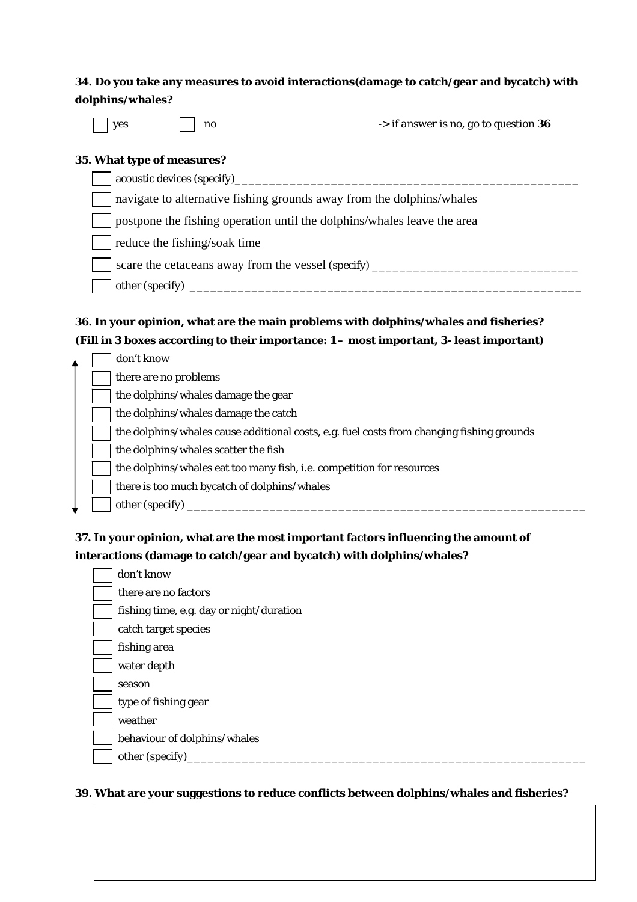**34. Do you take any measures to avoid interactions(damage to catch/gear and bycatch) with dolphins/whales?**

☐ yes ☐ no -> *if answer is no, go to question* ***36***

**35. What type of measures?**

- ☐ acoustic devices (specify)_______________________________________________
- ☐ navigate to alternative fishing grounds away from the dolphins/whales
- ☐ postpone the fishing operation until the dolphins/whales leave the area
- ☐ reduce the fishing/soak time
- ☐ scare the cetaceans away from the vessel (specify) ____________________________
- ☐ other (specify) ________________________________________________________

**36. In your opinion, what are the main problems with dolphins/whales and fisheries? (Fill in 3 boxes according to their importance: 1 – most important, 3- least important)**

- ☐ don't know
- ☐ there are no problems
- ☐ the dolphins/whales damage the gear
- ☐ the dolphins/whales damage the catch
- ☐ the dolphins/whales cause additional costs, e.g. fuel costs from changing fishing grounds
- ☐ the dolphins/whales scatter the fish
- ☐ the dolphins/whales eat too many fish, i.e. competition for resources
- ☐ there is too much bycatch of dolphins/whales
- ☐ other (specify) ________________________________________________________

**37. In your opinion, what are the most important factors influencing the amount of interactions (damage to catch/gear and bycatch) with dolphins/whales?**

- ☐ don't know
- ☐ there are no factors
- ☐ fishing time, e.g. day or night/duration
- ☐ catch target species
- ☐ fishing area
- ☐ water depth
- ☐ season
- ☐ type of fishing gear
- ☐ weather
- ☐ behaviour of dolphins/whales
- ☐ other (specify)_________________________________________________________

**39. What are your suggestions to reduce conflicts between dolphins/whales and fisheries?**

| |
|---|
| |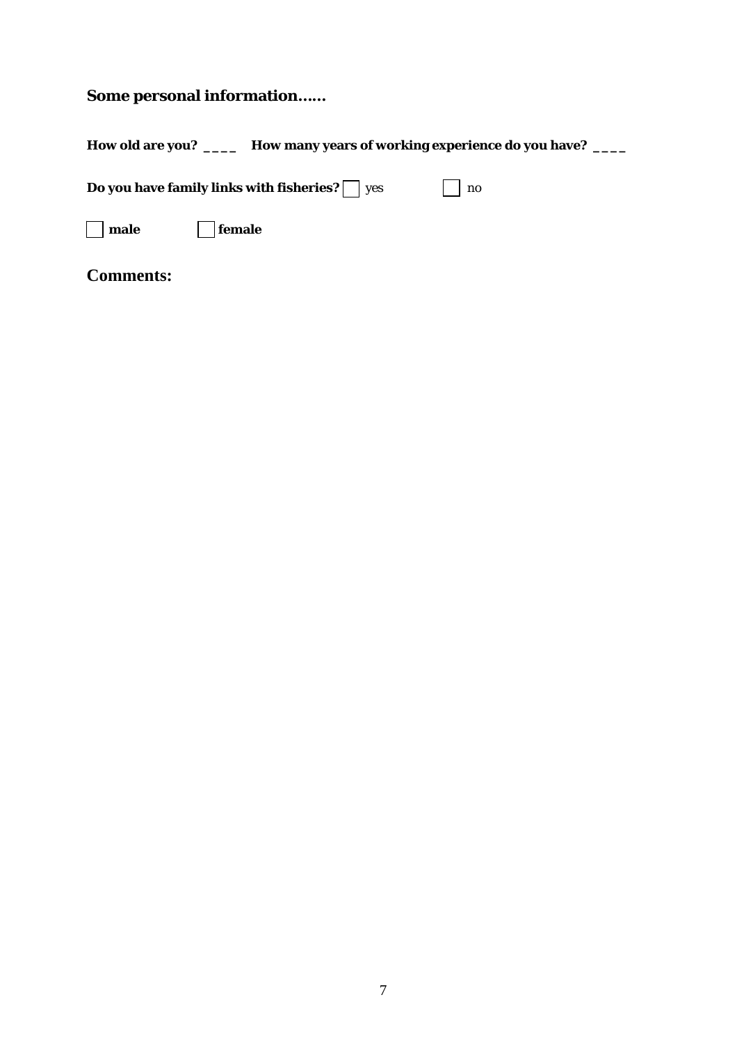## Some personal information……

**How old are you? ____ How many years of working experience do you have? ____**

**Do you have family links with fisheries?** ☐ yes ☐ no

☐ **male** ☐ **female**

## Comments: